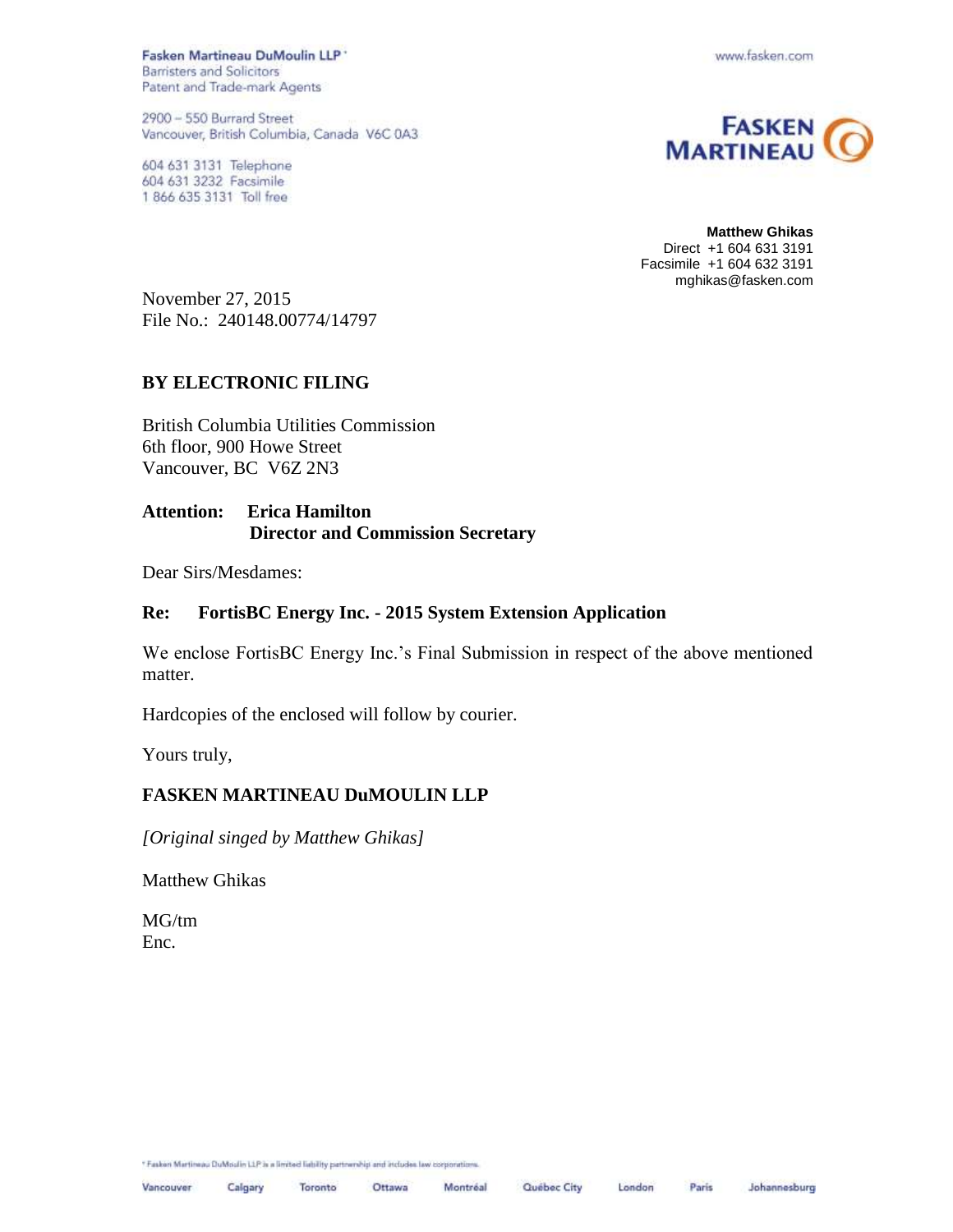Fasken Martineau DuMoulin LLP *
Barristers and Solicitors
Patent and Trade-mark Agents

2900 – 550 Burrard Street
Vancouver, British Columbia, Canada V6C 0A3

604 631 3131 Telephone
604 631 3232 Facsimile
1 866 635 3131 Toll free

www.fasken.com

FASKEN MARTINEAU

**Matthew Ghikas**
Direct +1 604 631 3191
Facsimile +1 604 632 3191
mghikas@fasken.com

November 27, 2015
File No.: 240148.00774/14797

**BY ELECTRONIC FILING**

British Columbia Utilities Commission
6th floor, 900 Howe Street
Vancouver, BC V6Z 2N3

**Attention: Erica Hamilton**
**Director and Commission Secretary**

Dear Sirs/Mesdames:

**Re: FortisBC Energy Inc. - 2015 System Extension Application**

We enclose FortisBC Energy Inc.'s Final Submission in respect of the above mentioned matter.

Hardcopies of the enclosed will follow by courier.

Yours truly,

**FASKEN MARTINEAU DuMOULIN LLP**

*[Original singed by Matthew Ghikas]*

Matthew Ghikas

MG/tm
Enc.

* Fasken Martineau DuMoulin LLP is a limited liability partnership and includes law corporations.

Vancouver Calgary Toronto Ottawa Montréal Québec City London Paris Johannesburg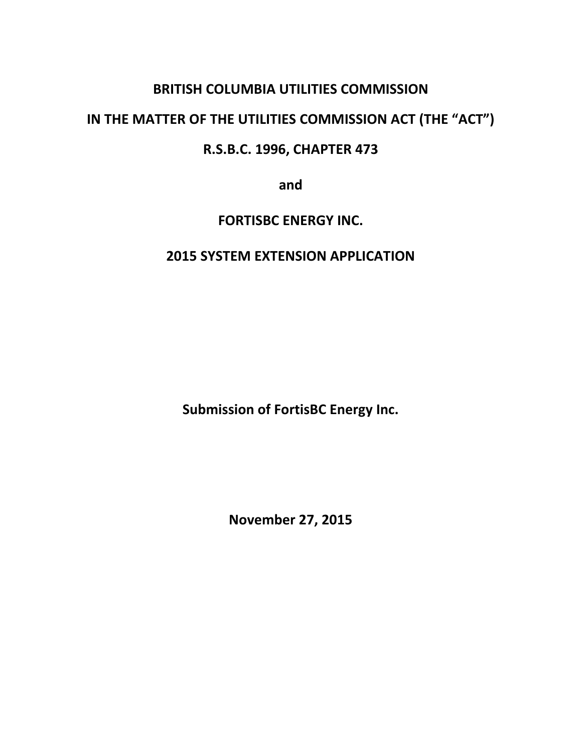**BRITISH COLUMBIA UTILITIES COMMISSION**

**IN THE MATTER OF THE UTILITIES COMMISSION ACT (THE "ACT")**

**R.S.B.C. 1996, CHAPTER 473**

**and**

**FORTISBC ENERGY INC.**

**2015 SYSTEM EXTENSION APPLICATION**

**Submission of FortisBC Energy Inc.**

**November 27, 2015**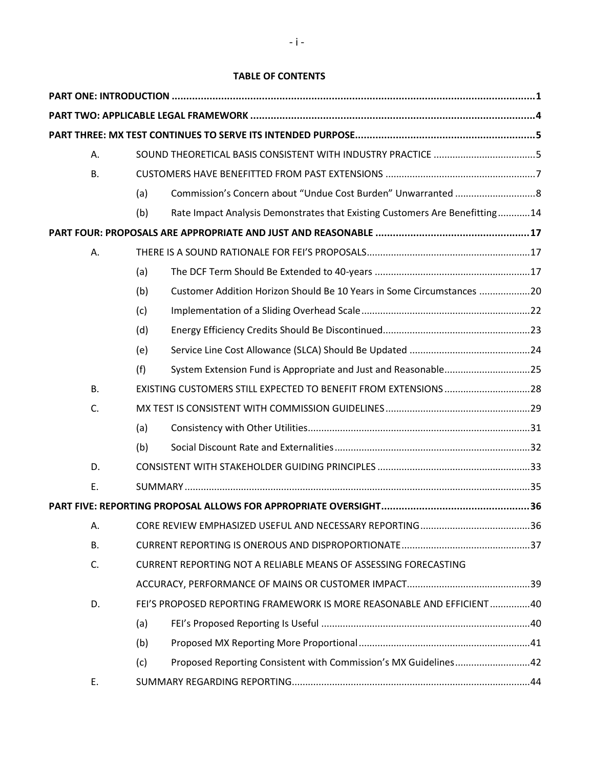**TABLE OF CONTENTS**

| | | | |
|---|---|---|---|
| **PART ONE: INTRODUCTION** | | | **1** |
| **PART TWO: APPLICABLE LEGAL FRAMEWORK** | | | **4** |
| **PART THREE: MX TEST CONTINUES TO SERVE ITS INTENDED PURPOSE** | | | **5** |
| A. | SOUND THEORETICAL BASIS CONSISTENT WITH INDUSTRY PRACTICE | | 5 |
| B. | CUSTOMERS HAVE BENEFITTED FROM PAST EXTENSIONS | | 7 |
| | (a) | Commission's Concern about "Undue Cost Burden" Unwarranted | 8 |
| | (b) | Rate Impact Analysis Demonstrates that Existing Customers Are Benefitting | 14 |
| **PART FOUR: PROPOSALS ARE APPROPRIATE AND JUST AND REASONABLE** | | | **17** |
| A. | THERE IS A SOUND RATIONALE FOR FEI'S PROPOSALS | | 17 |
| | (a) | The DCF Term Should Be Extended to 40-years | 17 |
| | (b) | Customer Addition Horizon Should Be 10 Years in Some Circumstances | 20 |
| | (c) | Implementation of a Sliding Overhead Scale | 22 |
| | (d) | Energy Efficiency Credits Should Be Discontinued | 23 |
| | (e) | Service Line Cost Allowance (SLCA) Should Be Updated | 24 |
| | (f) | System Extension Fund is Appropriate and Just and Reasonable | 25 |
| B. | EXISTING CUSTOMERS STILL EXPECTED TO BENEFIT FROM EXTENSIONS | | 28 |
| C. | MX TEST IS CONSISTENT WITH COMMISSION GUIDELINES | | 29 |
| | (a) | Consistency with Other Utilities | 31 |
| | (b) | Social Discount Rate and Externalities | 32 |
| D. | CONSISTENT WITH STAKEHOLDER GUIDING PRINCIPLES | | 33 |
| E. | SUMMARY | | 35 |
| **PART FIVE: REPORTING PROPOSAL ALLOWS FOR APPROPRIATE OVERSIGHT** | | | **36** |
| A. | CORE REVIEW EMPHASIZED USEFUL AND NECESSARY REPORTING | | 36 |
| B. | CURRENT REPORTING IS ONEROUS AND DISPROPORTIONATE | | 37 |
| C. | CURRENT REPORTING NOT A RELIABLE MEANS OF ASSESSING FORECASTING ACCURACY, PERFORMANCE OF MAINS OR CUSTOMER IMPACT | | 39 |
| D. | FEI'S PROPOSED REPORTING FRAMEWORK IS MORE REASONABLE AND EFFICIENT | | 40 |
| | (a) | FEI's Proposed Reporting Is Useful | 40 |
| | (b) | Proposed MX Reporting More Proportional | 41 |
| | (c) | Proposed Reporting Consistent with Commission's MX Guidelines | 42 |
| E. | SUMMARY REGARDING REPORTING | | 44 |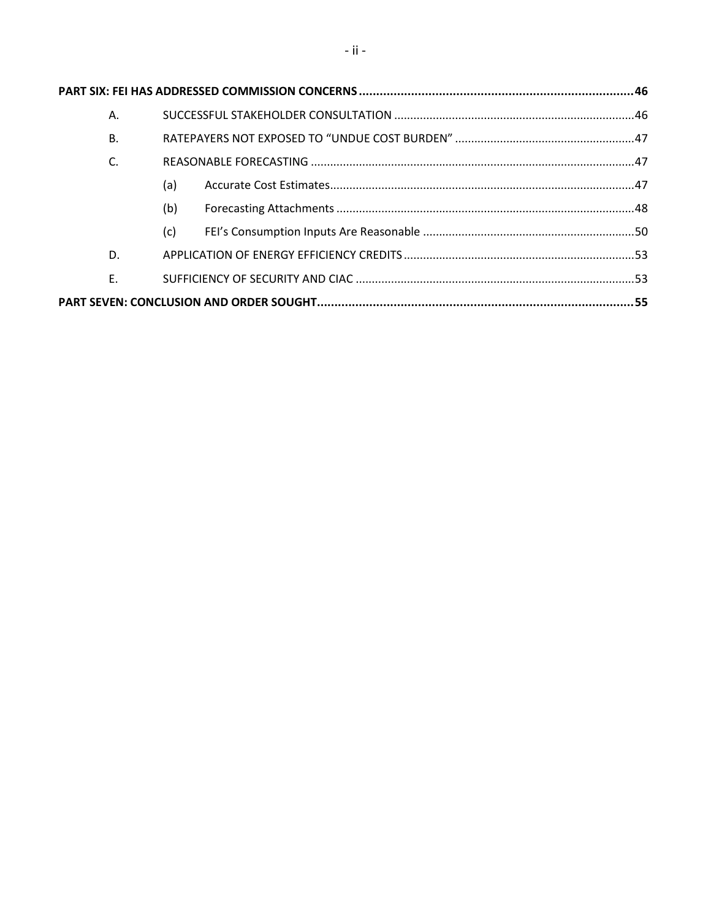**PART SIX: FEI HAS ADDRESSED COMMISSION CONCERNS** ..... 46

A. SUCCESSFUL STAKEHOLDER CONSULTATION ..... 46

B. RATEPAYERS NOT EXPOSED TO "UNDUE COST BURDEN" ..... 47

C. REASONABLE FORECASTING ..... 47

(a) Accurate Cost Estimates ..... 47

(b) Forecasting Attachments ..... 48

(c) FEI's Consumption Inputs Are Reasonable ..... 50

D. APPLICATION OF ENERGY EFFICIENCY CREDITS ..... 53

E. SUFFICIENCY OF SECURITY AND CIAC ..... 53

**PART SEVEN: CONCLUSION AND ORDER SOUGHT** ..... 55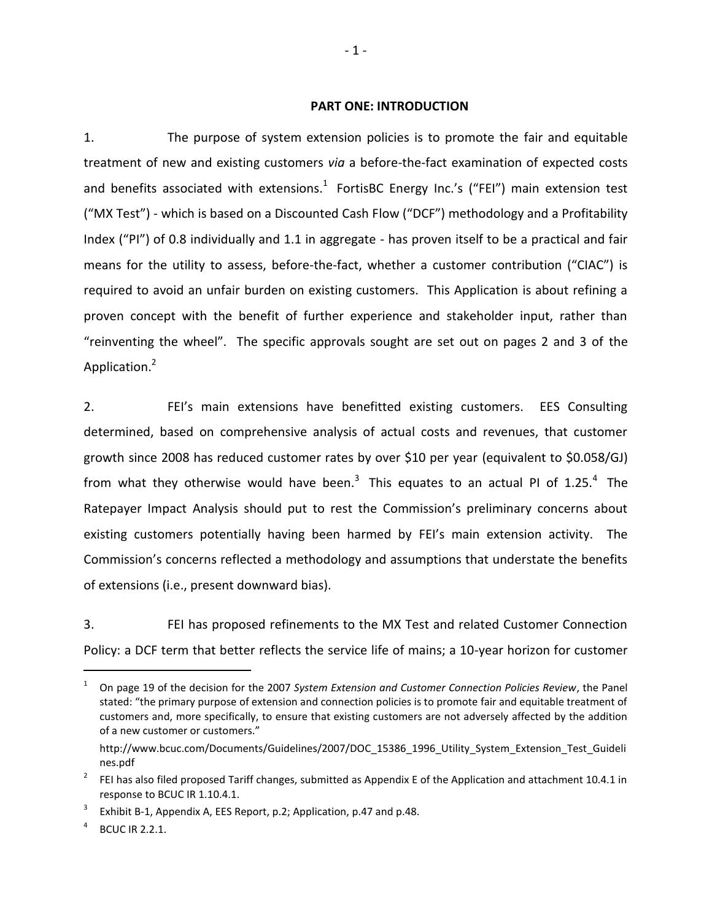## PART ONE: INTRODUCTION

1. The purpose of system extension policies is to promote the fair and equitable treatment of new and existing customers *via* a before-the-fact examination of expected costs and benefits associated with extensions.[1] FortisBC Energy Inc.'s ("FEI") main extension test ("MX Test") - which is based on a Discounted Cash Flow ("DCF") methodology and a Profitability Index ("PI") of 0.8 individually and 1.1 in aggregate - has proven itself to be a practical and fair means for the utility to assess, before-the-fact, whether a customer contribution ("CIAC") is required to avoid an unfair burden on existing customers. This Application is about refining a proven concept with the benefit of further experience and stakeholder input, rather than "reinventing the wheel". The specific approvals sought are set out on pages 2 and 3 of the Application.[2]

2. FEI's main extensions have benefitted existing customers. EES Consulting determined, based on comprehensive analysis of actual costs and revenues, that customer growth since 2008 has reduced customer rates by over $10 per year (equivalent to $0.058/GJ) from what they otherwise would have been.[3] This equates to an actual PI of 1.25.[4] The Ratepayer Impact Analysis should put to rest the Commission's preliminary concerns about existing customers potentially having been harmed by FEI's main extension activity. The Commission's concerns reflected a methodology and assumptions that understate the benefits of extensions (i.e., present downward bias).

3. FEI has proposed refinements to the MX Test and related Customer Connection Policy: a DCF term that better reflects the service life of mains; a 10-year horizon for customer

---

[1] On page 19 of the decision for the 2007 *System Extension and Customer Connection Policies Review*, the Panel stated: "the primary purpose of extension and connection policies is to promote fair and equitable treatment of customers and, more specifically, to ensure that existing customers are not adversely affected by the addition of a new customer or customers."

http://www.bcuc.com/Documents/Guidelines/2007/DOC_15386_1996_Utility_System_Extension_Test_Guidelines.pdf

[2] FEI has also filed proposed Tariff changes, submitted as Appendix E of the Application and attachment 10.4.1 in response to BCUC IR 1.10.4.1.

[3] Exhibit B-1, Appendix A, EES Report, p.2; Application, p.47 and p.48.

[4] BCUC IR 2.2.1.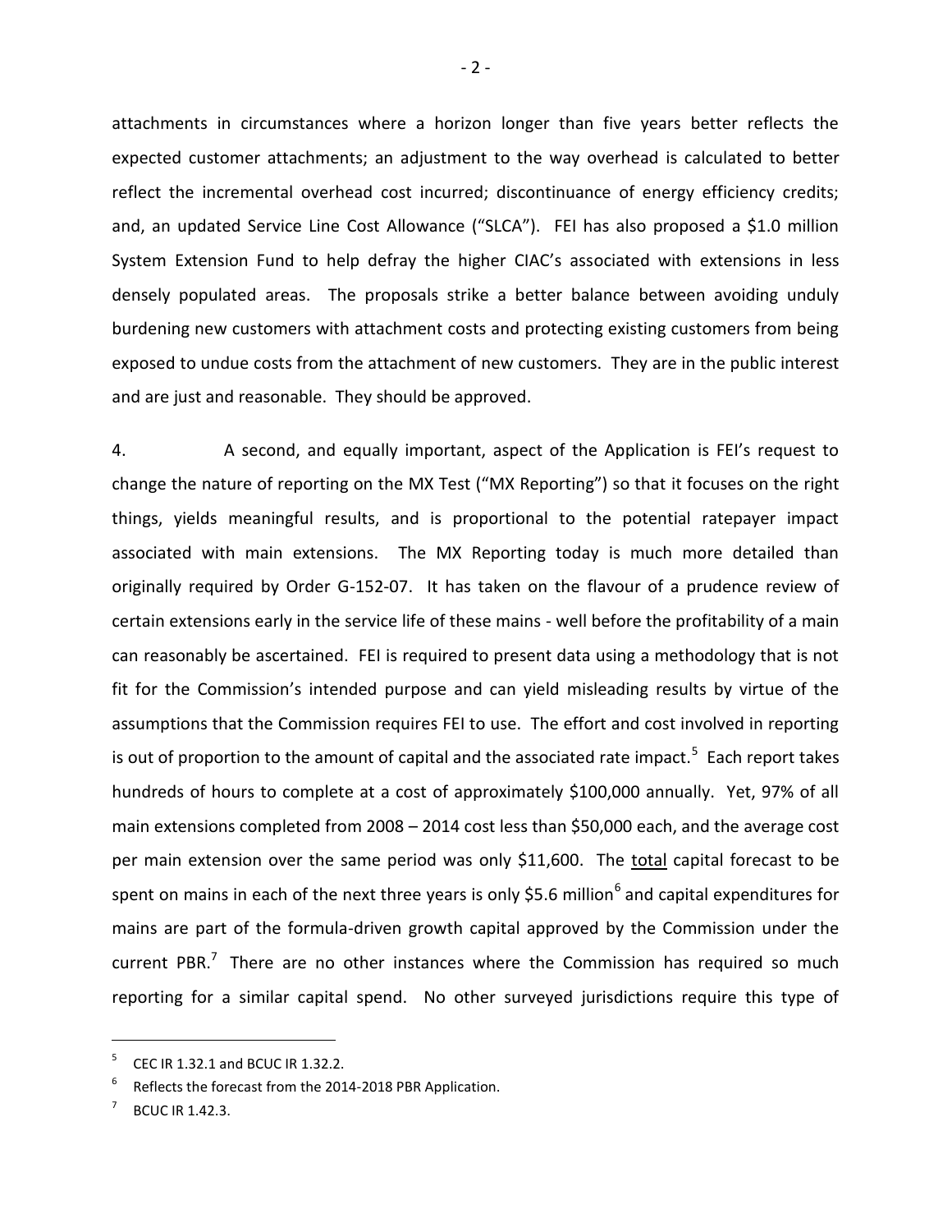attachments in circumstances where a horizon longer than five years better reflects the expected customer attachments; an adjustment to the way overhead is calculated to better reflect the incremental overhead cost incurred; discontinuance of energy efficiency credits; and, an updated Service Line Cost Allowance ("SLCA"). FEI has also proposed a $1.0 million System Extension Fund to help defray the higher CIAC's associated with extensions in less densely populated areas. The proposals strike a better balance between avoiding unduly burdening new customers with attachment costs and protecting existing customers from being exposed to undue costs from the attachment of new customers. They are in the public interest and are just and reasonable. They should be approved.

4. A second, and equally important, aspect of the Application is FEI's request to change the nature of reporting on the MX Test ("MX Reporting") so that it focuses on the right things, yields meaningful results, and is proportional to the potential ratepayer impact associated with main extensions. The MX Reporting today is much more detailed than originally required by Order G-152-07. It has taken on the flavour of a prudence review of certain extensions early in the service life of these mains - well before the profitability of a main can reasonably be ascertained. FEI is required to present data using a methodology that is not fit for the Commission's intended purpose and can yield misleading results by virtue of the assumptions that the Commission requires FEI to use. The effort and cost involved in reporting is out of proportion to the amount of capital and the associated rate impact.[5] Each report takes hundreds of hours to complete at a cost of approximately $100,000 annually. Yet, 97% of all main extensions completed from 2008 – 2014 cost less than $50,000 each, and the average cost per main extension over the same period was only $11,600. The total capital forecast to be spent on mains in each of the next three years is only $5.6 million[6] and capital expenditures for mains are part of the formula-driven growth capital approved by the Commission under the current PBR.[7] There are no other instances where the Commission has required so much reporting for a similar capital spend. No other surveyed jurisdictions require this type of

---

[5] CEC IR 1.32.1 and BCUC IR 1.32.2.

[6] Reflects the forecast from the 2014-2018 PBR Application.

[7] BCUC IR 1.42.3.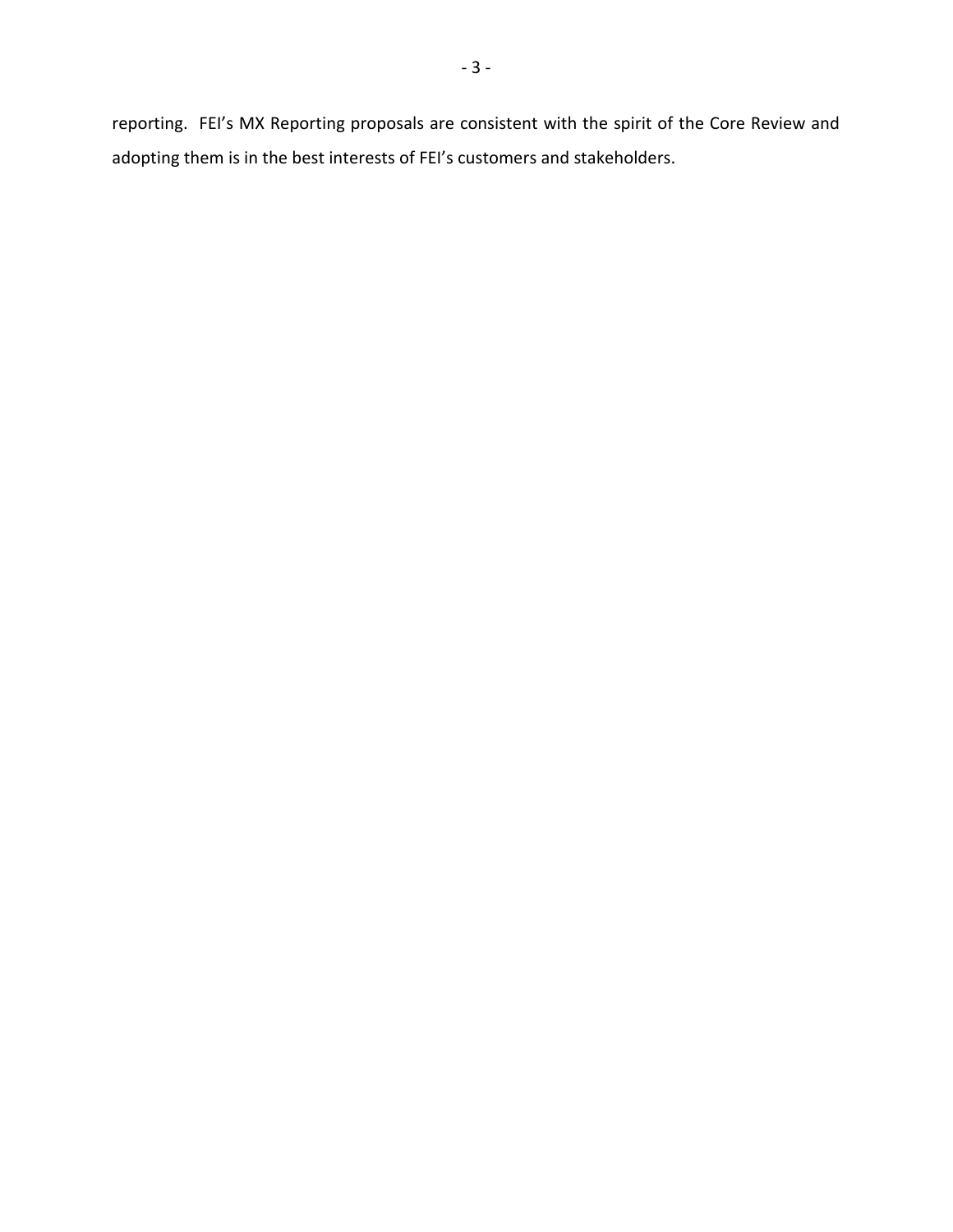reporting. FEI's MX Reporting proposals are consistent with the spirit of the Core Review and adopting them is in the best interests of FEI's customers and stakeholders.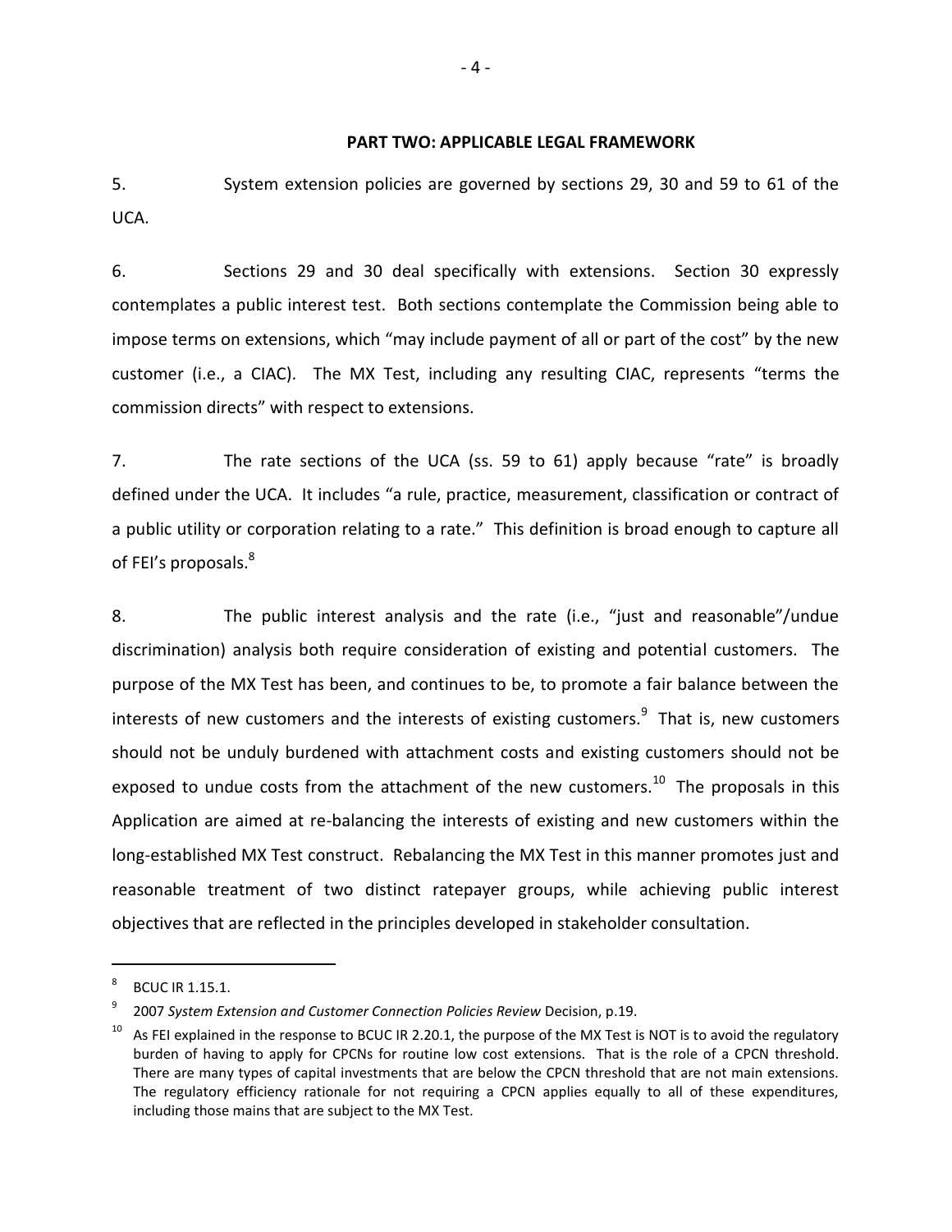## PART TWO: APPLICABLE LEGAL FRAMEWORK

5. System extension policies are governed by sections 29, 30 and 59 to 61 of the UCA.

6. Sections 29 and 30 deal specifically with extensions. Section 30 expressly contemplates a public interest test. Both sections contemplate the Commission being able to impose terms on extensions, which "may include payment of all or part of the cost" by the new customer (i.e., a CIAC). The MX Test, including any resulting CIAC, represents "terms the commission directs" with respect to extensions.

7. The rate sections of the UCA (ss. 59 to 61) apply because "rate" is broadly defined under the UCA. It includes "a rule, practice, measurement, classification or contract of a public utility or corporation relating to a rate." This definition is broad enough to capture all of FEI's proposals.[8]

8. The public interest analysis and the rate (i.e., "just and reasonable"/undue discrimination) analysis both require consideration of existing and potential customers. The purpose of the MX Test has been, and continues to be, to promote a fair balance between the interests of new customers and the interests of existing customers.[9] That is, new customers should not be unduly burdened with attachment costs and existing customers should not be exposed to undue costs from the attachment of the new customers.[10] The proposals in this Application are aimed at re-balancing the interests of existing and new customers within the long-established MX Test construct. Rebalancing the MX Test in this manner promotes just and reasonable treatment of two distinct ratepayer groups, while achieving public interest objectives that are reflected in the principles developed in stakeholder consultation.

---

[8] BCUC IR 1.15.1.

[9] 2007 *System Extension and Customer Connection Policies Review* Decision, p.19.

[10] As FEI explained in the response to BCUC IR 2.20.1, the purpose of the MX Test is NOT is to avoid the regulatory burden of having to apply for CPCNs for routine low cost extensions. That is the role of a CPCN threshold. There are many types of capital investments that are below the CPCN threshold that are not main extensions. The regulatory efficiency rationale for not requiring a CPCN applies equally to all of these expenditures, including those mains that are subject to the MX Test.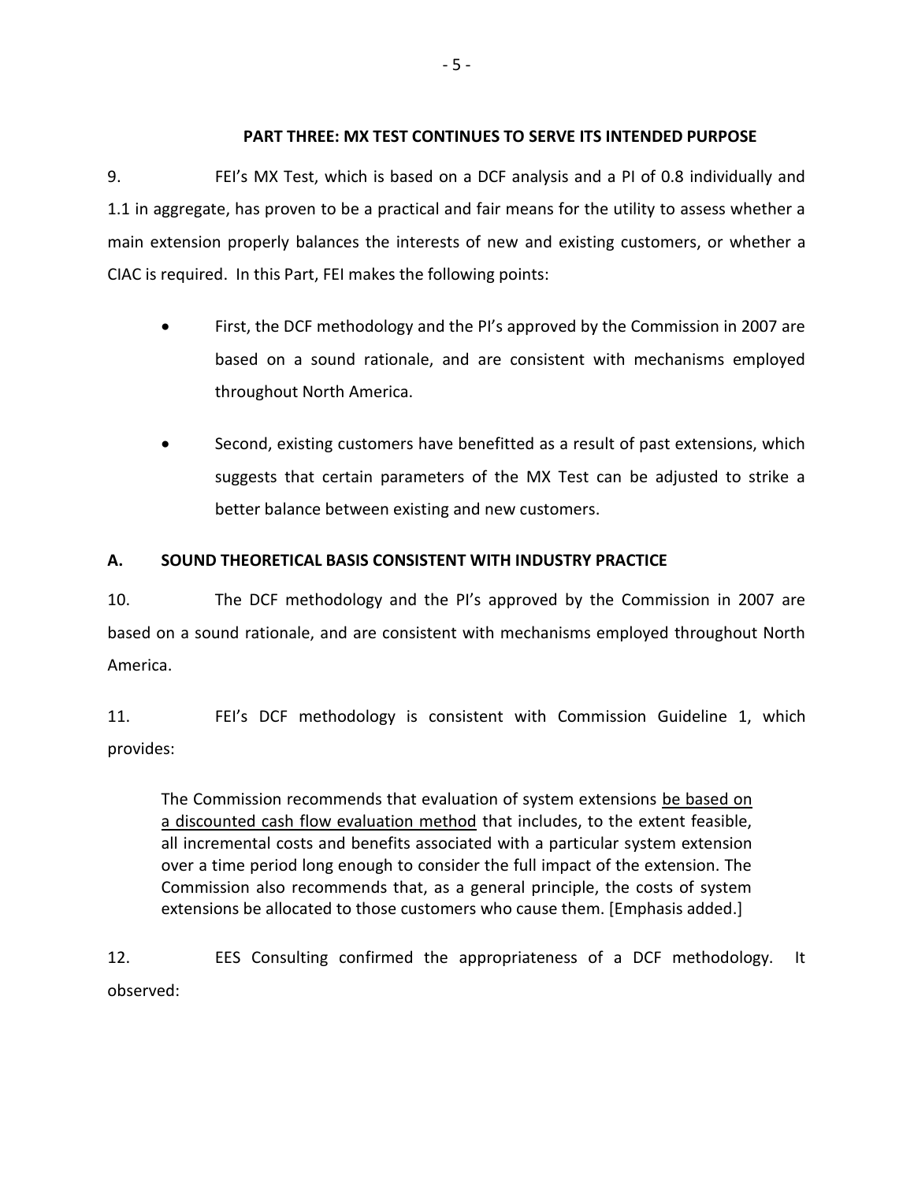## PART THREE: MX TEST CONTINUES TO SERVE ITS INTENDED PURPOSE

9. FEI's MX Test, which is based on a DCF analysis and a PI of 0.8 individually and 1.1 in aggregate, has proven to be a practical and fair means for the utility to assess whether a main extension properly balances the interests of new and existing customers, or whether a CIAC is required. In this Part, FEI makes the following points:

- First, the DCF methodology and the PI's approved by the Commission in 2007 are based on a sound rationale, and are consistent with mechanisms employed throughout North America.
- Second, existing customers have benefitted as a result of past extensions, which suggests that certain parameters of the MX Test can be adjusted to strike a better balance between existing and new customers.

### A. SOUND THEORETICAL BASIS CONSISTENT WITH INDUSTRY PRACTICE

10. The DCF methodology and the PI's approved by the Commission in 2007 are based on a sound rationale, and are consistent with mechanisms employed throughout North America.

11. FEI's DCF methodology is consistent with Commission Guideline 1, which provides:

> The Commission recommends that evaluation of system extensions <u>be based on a discounted cash flow evaluation method</u> that includes, to the extent feasible, all incremental costs and benefits associated with a particular system extension over a time period long enough to consider the full impact of the extension. The Commission also recommends that, as a general principle, the costs of system extensions be allocated to those customers who cause them. [Emphasis added.]

12. EES Consulting confirmed the appropriateness of a DCF methodology. It observed: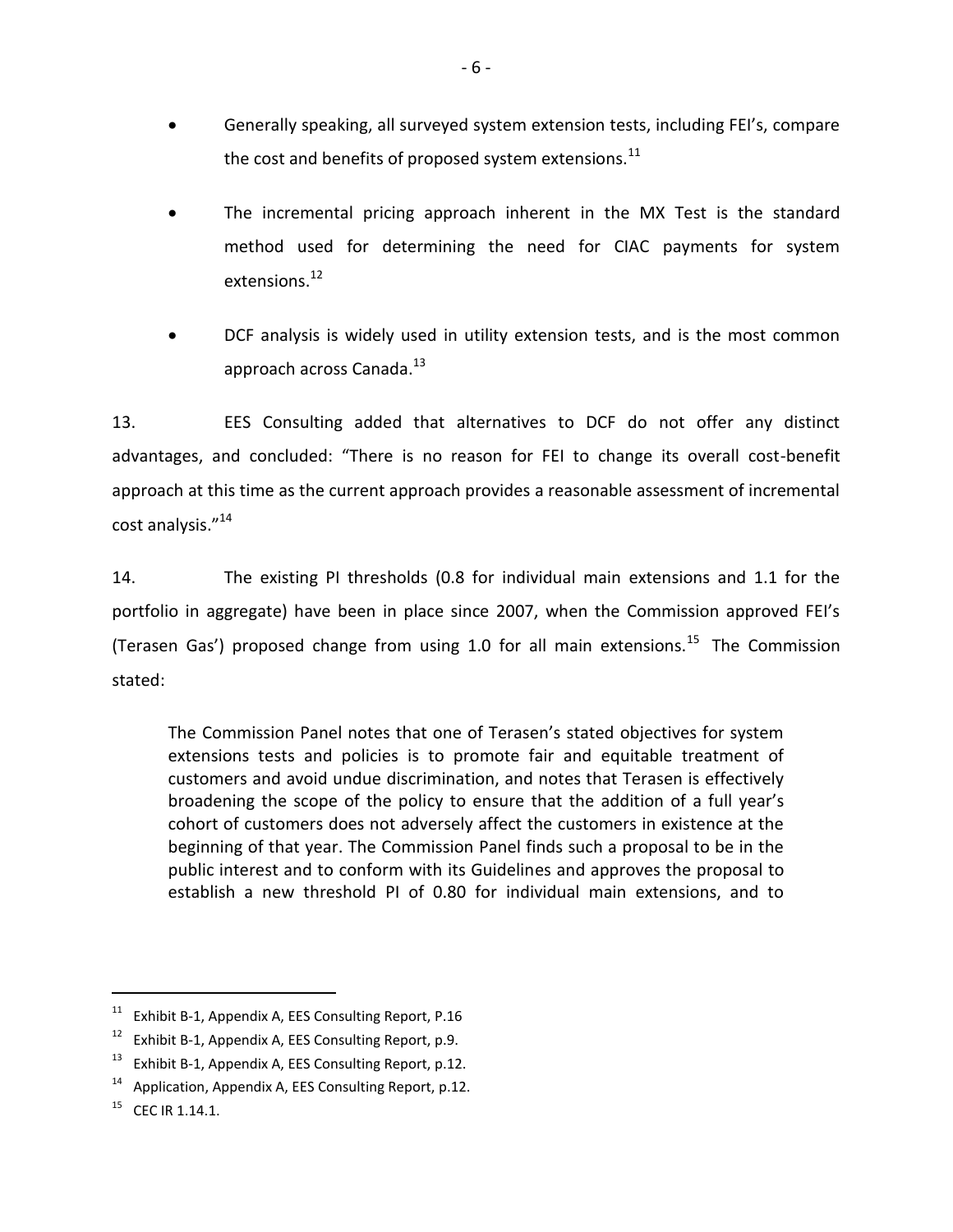- Generally speaking, all surveyed system extension tests, including FEI's, compare the cost and benefits of proposed system extensions.[11]

- The incremental pricing approach inherent in the MX Test is the standard method used for determining the need for CIAC payments for system extensions.[12]

- DCF analysis is widely used in utility extension tests, and is the most common approach across Canada.[13]

13. EES Consulting added that alternatives to DCF do not offer any distinct advantages, and concluded: "There is no reason for FEI to change its overall cost-benefit approach at this time as the current approach provides a reasonable assessment of incremental cost analysis."[14]

14. The existing PI thresholds (0.8 for individual main extensions and 1.1 for the portfolio in aggregate) have been in place since 2007, when the Commission approved FEI's (Terasen Gas') proposed change from using 1.0 for all main extensions.[15] The Commission stated:

> The Commission Panel notes that one of Terasen's stated objectives for system extensions tests and policies is to promote fair and equitable treatment of customers and avoid undue discrimination, and notes that Terasen is effectively broadening the scope of the policy to ensure that the addition of a full year's cohort of customers does not adversely affect the customers in existence at the beginning of that year. The Commission Panel finds such a proposal to be in the public interest and to conform with its Guidelines and approves the proposal to establish a new threshold PI of 0.80 for individual main extensions, and to

---

[11] Exhibit B-1, Appendix A, EES Consulting Report, P.16

[12] Exhibit B-1, Appendix A, EES Consulting Report, p.9.

[13] Exhibit B-1, Appendix A, EES Consulting Report, p.12.

[14] Application, Appendix A, EES Consulting Report, p.12.

[15] CEC IR 1.14.1.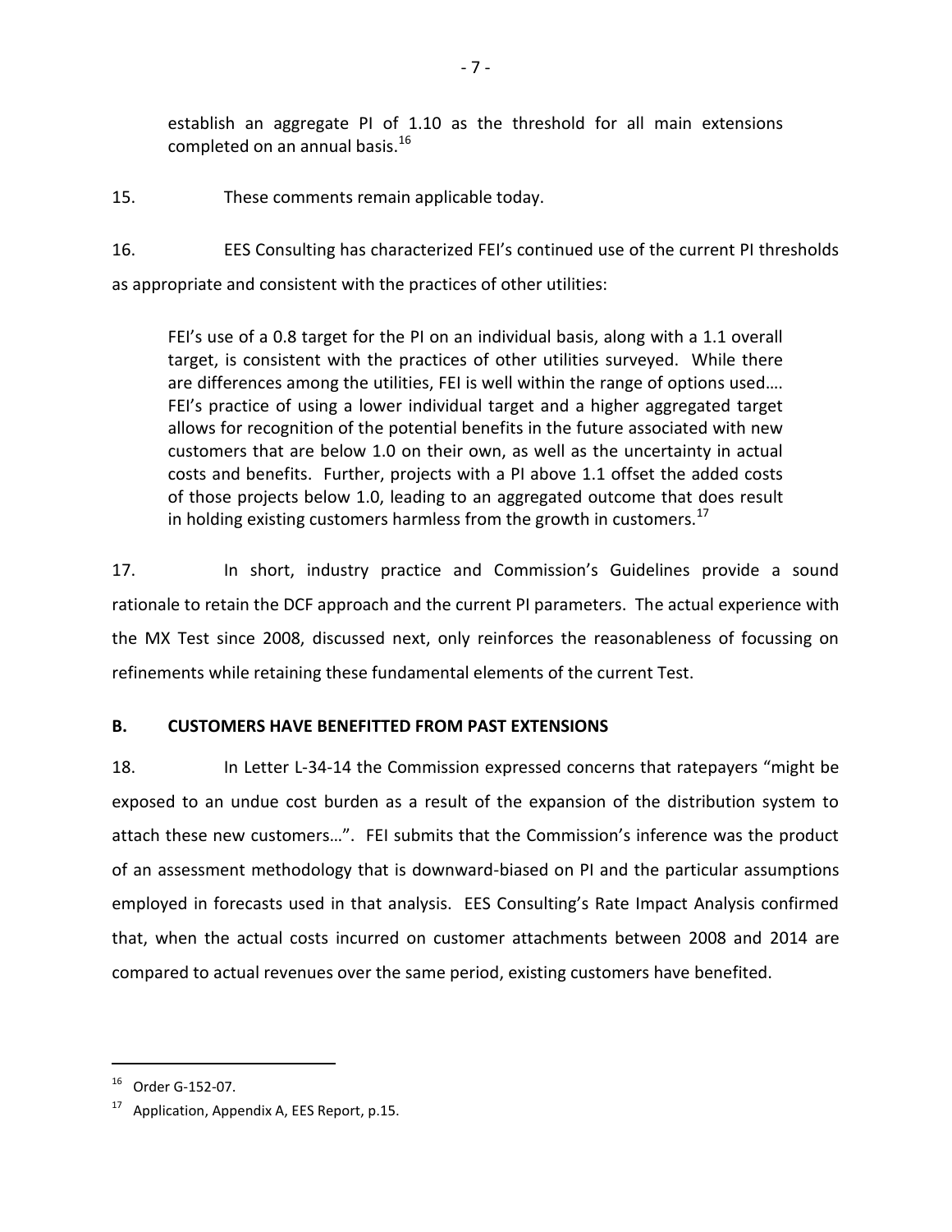establish an aggregate PI of 1.10 as the threshold for all main extensions completed on an annual basis.[16]

15. These comments remain applicable today.

16. EES Consulting has characterized FEI's continued use of the current PI thresholds as appropriate and consistent with the practices of other utilities:

> FEI's use of a 0.8 target for the PI on an individual basis, along with a 1.1 overall target, is consistent with the practices of other utilities surveyed. While there are differences among the utilities, FEI is well within the range of options used…. FEI's practice of using a lower individual target and a higher aggregated target allows for recognition of the potential benefits in the future associated with new customers that are below 1.0 on their own, as well as the uncertainty in actual costs and benefits. Further, projects with a PI above 1.1 offset the added costs of those projects below 1.0, leading to an aggregated outcome that does result in holding existing customers harmless from the growth in customers.[17]

17. In short, industry practice and Commission's Guidelines provide a sound rationale to retain the DCF approach and the current PI parameters. The actual experience with the MX Test since 2008, discussed next, only reinforces the reasonableness of focussing on refinements while retaining these fundamental elements of the current Test.

## B. CUSTOMERS HAVE BENEFITTED FROM PAST EXTENSIONS

18. In Letter L-34-14 the Commission expressed concerns that ratepayers "might be exposed to an undue cost burden as a result of the expansion of the distribution system to attach these new customers…". FEI submits that the Commission's inference was the product of an assessment methodology that is downward-biased on PI and the particular assumptions employed in forecasts used in that analysis. EES Consulting's Rate Impact Analysis confirmed that, when the actual costs incurred on customer attachments between 2008 and 2014 are compared to actual revenues over the same period, existing customers have benefited.

---

[16] Order G-152-07.

[17] Application, Appendix A, EES Report, p.15.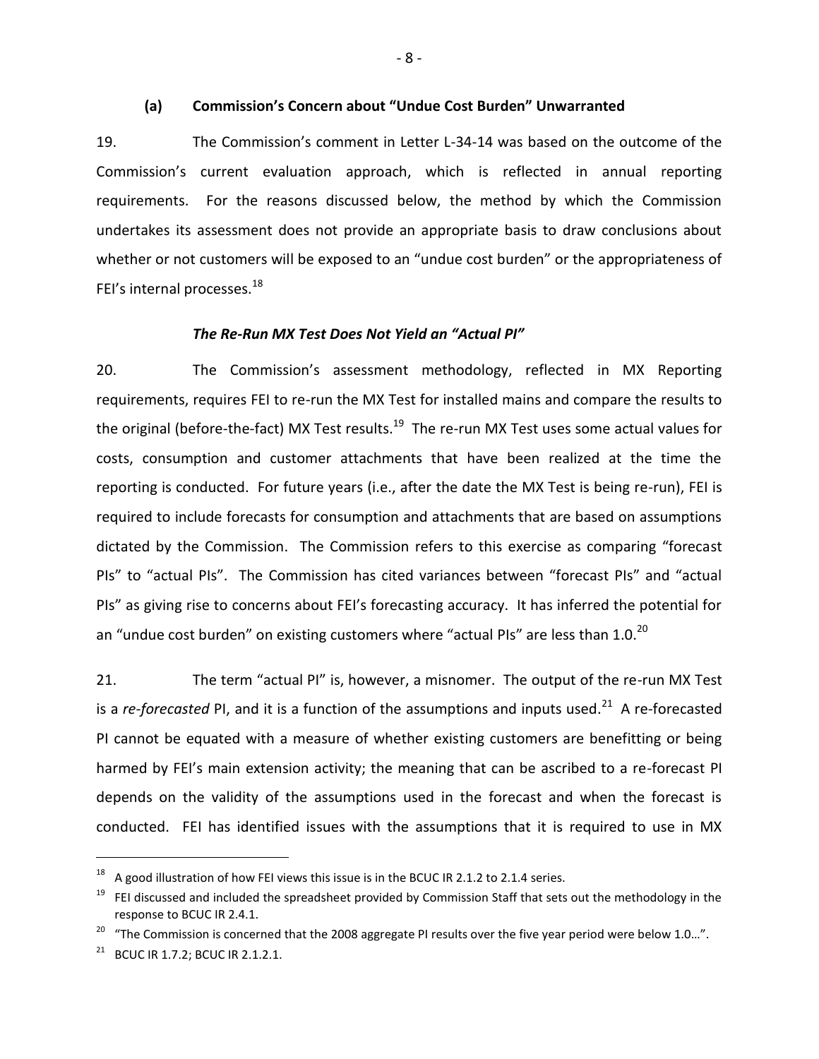### (a) Commission's Concern about "Undue Cost Burden" Unwarranted

19. The Commission's comment in Letter L-34-14 was based on the outcome of the Commission's current evaluation approach, which is reflected in annual reporting requirements. For the reasons discussed below, the method by which the Commission undertakes its assessment does not provide an appropriate basis to draw conclusions about whether or not customers will be exposed to an "undue cost burden" or the appropriateness of FEI's internal processes.[18]

#### *The Re-Run MX Test Does Not Yield an "Actual PI"*

20. The Commission's assessment methodology, reflected in MX Reporting requirements, requires FEI to re-run the MX Test for installed mains and compare the results to the original (before-the-fact) MX Test results.[19] The re-run MX Test uses some actual values for costs, consumption and customer attachments that have been realized at the time the reporting is conducted. For future years (i.e., after the date the MX Test is being re-run), FEI is required to include forecasts for consumption and attachments that are based on assumptions dictated by the Commission. The Commission refers to this exercise as comparing "forecast PIs" to "actual PIs". The Commission has cited variances between "forecast PIs" and "actual PIs" as giving rise to concerns about FEI's forecasting accuracy. It has inferred the potential for an "undue cost burden" on existing customers where "actual PIs" are less than 1.0.[20]

21. The term "actual PI" is, however, a misnomer. The output of the re-run MX Test is a *re-forecasted* PI, and it is a function of the assumptions and inputs used.[21] A re-forecasted PI cannot be equated with a measure of whether existing customers are benefitting or being harmed by FEI's main extension activity; the meaning that can be ascribed to a re-forecast PI depends on the validity of the assumptions used in the forecast and when the forecast is conducted. FEI has identified issues with the assumptions that it is required to use in MX

---

[18] A good illustration of how FEI views this issue is in the BCUC IR 2.1.2 to 2.1.4 series.

[19] FEI discussed and included the spreadsheet provided by Commission Staff that sets out the methodology in the response to BCUC IR 2.4.1.

[20] "The Commission is concerned that the 2008 aggregate PI results over the five year period were below 1.0…".

[21] BCUC IR 1.7.2; BCUC IR 2.1.2.1.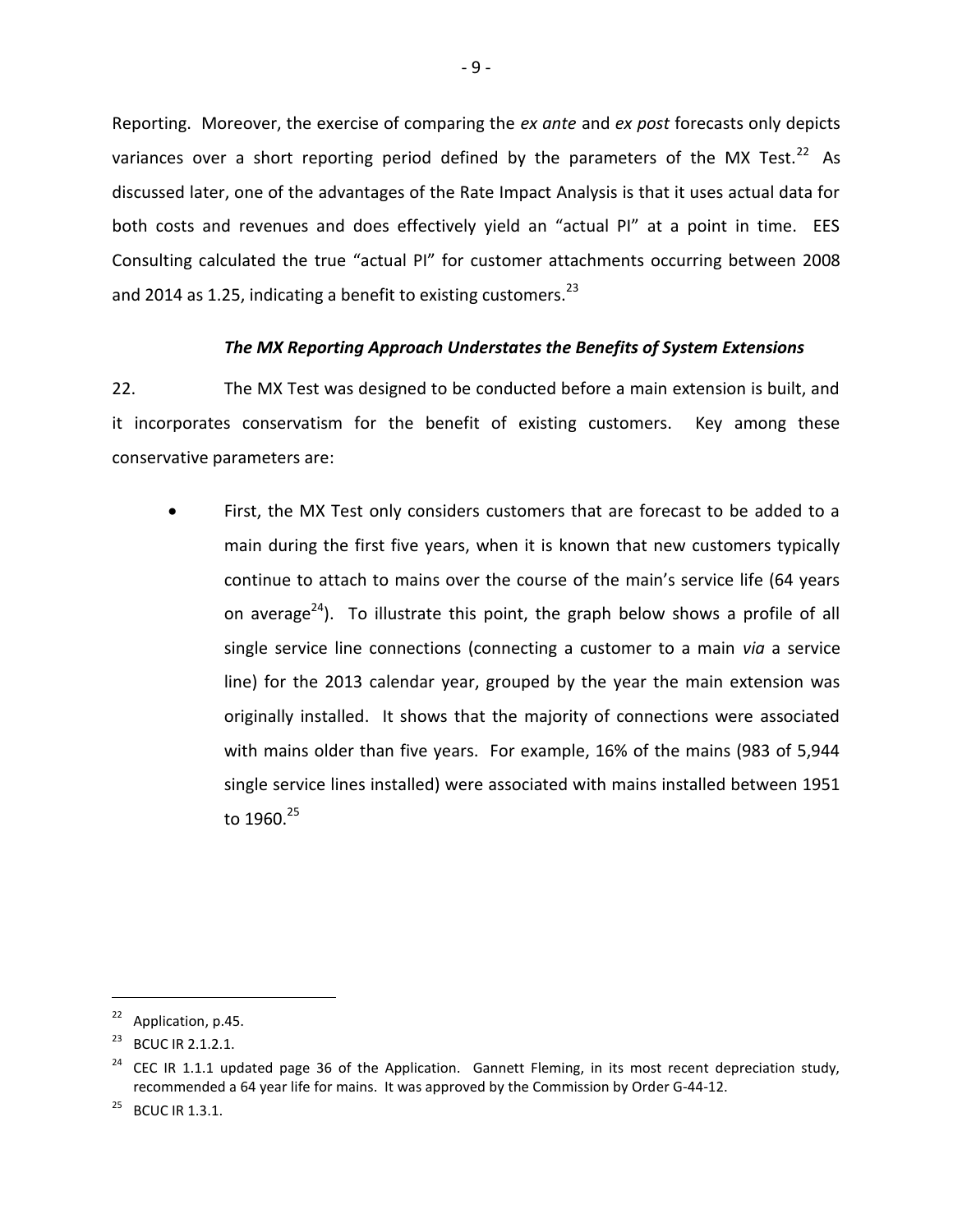Reporting. Moreover, the exercise of comparing the *ex ante* and *ex post* forecasts only depicts variances over a short reporting period defined by the parameters of the MX Test.[22] As discussed later, one of the advantages of the Rate Impact Analysis is that it uses actual data for both costs and revenues and does effectively yield an "actual PI" at a point in time. EES Consulting calculated the true "actual PI" for customer attachments occurring between 2008 and 2014 as 1.25, indicating a benefit to existing customers.[23]

***The MX Reporting Approach Understates the Benefits of System Extensions***

22. The MX Test was designed to be conducted before a main extension is built, and it incorporates conservatism for the benefit of existing customers. Key among these conservative parameters are:

- First, the MX Test only considers customers that are forecast to be added to a main during the first five years, when it is known that new customers typically continue to attach to mains over the course of the main's service life (64 years on average[24]). To illustrate this point, the graph below shows a profile of all single service line connections (connecting a customer to a main *via* a service line) for the 2013 calendar year, grouped by the year the main extension was originally installed. It shows that the majority of connections were associated with mains older than five years. For example, 16% of the mains (983 of 5,944 single service lines installed) were associated with mains installed between 1951 to 1960.[25]

---

[22] Application, p.45.

[23] BCUC IR 2.1.2.1.

[24] CEC IR 1.1.1 updated page 36 of the Application. Gannett Fleming, in its most recent depreciation study, recommended a 64 year life for mains. It was approved by the Commission by Order G-44-12.

[25] BCUC IR 1.3.1.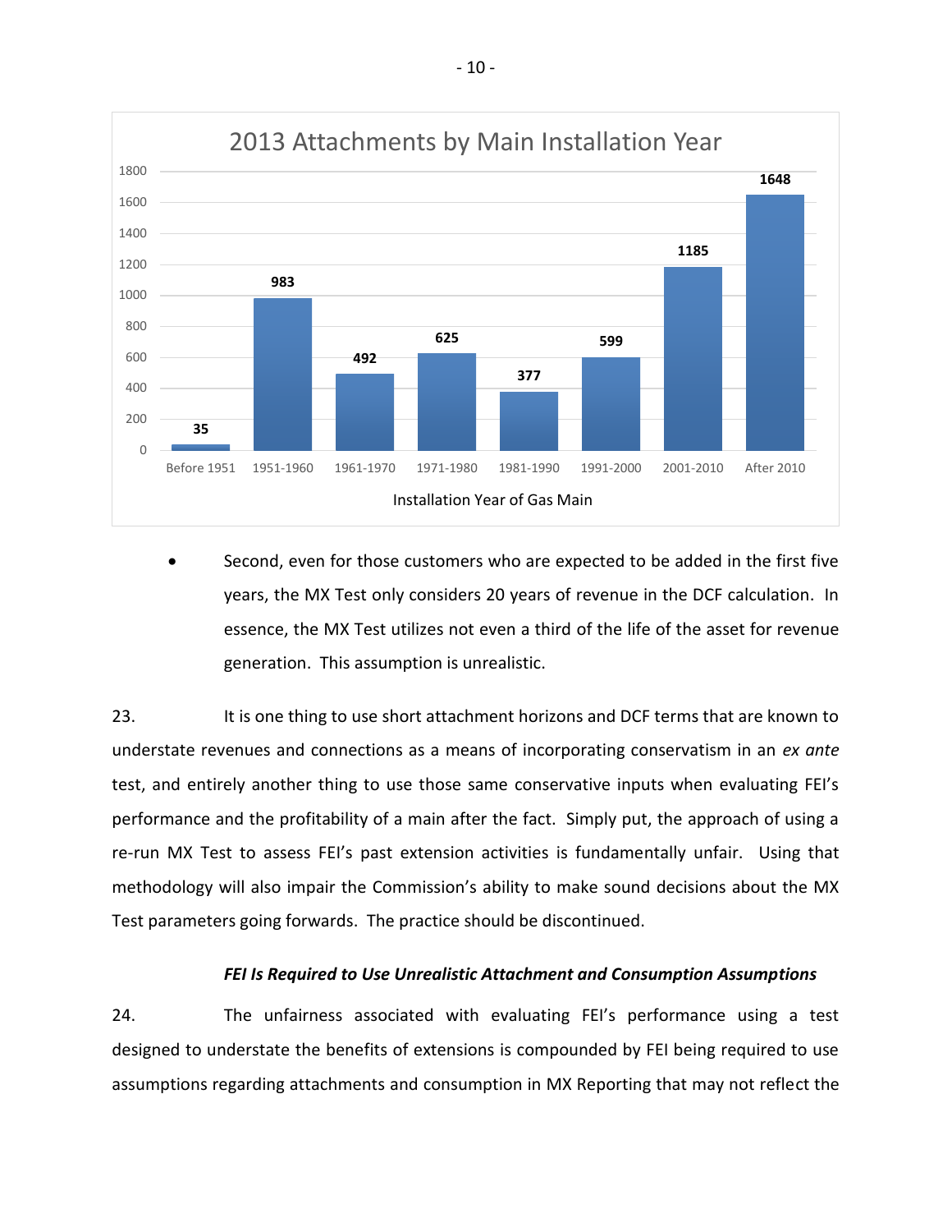**2013 Attachments by Main Installation Year**

| Installation Year of Gas Main | Attachments |
|---|---|
| Before 1951 | 35 |
| 1951-1960 | 983 |
| 1961-1970 | 492 |
| 1971-1980 | 625 |
| 1981-1990 | 377 |
| 1991-2000 | 599 |
| 2001-2010 | 1185 |
| After 2010 | 1648 |

- Second, even for those customers who are expected to be added in the first five years, the MX Test only considers 20 years of revenue in the DCF calculation. In essence, the MX Test utilizes not even a third of the life of the asset for revenue generation. This assumption is unrealistic.

23. It is one thing to use short attachment horizons and DCF terms that are known to understate revenues and connections as a means of incorporating conservatism in an *ex ante* test, and entirely another thing to use those same conservative inputs when evaluating FEI's performance and the profitability of a main after the fact. Simply put, the approach of using a re-run MX Test to assess FEI's past extension activities is fundamentally unfair. Using that methodology will also impair the Commission's ability to make sound decisions about the MX Test parameters going forwards. The practice should be discontinued.

***FEI Is Required to Use Unrealistic Attachment and Consumption Assumptions***

24. The unfairness associated with evaluating FEI's performance using a test designed to understate the benefits of extensions is compounded by FEI being required to use assumptions regarding attachments and consumption in MX Reporting that may not reflect the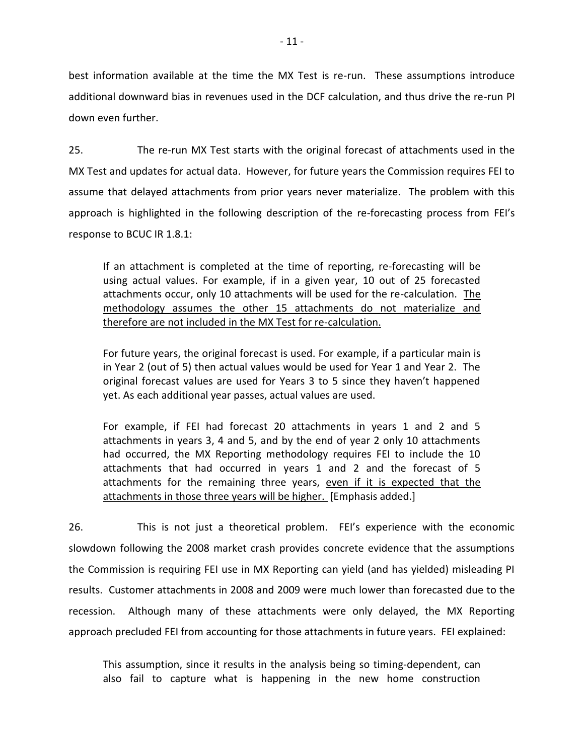best information available at the time the MX Test is re-run. These assumptions introduce additional downward bias in revenues used in the DCF calculation, and thus drive the re-run PI down even further.

25. The re-run MX Test starts with the original forecast of attachments used in the MX Test and updates for actual data. However, for future years the Commission requires FEI to assume that delayed attachments from prior years never materialize. The problem with this approach is highlighted in the following description of the re-forecasting process from FEI's response to BCUC IR 1.8.1:

> If an attachment is completed at the time of reporting, re-forecasting will be using actual values. For example, if in a given year, 10 out of 25 forecasted attachments occur, only 10 attachments will be used for the re-calculation. <u>The methodology assumes the other 15 attachments do not materialize and therefore are not included in the MX Test for re-calculation.</u>
>
> For future years, the original forecast is used. For example, if a particular main is in Year 2 (out of 5) then actual values would be used for Year 1 and Year 2. The original forecast values are used for Years 3 to 5 since they haven't happened yet. As each additional year passes, actual values are used.
>
> For example, if FEI had forecast 20 attachments in years 1 and 2 and 5 attachments in years 3, 4 and 5, and by the end of year 2 only 10 attachments had occurred, the MX Reporting methodology requires FEI to include the 10 attachments that had occurred in years 1 and 2 and the forecast of 5 attachments for the remaining three years, <u>even if it is expected that the attachments in those three years will be higher.</u> [Emphasis added.]

26. This is not just a theoretical problem. FEI's experience with the economic slowdown following the 2008 market crash provides concrete evidence that the assumptions the Commission is requiring FEI use in MX Reporting can yield (and has yielded) misleading PI results. Customer attachments in 2008 and 2009 were much lower than forecasted due to the recession. Although many of these attachments were only delayed, the MX Reporting approach precluded FEI from accounting for those attachments in future years. FEI explained:

> This assumption, since it results in the analysis being so timing-dependent, can also fail to capture what is happening in the new home construction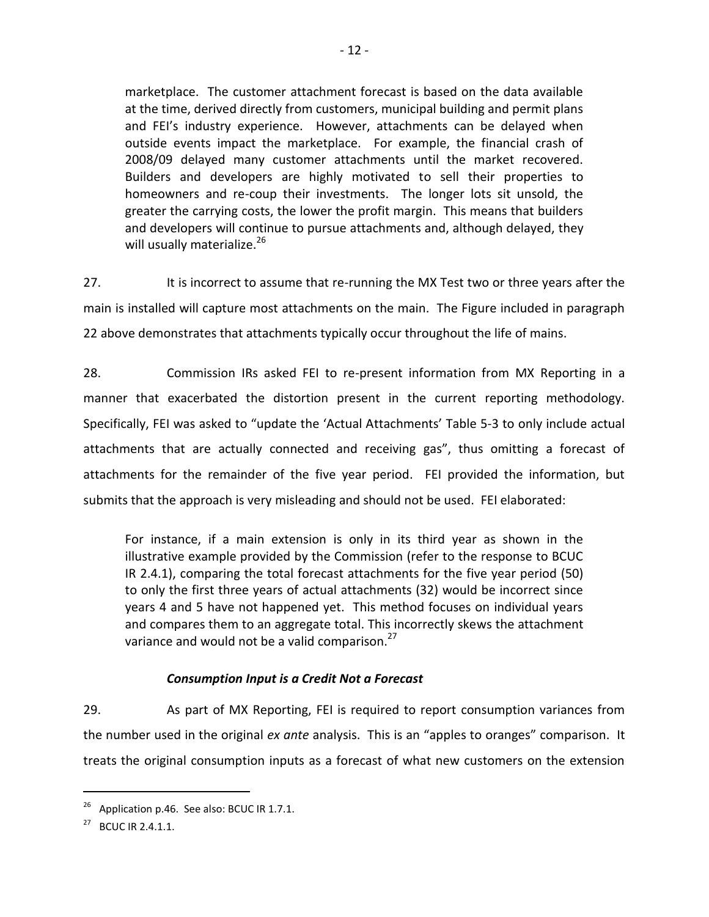> marketplace. The customer attachment forecast is based on the data available at the time, derived directly from customers, municipal building and permit plans and FEI's industry experience. However, attachments can be delayed when outside events impact the marketplace. For example, the financial crash of 2008/09 delayed many customer attachments until the market recovered. Builders and developers are highly motivated to sell their properties to homeowners and re-coup their investments. The longer lots sit unsold, the greater the carrying costs, the lower the profit margin. This means that builders and developers will continue to pursue attachments and, although delayed, they will usually materialize.[26]

27. It is incorrect to assume that re-running the MX Test two or three years after the main is installed will capture most attachments on the main. The Figure included in paragraph 22 above demonstrates that attachments typically occur throughout the life of mains.

28. Commission IRs asked FEI to re-present information from MX Reporting in a manner that exacerbated the distortion present in the current reporting methodology. Specifically, FEI was asked to "update the 'Actual Attachments' Table 5-3 to only include actual attachments that are actually connected and receiving gas", thus omitting a forecast of attachments for the remainder of the five year period. FEI provided the information, but submits that the approach is very misleading and should not be used. FEI elaborated:

> For instance, if a main extension is only in its third year as shown in the illustrative example provided by the Commission (refer to the response to BCUC IR 2.4.1), comparing the total forecast attachments for the five year period (50) to only the first three years of actual attachments (32) would be incorrect since years 4 and 5 have not happened yet. This method focuses on individual years and compares them to an aggregate total. This incorrectly skews the attachment variance and would not be a valid comparison.[27]

### *Consumption Input is a Credit Not a Forecast*

29. As part of MX Reporting, FEI is required to report consumption variances from the number used in the original *ex ante* analysis. This is an "apples to oranges" comparison. It treats the original consumption inputs as a forecast of what new customers on the extension

---

[26] Application p.46. See also: BCUC IR 1.7.1.

[27] BCUC IR 2.4.1.1.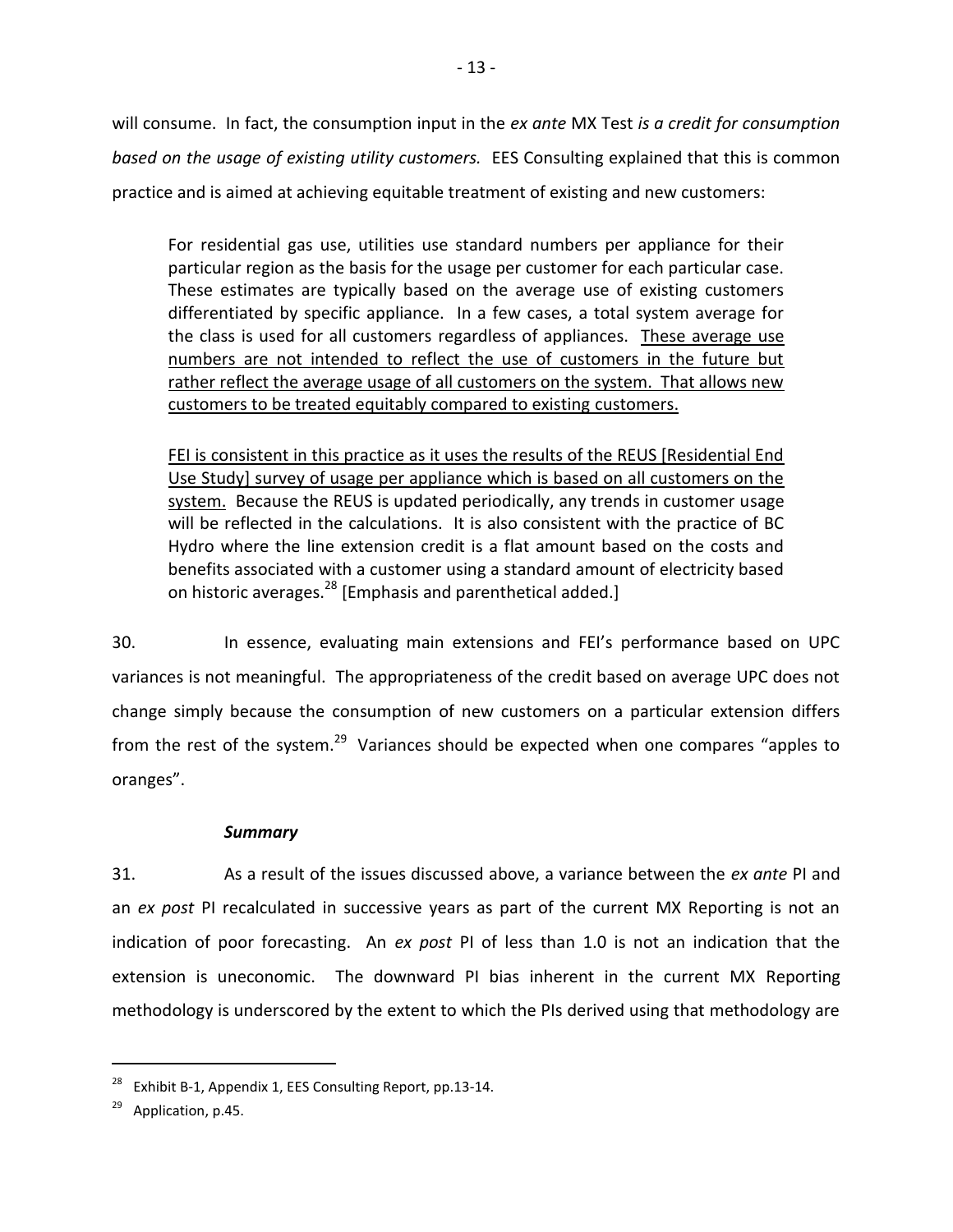will consume. In fact, the consumption input in the *ex ante* MX Test *is a credit for consumption based on the usage of existing utility customers.* EES Consulting explained that this is common practice and is aimed at achieving equitable treatment of existing and new customers:

> For residential gas use, utilities use standard numbers per appliance for their particular region as the basis for the usage per customer for each particular case. These estimates are typically based on the average use of existing customers differentiated by specific appliance. In a few cases, a total system average for the class is used for all customers regardless of appliances. <u>These average use numbers are not intended to reflect the use of customers in the future but rather reflect the average usage of all customers on the system. That allows new customers to be treated equitably compared to existing customers.</u>
>
> <u>FEI is consistent in this practice as it uses the results of the REUS [Residential End Use Study] survey of usage per appliance which is based on all customers on the system.</u> Because the REUS is updated periodically, any trends in customer usage will be reflected in the calculations. It is also consistent with the practice of BC Hydro where the line extension credit is a flat amount based on the costs and benefits associated with a customer using a standard amount of electricity based on historic averages.[28] [Emphasis and parenthetical added.]

30. In essence, evaluating main extensions and FEI's performance based on UPC variances is not meaningful. The appropriateness of the credit based on average UPC does not change simply because the consumption of new customers on a particular extension differs from the rest of the system.[29] Variances should be expected when one compares "apples to oranges".

***Summary***

31. As a result of the issues discussed above, a variance between the *ex ante* PI and an *ex post* PI recalculated in successive years as part of the current MX Reporting is not an indication of poor forecasting. An *ex post* PI of less than 1.0 is not an indication that the extension is uneconomic. The downward PI bias inherent in the current MX Reporting methodology is underscored by the extent to which the PIs derived using that methodology are

---

[28] Exhibit B-1, Appendix 1, EES Consulting Report, pp.13-14.

[29] Application, p.45.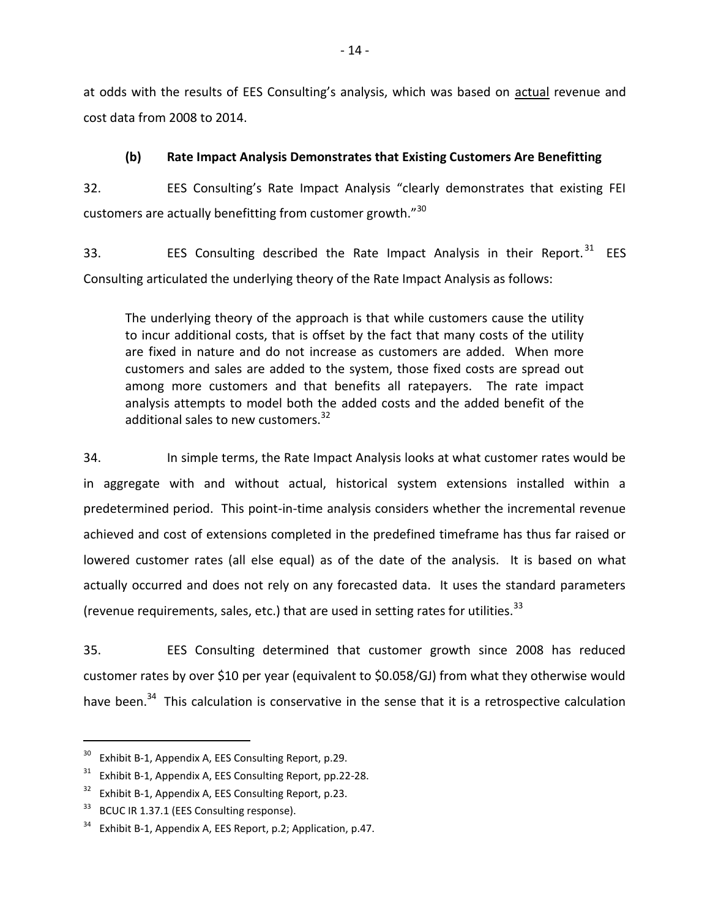at odds with the results of EES Consulting's analysis, which was based on actual revenue and cost data from 2008 to 2014.

### (b) Rate Impact Analysis Demonstrates that Existing Customers Are Benefitting

32. EES Consulting's Rate Impact Analysis "clearly demonstrates that existing FEI customers are actually benefitting from customer growth."[30]

33. EES Consulting described the Rate Impact Analysis in their Report.[31] EES Consulting articulated the underlying theory of the Rate Impact Analysis as follows:

> The underlying theory of the approach is that while customers cause the utility to incur additional costs, that is offset by the fact that many costs of the utility are fixed in nature and do not increase as customers are added. When more customers and sales are added to the system, those fixed costs are spread out among more customers and that benefits all ratepayers. The rate impact analysis attempts to model both the added costs and the added benefit of the additional sales to new customers.[32]

34. In simple terms, the Rate Impact Analysis looks at what customer rates would be in aggregate with and without actual, historical system extensions installed within a predetermined period. This point-in-time analysis considers whether the incremental revenue achieved and cost of extensions completed in the predefined timeframe has thus far raised or lowered customer rates (all else equal) as of the date of the analysis. It is based on what actually occurred and does not rely on any forecasted data. It uses the standard parameters (revenue requirements, sales, etc.) that are used in setting rates for utilities.[33]

35. EES Consulting determined that customer growth since 2008 has reduced customer rates by over \$10 per year (equivalent to \$0.058/GJ) from what they otherwise would have been.[34] This calculation is conservative in the sense that it is a retrospective calculation

---

[30] Exhibit B-1, Appendix A, EES Consulting Report, p.29.

[31] Exhibit B-1, Appendix A, EES Consulting Report, pp.22-28.

[32] Exhibit B-1, Appendix A, EES Consulting Report, p.23.

[33] BCUC IR 1.37.1 (EES Consulting response).

[34] Exhibit B-1, Appendix A, EES Report, p.2; Application, p.47.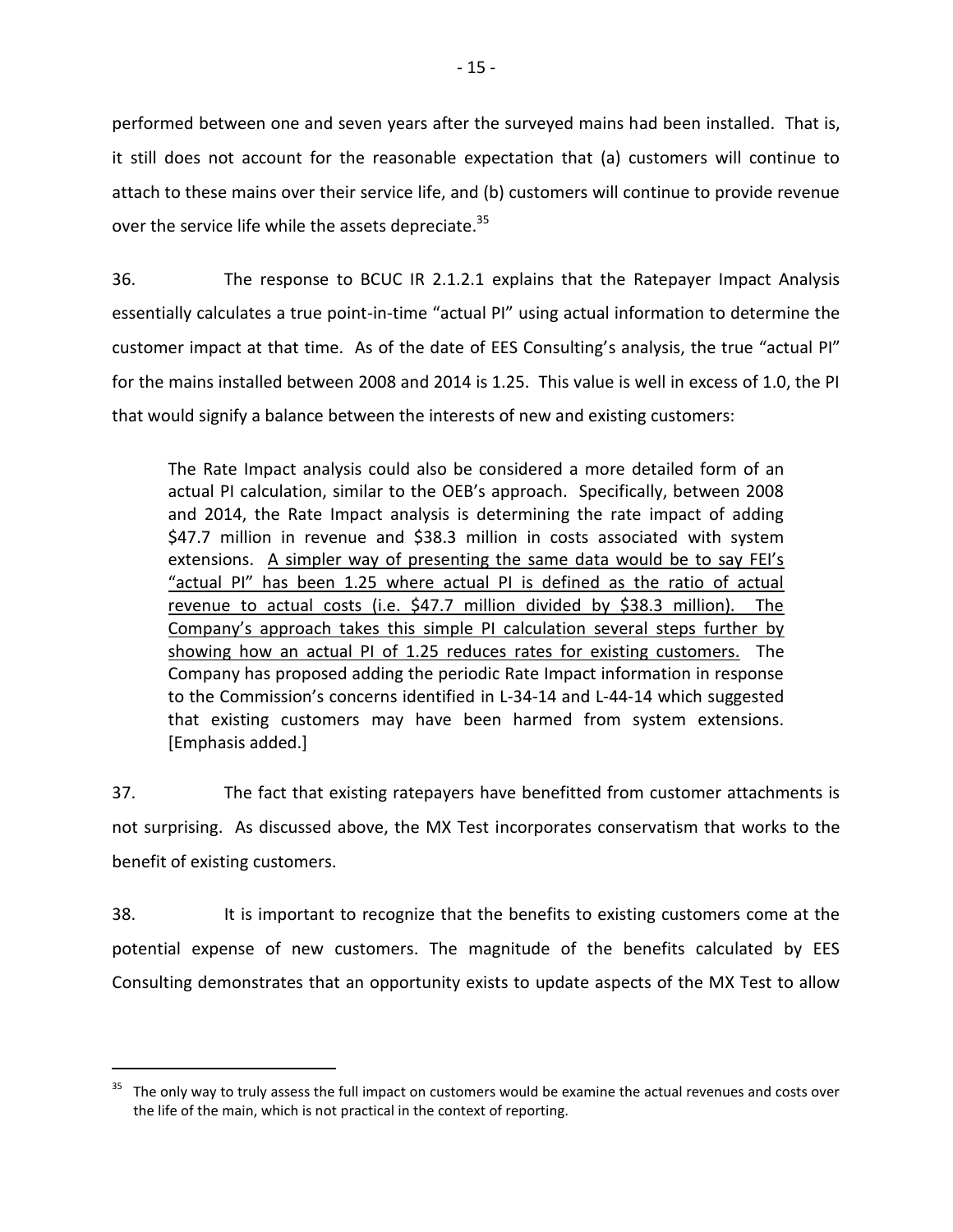performed between one and seven years after the surveyed mains had been installed. That is, it still does not account for the reasonable expectation that (a) customers will continue to attach to these mains over their service life, and (b) customers will continue to provide revenue over the service life while the assets depreciate.[35]

36. The response to BCUC IR 2.1.2.1 explains that the Ratepayer Impact Analysis essentially calculates a true point-in-time "actual PI" using actual information to determine the customer impact at that time. As of the date of EES Consulting's analysis, the true "actual PI" for the mains installed between 2008 and 2014 is 1.25. This value is well in excess of 1.0, the PI that would signify a balance between the interests of new and existing customers:

> The Rate Impact analysis could also be considered a more detailed form of an actual PI calculation, similar to the OEB's approach. Specifically, between 2008 and 2014, the Rate Impact analysis is determining the rate impact of adding $47.7 million in revenue and $38.3 million in costs associated with system extensions. <u>A simpler way of presenting the same data would be to say FEI's "actual PI" has been 1.25 where actual PI is defined as the ratio of actual revenue to actual costs (i.e. $47.7 million divided by $38.3 million). The Company's approach takes this simple PI calculation several steps further by showing how an actual PI of 1.25 reduces rates for existing customers.</u> The Company has proposed adding the periodic Rate Impact information in response to the Commission's concerns identified in L-34-14 and L-44-14 which suggested that existing customers may have been harmed from system extensions. [Emphasis added.]

37. The fact that existing ratepayers have benefitted from customer attachments is not surprising. As discussed above, the MX Test incorporates conservatism that works to the benefit of existing customers.

38. It is important to recognize that the benefits to existing customers come at the potential expense of new customers. The magnitude of the benefits calculated by EES Consulting demonstrates that an opportunity exists to update aspects of the MX Test to allow

---

[35] The only way to truly assess the full impact on customers would be examine the actual revenues and costs over the life of the main, which is not practical in the context of reporting.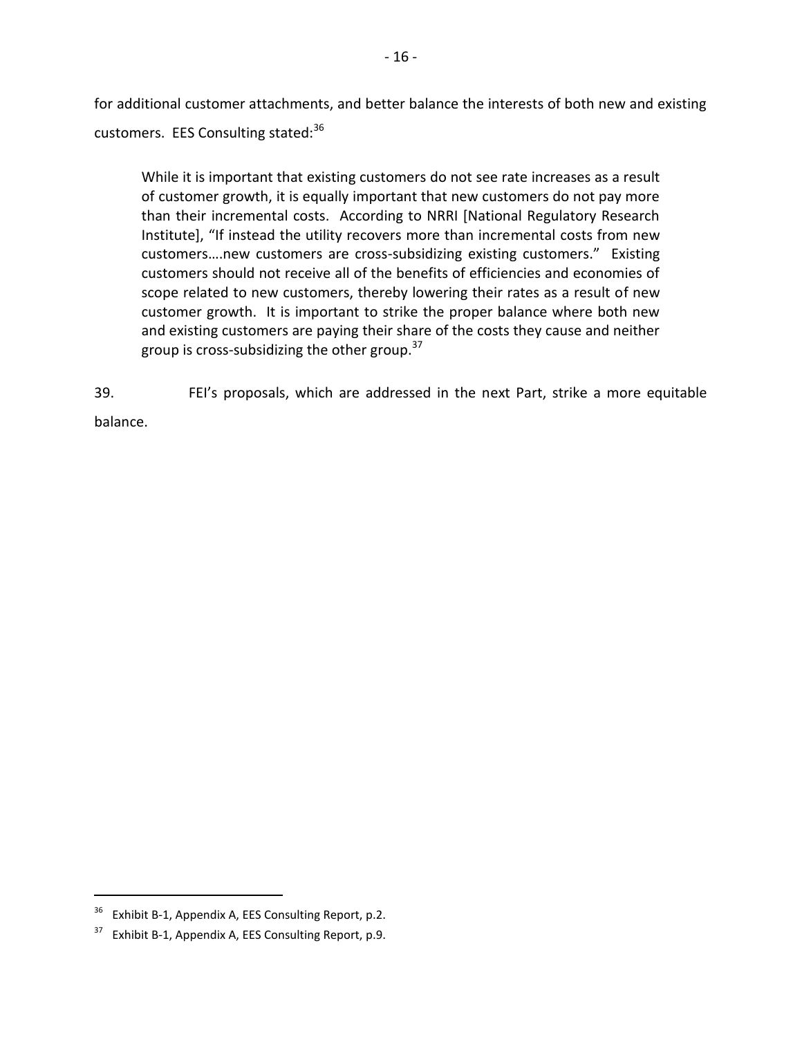for additional customer attachments, and better balance the interests of both new and existing customers. EES Consulting stated:[36]

> While it is important that existing customers do not see rate increases as a result of customer growth, it is equally important that new customers do not pay more than their incremental costs. According to NRRI [National Regulatory Research Institute], "If instead the utility recovers more than incremental costs from new customers….new customers are cross-subsidizing existing customers." Existing customers should not receive all of the benefits of efficiencies and economies of scope related to new customers, thereby lowering their rates as a result of new customer growth. It is important to strike the proper balance where both new and existing customers are paying their share of the costs they cause and neither group is cross-subsidizing the other group.[37]

39. FEI's proposals, which are addressed in the next Part, strike a more equitable balance.

---

[36] Exhibit B-1, Appendix A, EES Consulting Report, p.2.

[37] Exhibit B-1, Appendix A, EES Consulting Report, p.9.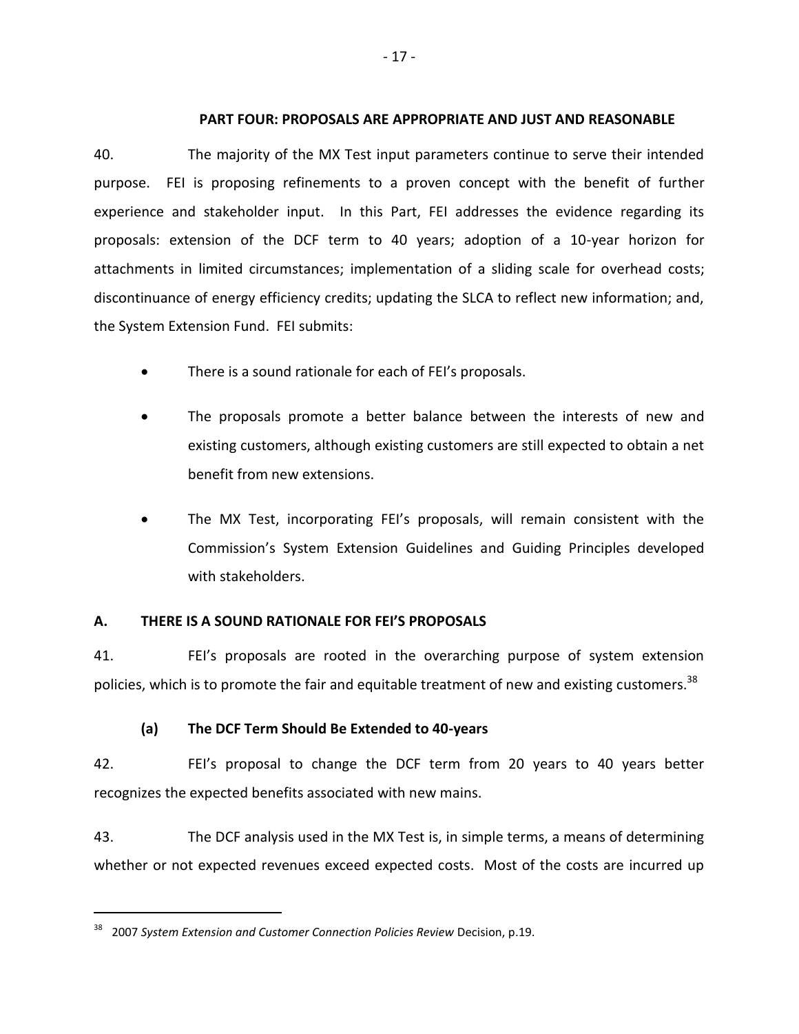## PART FOUR: PROPOSALS ARE APPROPRIATE AND JUST AND REASONABLE

40. The majority of the MX Test input parameters continue to serve their intended purpose. FEI is proposing refinements to a proven concept with the benefit of further experience and stakeholder input. In this Part, FEI addresses the evidence regarding its proposals: extension of the DCF term to 40 years; adoption of a 10-year horizon for attachments in limited circumstances; implementation of a sliding scale for overhead costs; discontinuance of energy efficiency credits; updating the SLCA to reflect new information; and, the System Extension Fund. FEI submits:

- There is a sound rationale for each of FEI's proposals.
- The proposals promote a better balance between the interests of new and existing customers, although existing customers are still expected to obtain a net benefit from new extensions.
- The MX Test, incorporating FEI's proposals, will remain consistent with the Commission's System Extension Guidelines and Guiding Principles developed with stakeholders.

### A. THERE IS A SOUND RATIONALE FOR FEI'S PROPOSALS

41. FEI's proposals are rooted in the overarching purpose of system extension policies, which is to promote the fair and equitable treatment of new and existing customers.[38]

#### (a) The DCF Term Should Be Extended to 40-years

42. FEI's proposal to change the DCF term from 20 years to 40 years better recognizes the expected benefits associated with new mains.

43. The DCF analysis used in the MX Test is, in simple terms, a means of determining whether or not expected revenues exceed expected costs. Most of the costs are incurred up

[38] 2007 *System Extension and Customer Connection Policies Review* Decision, p.19.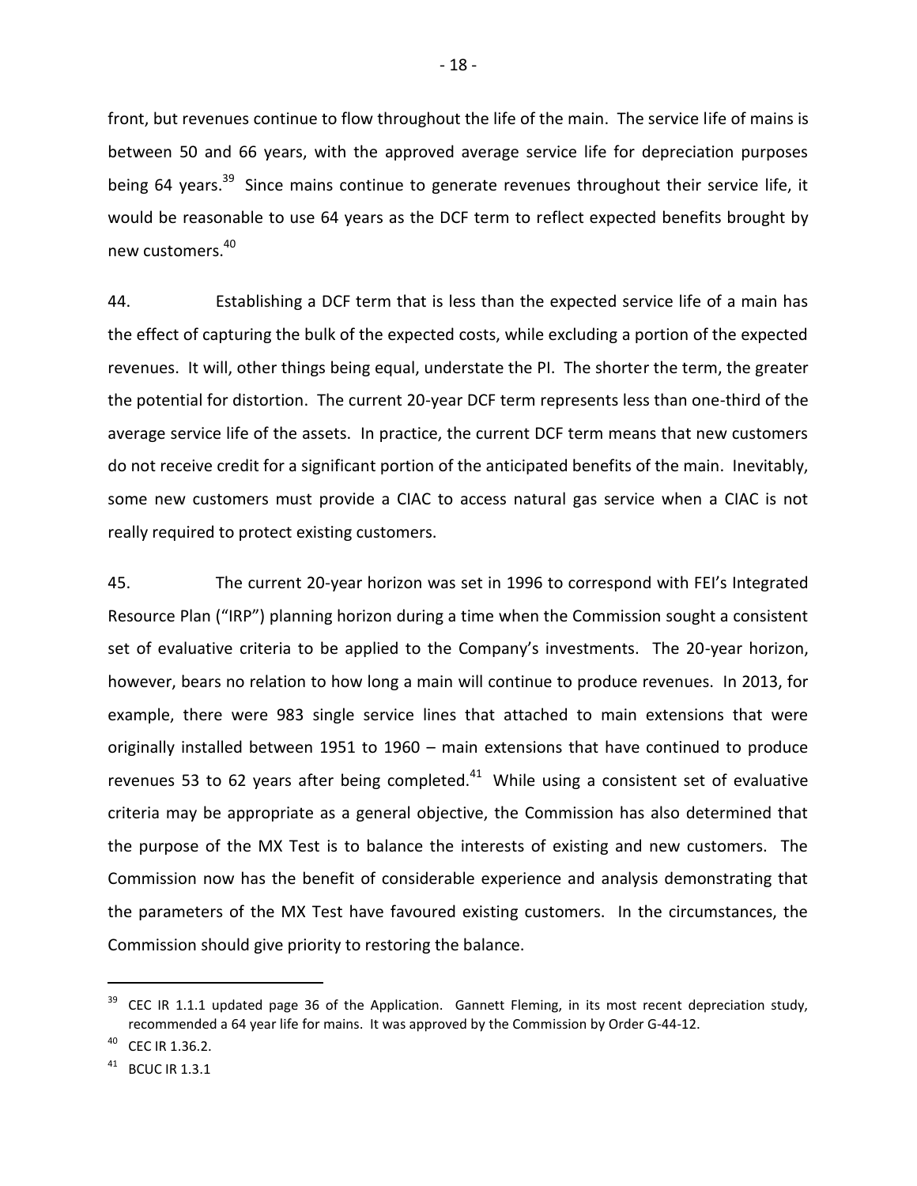front, but revenues continue to flow throughout the life of the main. The service life of mains is between 50 and 66 years, with the approved average service life for depreciation purposes being 64 years.[39] Since mains continue to generate revenues throughout their service life, it would be reasonable to use 64 years as the DCF term to reflect expected benefits brought by new customers.[40]

44. Establishing a DCF term that is less than the expected service life of a main has the effect of capturing the bulk of the expected costs, while excluding a portion of the expected revenues. It will, other things being equal, understate the PI. The shorter the term, the greater the potential for distortion. The current 20-year DCF term represents less than one-third of the average service life of the assets. In practice, the current DCF term means that new customers do not receive credit for a significant portion of the anticipated benefits of the main. Inevitably, some new customers must provide a CIAC to access natural gas service when a CIAC is not really required to protect existing customers.

45. The current 20-year horizon was set in 1996 to correspond with FEI's Integrated Resource Plan ("IRP") planning horizon during a time when the Commission sought a consistent set of evaluative criteria to be applied to the Company's investments. The 20-year horizon, however, bears no relation to how long a main will continue to produce revenues. In 2013, for example, there were 983 single service lines that attached to main extensions that were originally installed between 1951 to 1960 – main extensions that have continued to produce revenues 53 to 62 years after being completed.[41] While using a consistent set of evaluative criteria may be appropriate as a general objective, the Commission has also determined that the purpose of the MX Test is to balance the interests of existing and new customers. The Commission now has the benefit of considerable experience and analysis demonstrating that the parameters of the MX Test have favoured existing customers. In the circumstances, the Commission should give priority to restoring the balance.

---

[39] CEC IR 1.1.1 updated page 36 of the Application. Gannett Fleming, in its most recent depreciation study, recommended a 64 year life for mains. It was approved by the Commission by Order G-44-12.

[40] CEC IR 1.36.2.

[41] BCUC IR 1.3.1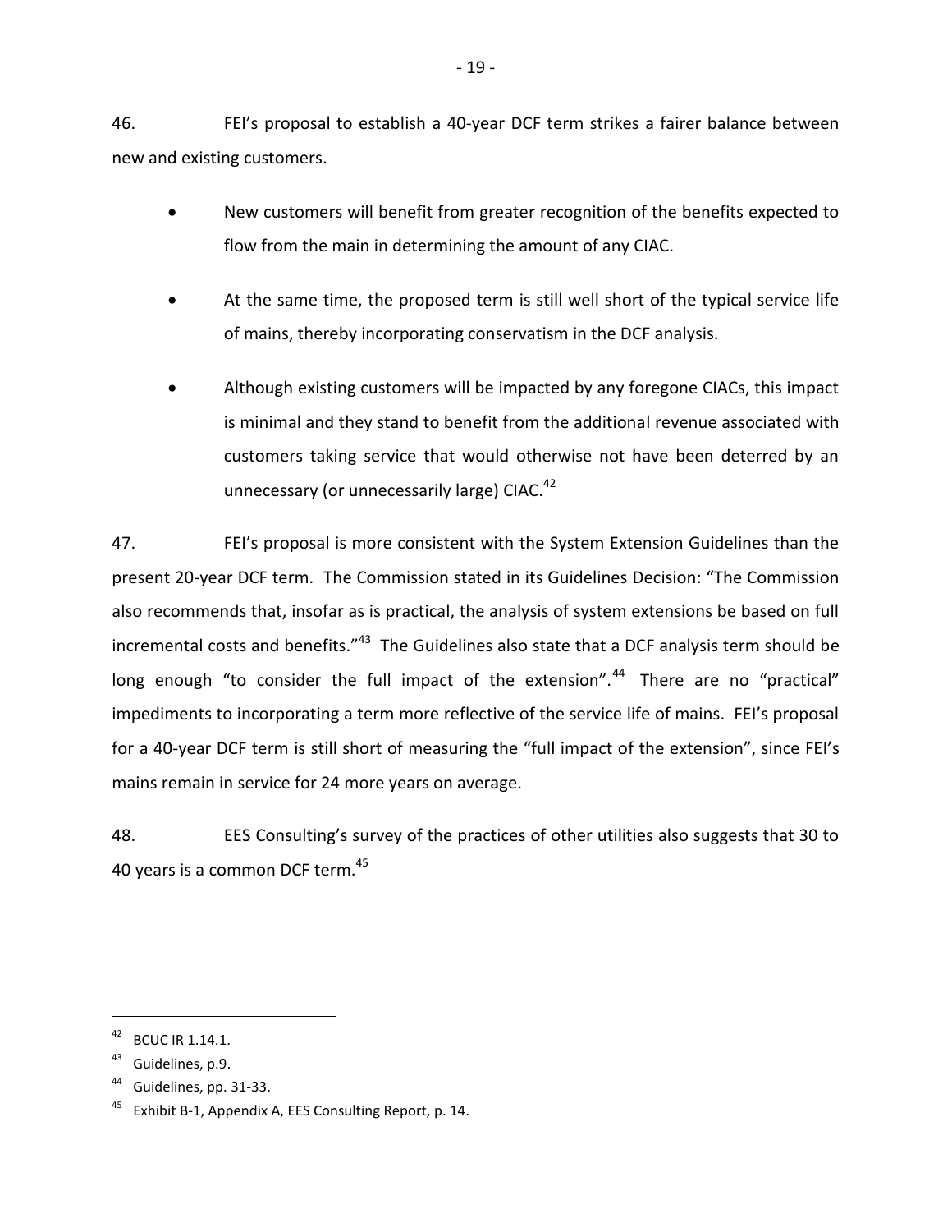46. FEI's proposal to establish a 40-year DCF term strikes a fairer balance between new and existing customers.

- New customers will benefit from greater recognition of the benefits expected to flow from the main in determining the amount of any CIAC.
- At the same time, the proposed term is still well short of the typical service life of mains, thereby incorporating conservatism in the DCF analysis.
- Although existing customers will be impacted by any foregone CIACs, this impact is minimal and they stand to benefit from the additional revenue associated with customers taking service that would otherwise not have been deterred by an unnecessary (or unnecessarily large) CIAC.[42]

47. FEI's proposal is more consistent with the System Extension Guidelines than the present 20-year DCF term. The Commission stated in its Guidelines Decision: "The Commission also recommends that, insofar as is practical, the analysis of system extensions be based on full incremental costs and benefits."[43] The Guidelines also state that a DCF analysis term should be long enough "to consider the full impact of the extension".[44] There are no "practical" impediments to incorporating a term more reflective of the service life of mains. FEI's proposal for a 40-year DCF term is still short of measuring the "full impact of the extension", since FEI's mains remain in service for 24 more years on average.

48. EES Consulting's survey of the practices of other utilities also suggests that 30 to 40 years is a common DCF term.[45]

---

[42] BCUC IR 1.14.1.

[43] Guidelines, p.9.

[44] Guidelines, pp. 31-33.

[45] Exhibit B-1, Appendix A, EES Consulting Report, p. 14.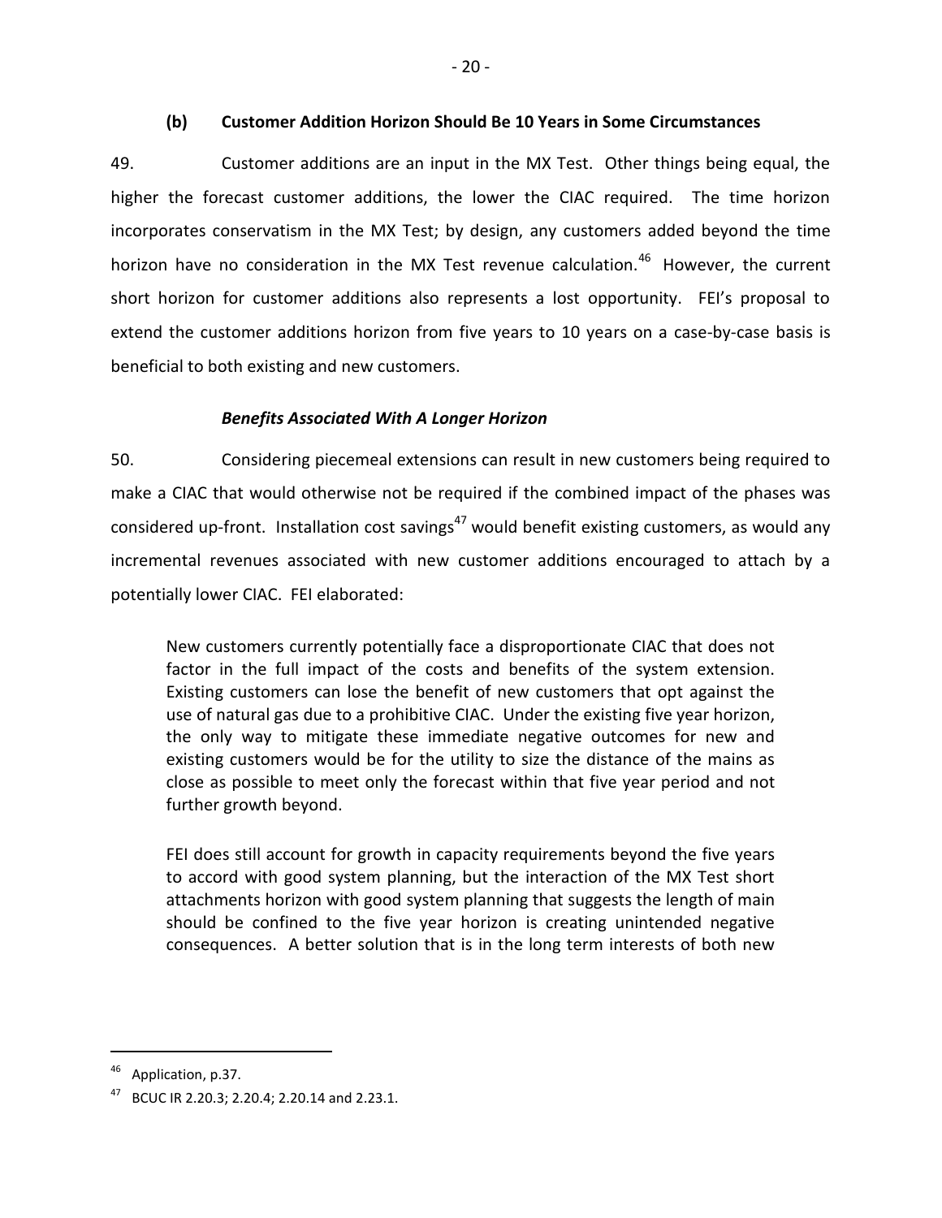### (b) Customer Addition Horizon Should Be 10 Years in Some Circumstances

49. Customer additions are an input in the MX Test. Other things being equal, the higher the forecast customer additions, the lower the CIAC required. The time horizon incorporates conservatism in the MX Test; by design, any customers added beyond the time horizon have no consideration in the MX Test revenue calculation.[46] However, the current short horizon for customer additions also represents a lost opportunity. FEI's proposal to extend the customer additions horizon from five years to 10 years on a case-by-case basis is beneficial to both existing and new customers.

***Benefits Associated With A Longer Horizon***

50. Considering piecemeal extensions can result in new customers being required to make a CIAC that would otherwise not be required if the combined impact of the phases was considered up-front. Installation cost savings[47] would benefit existing customers, as would any incremental revenues associated with new customer additions encouraged to attach by a potentially lower CIAC. FEI elaborated:

> New customers currently potentially face a disproportionate CIAC that does not factor in the full impact of the costs and benefits of the system extension. Existing customers can lose the benefit of new customers that opt against the use of natural gas due to a prohibitive CIAC. Under the existing five year horizon, the only way to mitigate these immediate negative outcomes for new and existing customers would be for the utility to size the distance of the mains as close as possible to meet only the forecast within that five year period and not further growth beyond.
>
> FEI does still account for growth in capacity requirements beyond the five years to accord with good system planning, but the interaction of the MX Test short attachments horizon with good system planning that suggests the length of main should be confined to the five year horizon is creating unintended negative consequences. A better solution that is in the long term interests of both new

---

[46] Application, p.37.

[47] BCUC IR 2.20.3; 2.20.4; 2.20.14 and 2.23.1.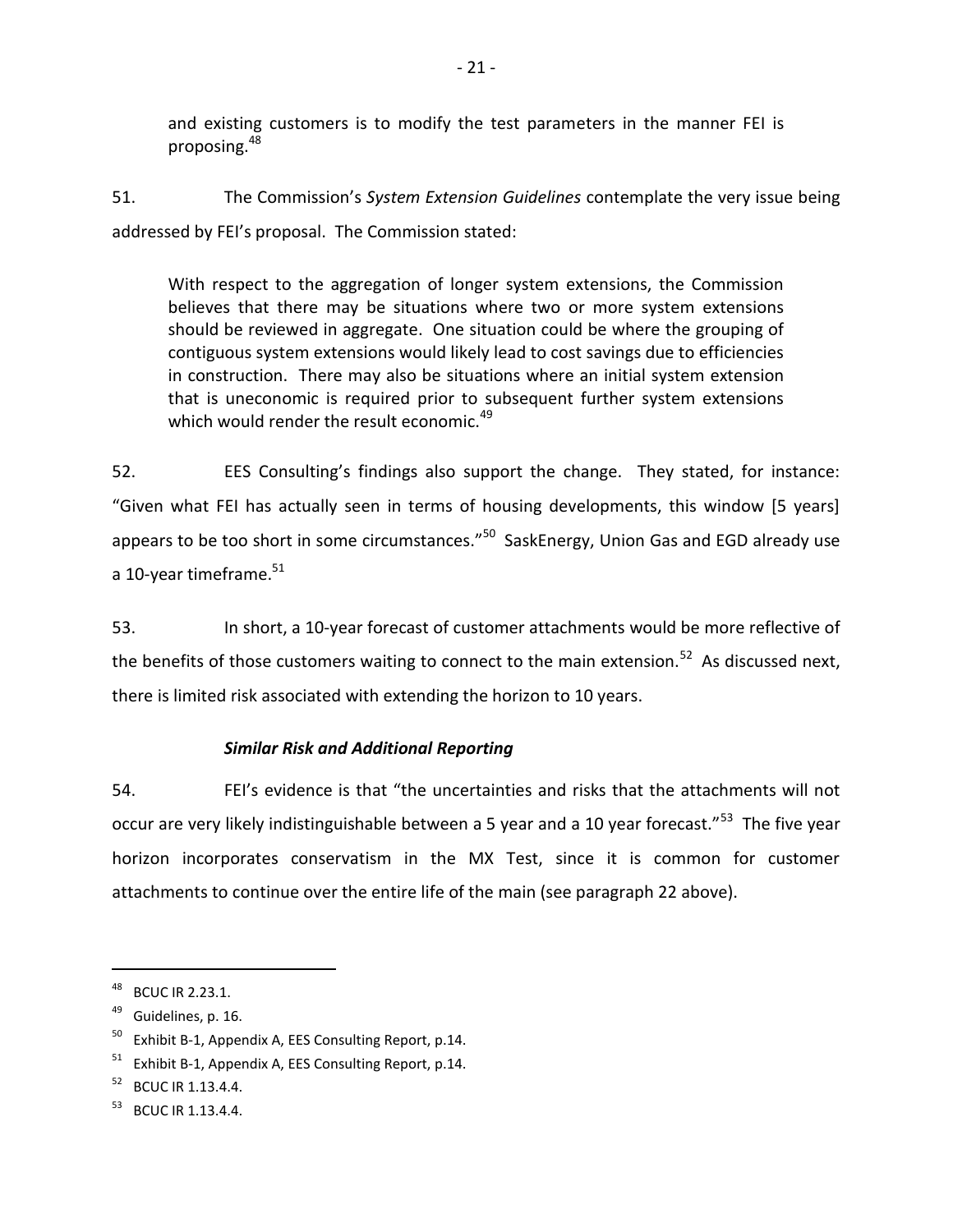and existing customers is to modify the test parameters in the manner FEI is proposing.[48]

51. The Commission's *System Extension Guidelines* contemplate the very issue being addressed by FEI's proposal. The Commission stated:

> With respect to the aggregation of longer system extensions, the Commission believes that there may be situations where two or more system extensions should be reviewed in aggregate. One situation could be where the grouping of contiguous system extensions would likely lead to cost savings due to efficiencies in construction. There may also be situations where an initial system extension that is uneconomic is required prior to subsequent further system extensions which would render the result economic.[49]

52. EES Consulting's findings also support the change. They stated, for instance: "Given what FEI has actually seen in terms of housing developments, this window [5 years] appears to be too short in some circumstances."[50] SaskEnergy, Union Gas and EGD already use a 10-year timeframe.[51]

53. In short, a 10-year forecast of customer attachments would be more reflective of the benefits of those customers waiting to connect to the main extension.[52] As discussed next, there is limited risk associated with extending the horizon to 10 years.

### *Similar Risk and Additional Reporting*

54. FEI's evidence is that "the uncertainties and risks that the attachments will not occur are very likely indistinguishable between a 5 year and a 10 year forecast."[53] The five year horizon incorporates conservatism in the MX Test, since it is common for customer attachments to continue over the entire life of the main (see paragraph 22 above).

---

[48] BCUC IR 2.23.1.

[49] Guidelines, p. 16.

[50] Exhibit B-1, Appendix A, EES Consulting Report, p.14.

[51] Exhibit B-1, Appendix A, EES Consulting Report, p.14.

[52] BCUC IR 1.13.4.4.

[53] BCUC IR 1.13.4.4.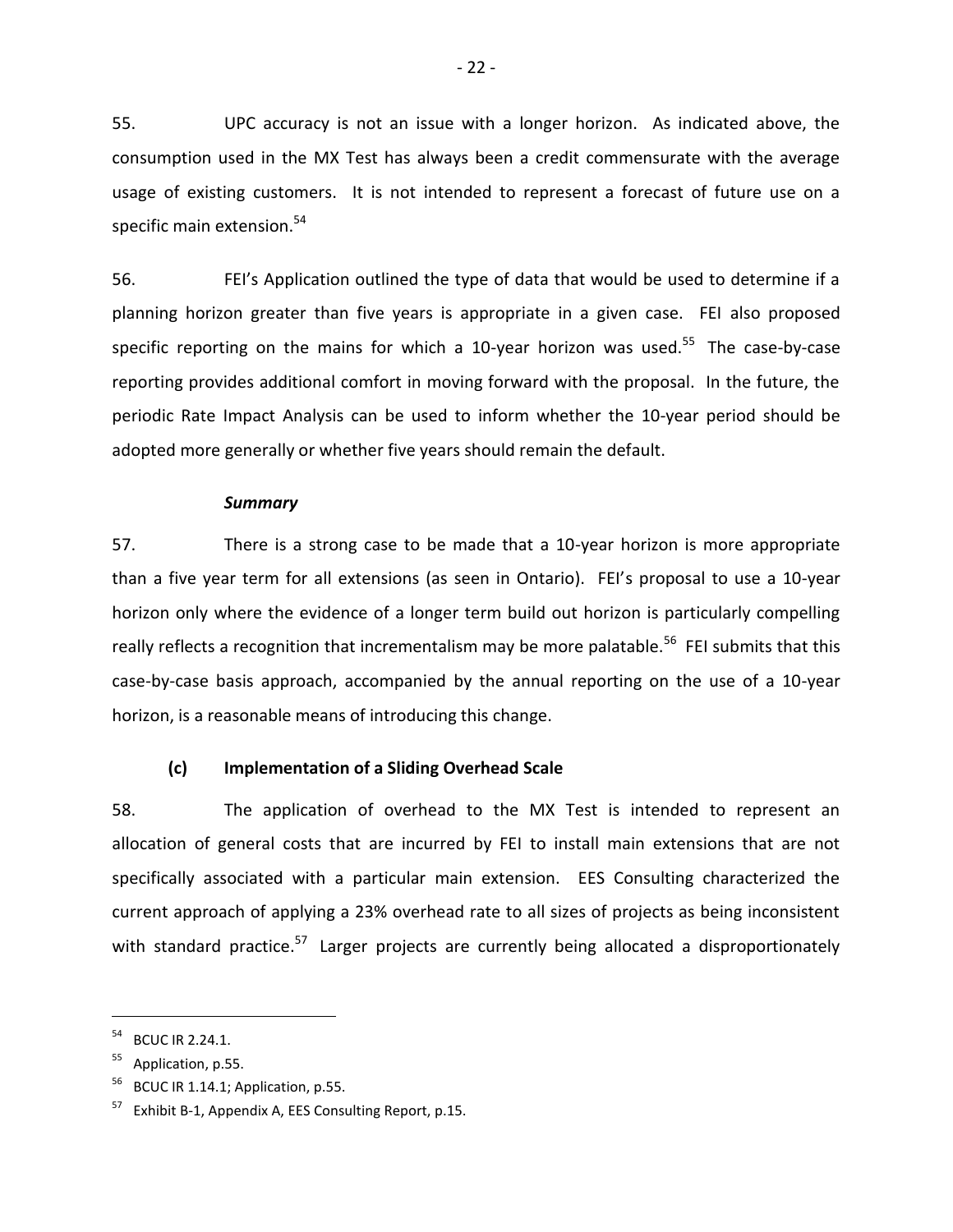55. UPC accuracy is not an issue with a longer horizon. As indicated above, the consumption used in the MX Test has always been a credit commensurate with the average usage of existing customers. It is not intended to represent a forecast of future use on a specific main extension.[54]

56. FEI's Application outlined the type of data that would be used to determine if a planning horizon greater than five years is appropriate in a given case. FEI also proposed specific reporting on the mains for which a 10-year horizon was used.[55] The case-by-case reporting provides additional comfort in moving forward with the proposal. In the future, the periodic Rate Impact Analysis can be used to inform whether the 10-year period should be adopted more generally or whether five years should remain the default.

***Summary***

57. There is a strong case to be made that a 10-year horizon is more appropriate than a five year term for all extensions (as seen in Ontario). FEI's proposal to use a 10-year horizon only where the evidence of a longer term build out horizon is particularly compelling really reflects a recognition that incrementalism may be more palatable.[56] FEI submits that this case-by-case basis approach, accompanied by the annual reporting on the use of a 10-year horizon, is a reasonable means of introducing this change.

### (c) Implementation of a Sliding Overhead Scale

58. The application of overhead to the MX Test is intended to represent an allocation of general costs that are incurred by FEI to install main extensions that are not specifically associated with a particular main extension. EES Consulting characterized the current approach of applying a 23% overhead rate to all sizes of projects as being inconsistent with standard practice.[57] Larger projects are currently being allocated a disproportionately

---

[54] BCUC IR 2.24.1.

[55] Application, p.55.

[56] BCUC IR 1.14.1; Application, p.55.

[57] Exhibit B-1, Appendix A, EES Consulting Report, p.15.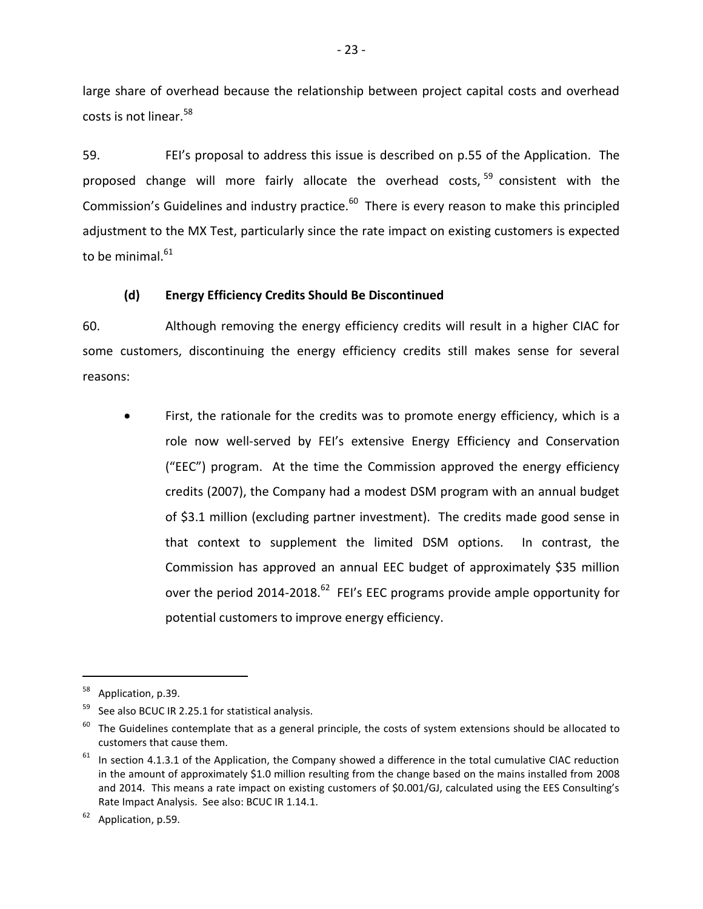large share of overhead because the relationship between project capital costs and overhead costs is not linear.[58]

59. FEI's proposal to address this issue is described on p.55 of the Application. The proposed change will more fairly allocate the overhead costs,[59] consistent with the Commission's Guidelines and industry practice.[60] There is every reason to make this principled adjustment to the MX Test, particularly since the rate impact on existing customers is expected to be minimal.[61]

### (d) Energy Efficiency Credits Should Be Discontinued

60. Although removing the energy efficiency credits will result in a higher CIAC for some customers, discontinuing the energy efficiency credits still makes sense for several reasons:

- First, the rationale for the credits was to promote energy efficiency, which is a role now well-served by FEI's extensive Energy Efficiency and Conservation ("EEC") program. At the time the Commission approved the energy efficiency credits (2007), the Company had a modest DSM program with an annual budget of $3.1 million (excluding partner investment). The credits made good sense in that context to supplement the limited DSM options. In contrast, the Commission has approved an annual EEC budget of approximately $35 million over the period 2014-2018.[62] FEI's EEC programs provide ample opportunity for potential customers to improve energy efficiency.

---

[58] Application, p.39.

[59] See also BCUC IR 2.25.1 for statistical analysis.

[60] The Guidelines contemplate that as a general principle, the costs of system extensions should be allocated to customers that cause them.

[61] In section 4.1.3.1 of the Application, the Company showed a difference in the total cumulative CIAC reduction in the amount of approximately $1.0 million resulting from the change based on the mains installed from 2008 and 2014. This means a rate impact on existing customers of $0.001/GJ, calculated using the EES Consulting's Rate Impact Analysis. See also: BCUC IR 1.14.1.

[62] Application, p.59.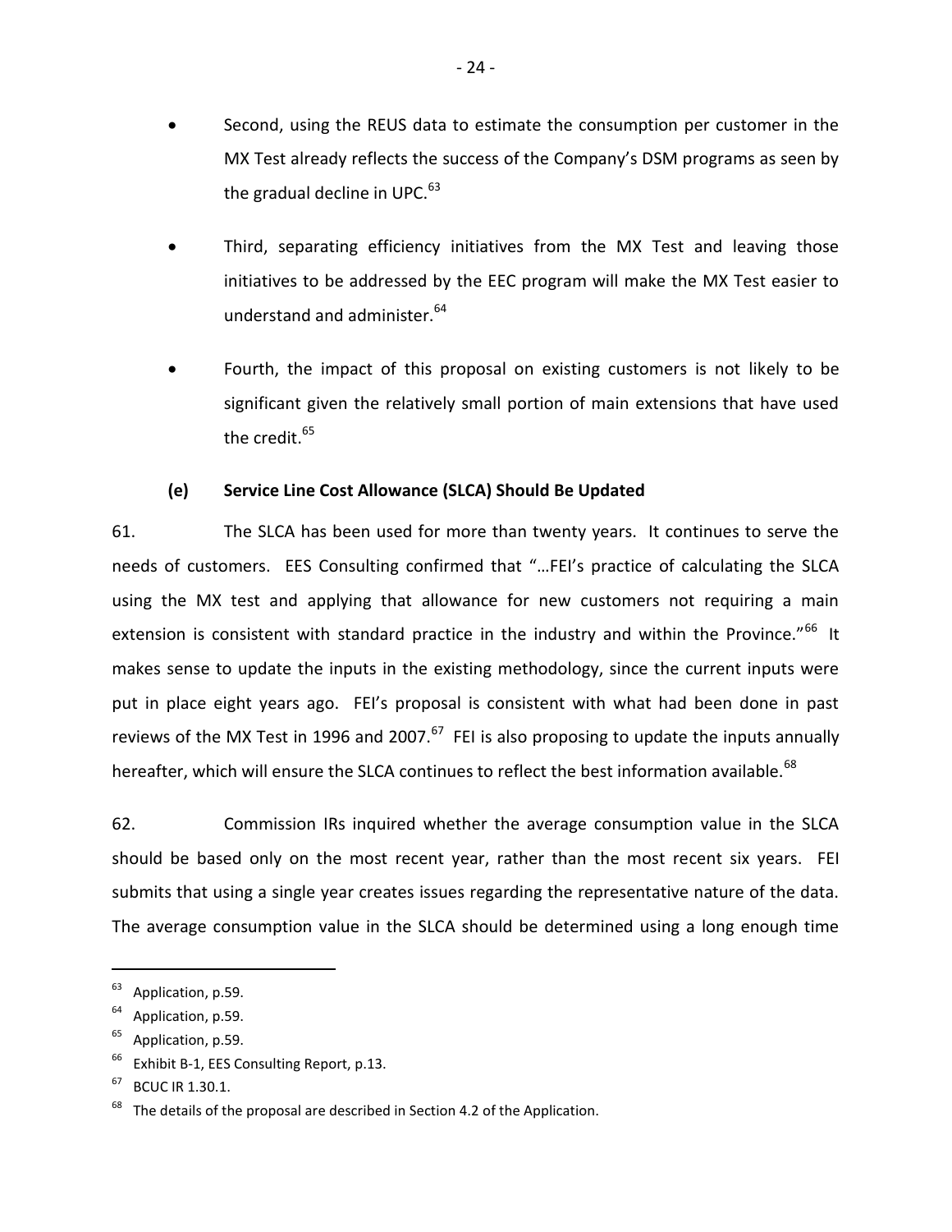- Second, using the REUS data to estimate the consumption per customer in the MX Test already reflects the success of the Company's DSM programs as seen by the gradual decline in UPC.[63]

- Third, separating efficiency initiatives from the MX Test and leaving those initiatives to be addressed by the EEC program will make the MX Test easier to understand and administer.[64]

- Fourth, the impact of this proposal on existing customers is not likely to be significant given the relatively small portion of main extensions that have used the credit.[65]

### (e) Service Line Cost Allowance (SLCA) Should Be Updated

61. The SLCA has been used for more than twenty years. It continues to serve the needs of customers. EES Consulting confirmed that "…FEI's practice of calculating the SLCA using the MX test and applying that allowance for new customers not requiring a main extension is consistent with standard practice in the industry and within the Province."[66] It makes sense to update the inputs in the existing methodology, since the current inputs were put in place eight years ago. FEI's proposal is consistent with what had been done in past reviews of the MX Test in 1996 and 2007.[67] FEI is also proposing to update the inputs annually hereafter, which will ensure the SLCA continues to reflect the best information available.[68]

62. Commission IRs inquired whether the average consumption value in the SLCA should be based only on the most recent year, rather than the most recent six years. FEI submits that using a single year creates issues regarding the representative nature of the data. The average consumption value in the SLCA should be determined using a long enough time

---

[63] Application, p.59.

[64] Application, p.59.

[65] Application, p.59.

[66] Exhibit B-1, EES Consulting Report, p.13.

[67] BCUC IR 1.30.1.

[68] The details of the proposal are described in Section 4.2 of the Application.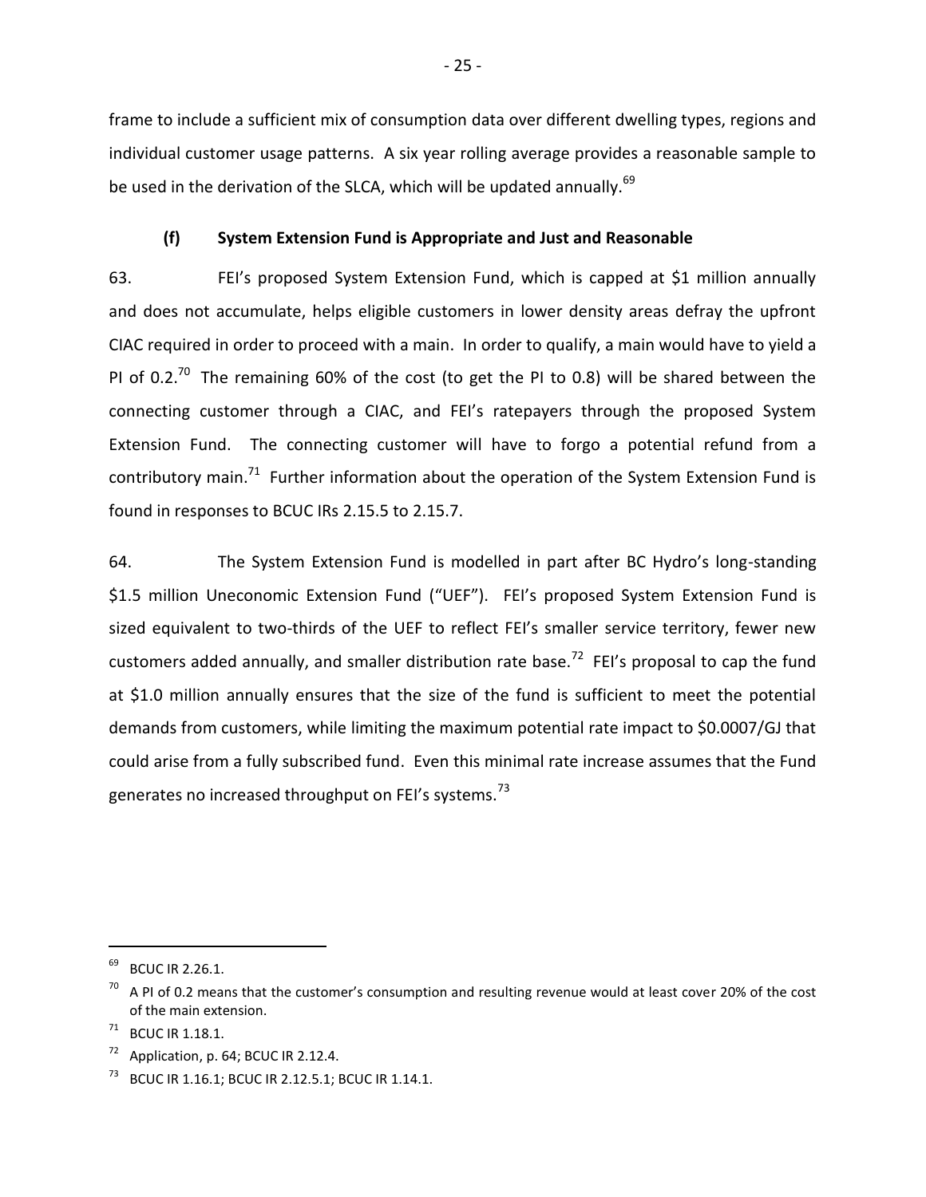frame to include a sufficient mix of consumption data over different dwelling types, regions and individual customer usage patterns. A six year rolling average provides a reasonable sample to be used in the derivation of the SLCA, which will be updated annually.[69]

### (f) System Extension Fund is Appropriate and Just and Reasonable

63. FEI's proposed System Extension Fund, which is capped at $1 million annually and does not accumulate, helps eligible customers in lower density areas defray the upfront CIAC required in order to proceed with a main. In order to qualify, a main would have to yield a PI of 0.2.[70] The remaining 60% of the cost (to get the PI to 0.8) will be shared between the connecting customer through a CIAC, and FEI's ratepayers through the proposed System Extension Fund. The connecting customer will have to forgo a potential refund from a contributory main.[71] Further information about the operation of the System Extension Fund is found in responses to BCUC IRs 2.15.5 to 2.15.7.

64. The System Extension Fund is modelled in part after BC Hydro's long-standing $1.5 million Uneconomic Extension Fund ("UEF"). FEI's proposed System Extension Fund is sized equivalent to two-thirds of the UEF to reflect FEI's smaller service territory, fewer new customers added annually, and smaller distribution rate base.[72] FEI's proposal to cap the fund at $1.0 million annually ensures that the size of the fund is sufficient to meet the potential demands from customers, while limiting the maximum potential rate impact to $0.0007/GJ that could arise from a fully subscribed fund. Even this minimal rate increase assumes that the Fund generates no increased throughput on FEI's systems.[73]

---

[69] BCUC IR 2.26.1.

[70] A PI of 0.2 means that the customer's consumption and resulting revenue would at least cover 20% of the cost of the main extension.

[71] BCUC IR 1.18.1.

[72] Application, p. 64; BCUC IR 2.12.4.

[73] BCUC IR 1.16.1; BCUC IR 2.12.5.1; BCUC IR 1.14.1.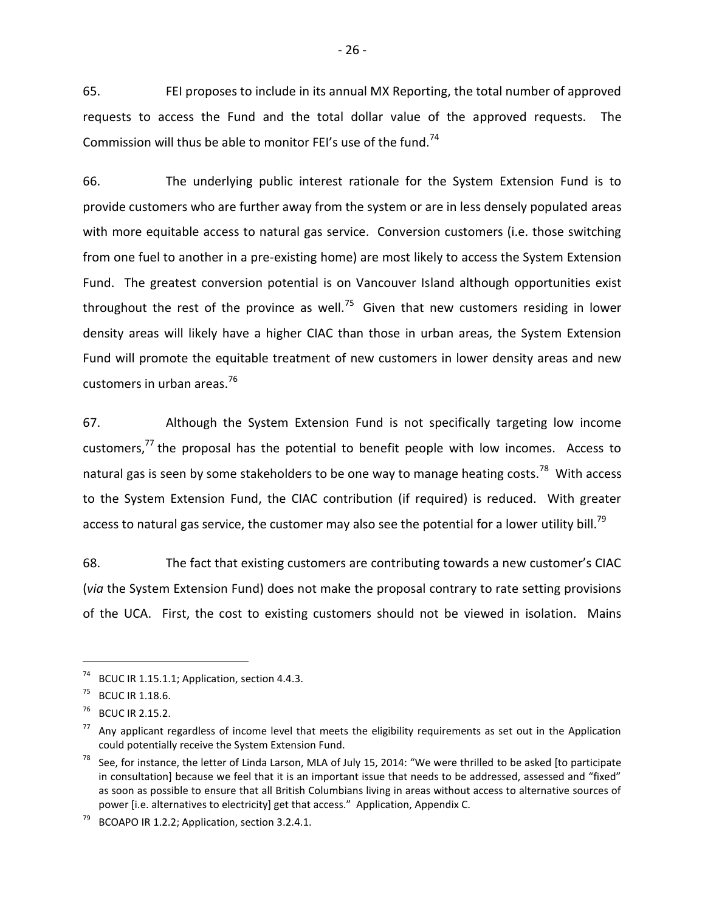65. FEI proposes to include in its annual MX Reporting, the total number of approved requests to access the Fund and the total dollar value of the approved requests. The Commission will thus be able to monitor FEI's use of the fund.[74]

66. The underlying public interest rationale for the System Extension Fund is to provide customers who are further away from the system or are in less densely populated areas with more equitable access to natural gas service. Conversion customers (i.e. those switching from one fuel to another in a pre-existing home) are most likely to access the System Extension Fund. The greatest conversion potential is on Vancouver Island although opportunities exist throughout the rest of the province as well.[75] Given that new customers residing in lower density areas will likely have a higher CIAC than those in urban areas, the System Extension Fund will promote the equitable treatment of new customers in lower density areas and new customers in urban areas.[76]

67. Although the System Extension Fund is not specifically targeting low income customers,[77] the proposal has the potential to benefit people with low incomes. Access to natural gas is seen by some stakeholders to be one way to manage heating costs.[78] With access to the System Extension Fund, the CIAC contribution (if required) is reduced. With greater access to natural gas service, the customer may also see the potential for a lower utility bill.[79]

68. The fact that existing customers are contributing towards a new customer's CIAC (*via* the System Extension Fund) does not make the proposal contrary to rate setting provisions of the UCA. First, the cost to existing customers should not be viewed in isolation. Mains

---

[74] BCUC IR 1.15.1.1; Application, section 4.4.3.

[75] BCUC IR 1.18.6.

[76] BCUC IR 2.15.2.

[77] Any applicant regardless of income level that meets the eligibility requirements as set out in the Application could potentially receive the System Extension Fund.

[78] See, for instance, the letter of Linda Larson, MLA of July 15, 2014: "We were thrilled to be asked [to participate in consultation] because we feel that it is an important issue that needs to be addressed, assessed and "fixed" as soon as possible to ensure that all British Columbians living in areas without access to alternative sources of power [i.e. alternatives to electricity] get that access." Application, Appendix C.

[79] BCOAPO IR 1.2.2; Application, section 3.2.4.1.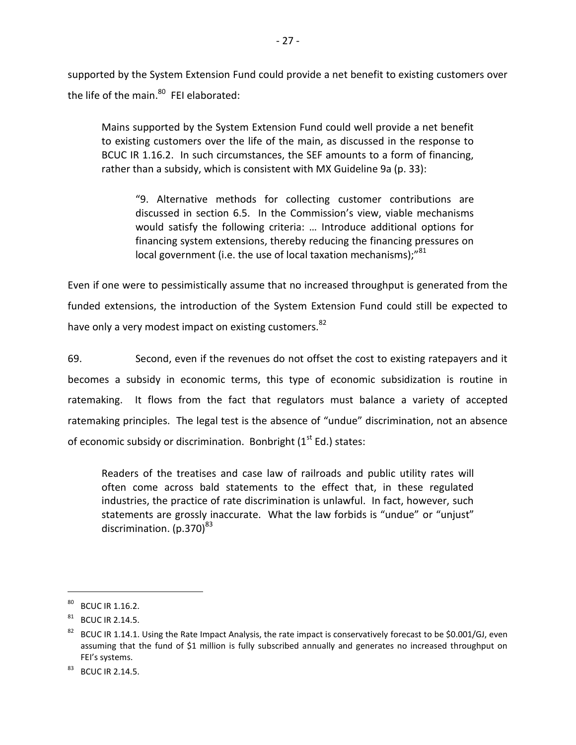supported by the System Extension Fund could provide a net benefit to existing customers over the life of the main.[80] FEI elaborated:

> Mains supported by the System Extension Fund could well provide a net benefit to existing customers over the life of the main, as discussed in the response to BCUC IR 1.16.2. In such circumstances, the SEF amounts to a form of financing, rather than a subsidy, which is consistent with MX Guideline 9a (p. 33):
>
> > "9. Alternative methods for collecting customer contributions are discussed in section 6.5. In the Commission's view, viable mechanisms would satisfy the following criteria: … Introduce additional options for financing system extensions, thereby reducing the financing pressures on local government (i.e. the use of local taxation mechanisms);"[81]

Even if one were to pessimistically assume that no increased throughput is generated from the funded extensions, the introduction of the System Extension Fund could still be expected to have only a very modest impact on existing customers.[82]

69. Second, even if the revenues do not offset the cost to existing ratepayers and it becomes a subsidy in economic terms, this type of economic subsidization is routine in ratemaking. It flows from the fact that regulators must balance a variety of accepted ratemaking principles. The legal test is the absence of "undue" discrimination, not an absence of economic subsidy or discrimination. Bonbright (1st Ed.) states:

> Readers of the treatises and case law of railroads and public utility rates will often come across bald statements to the effect that, in these regulated industries, the practice of rate discrimination is unlawful. In fact, however, such statements are grossly inaccurate. What the law forbids is "undue" or "unjust" discrimination. (p.370)[83]

---

[80] BCUC IR 1.16.2.

[81] BCUC IR 2.14.5.

[82] BCUC IR 1.14.1. Using the Rate Impact Analysis, the rate impact is conservatively forecast to be $0.001/GJ, even assuming that the fund of $1 million is fully subscribed annually and generates no increased throughput on FEI's systems.

[83] BCUC IR 2.14.5.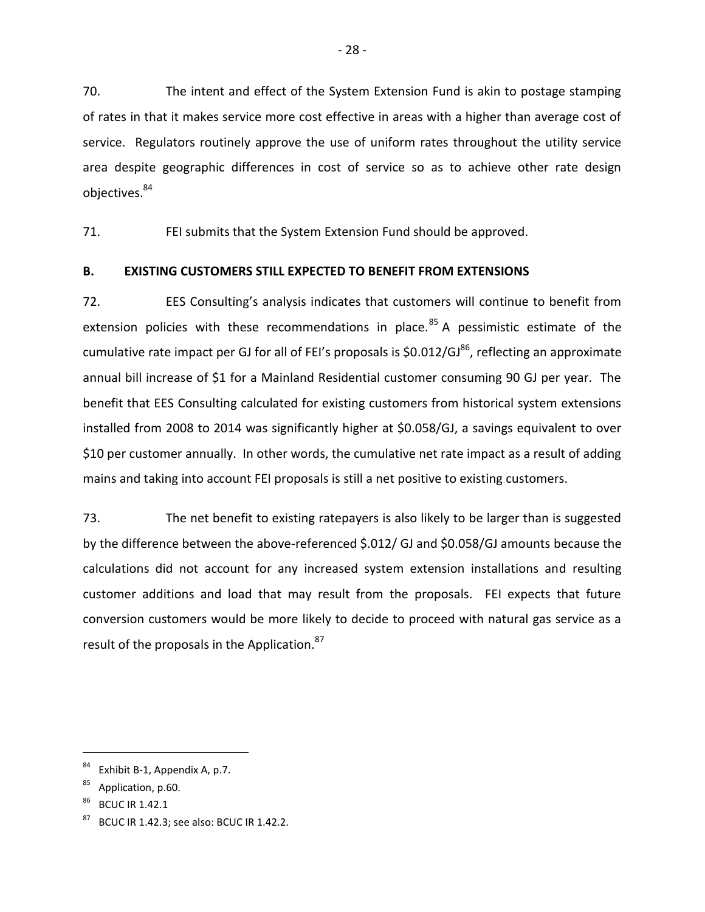70. The intent and effect of the System Extension Fund is akin to postage stamping of rates in that it makes service more cost effective in areas with a higher than average cost of service. Regulators routinely approve the use of uniform rates throughout the utility service area despite geographic differences in cost of service so as to achieve other rate design objectives.[84]

71. FEI submits that the System Extension Fund should be approved.

## B. EXISTING CUSTOMERS STILL EXPECTED TO BENEFIT FROM EXTENSIONS

72. EES Consulting's analysis indicates that customers will continue to benefit from extension policies with these recommendations in place.[85] A pessimistic estimate of the cumulative rate impact per GJ for all of FEI's proposals is $0.012/GJ[86], reflecting an approximate annual bill increase of $1 for a Mainland Residential customer consuming 90 GJ per year. The benefit that EES Consulting calculated for existing customers from historical system extensions installed from 2008 to 2014 was significantly higher at $0.058/GJ, a savings equivalent to over $10 per customer annually. In other words, the cumulative net rate impact as a result of adding mains and taking into account FEI proposals is still a net positive to existing customers.

73. The net benefit to existing ratepayers is also likely to be larger than is suggested by the difference between the above-referenced $.012/ GJ and $0.058/GJ amounts because the calculations did not account for any increased system extension installations and resulting customer additions and load that may result from the proposals. FEI expects that future conversion customers would be more likely to decide to proceed with natural gas service as a result of the proposals in the Application.[87]

---

[84] Exhibit B-1, Appendix A, p.7.

[85] Application, p.60.

[86] BCUC IR 1.42.1

[87] BCUC IR 1.42.3; see also: BCUC IR 1.42.2.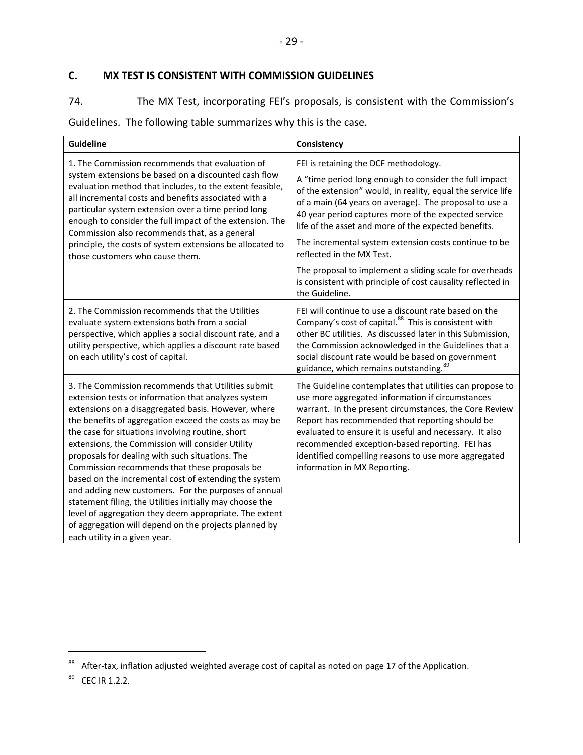## C. MX TEST IS CONSISTENT WITH COMMISSION GUIDELINES

74. The MX Test, incorporating FEI's proposals, is consistent with the Commission's Guidelines. The following table summarizes why this is the case.

| Guideline | Consistency |
| --- | --- |
| 1. The Commission recommends that evaluation of system extensions be based on a discounted cash flow evaluation method that includes, to the extent feasible, all incremental costs and benefits associated with a particular system extension over a time period long enough to consider the full impact of the extension. The Commission also recommends that, as a general principle, the costs of system extensions be allocated to those customers who cause them. | FEI is retaining the DCF methodology.<br><br>A "time period long enough to consider the full impact of the extension" would, in reality, equal the service life of a main (64 years on average). The proposal to use a 40 year period captures more of the expected service life of the asset and more of the expected benefits.<br><br>The incremental system extension costs continue to be reflected in the MX Test.<br><br>The proposal to implement a sliding scale for overheads is consistent with principle of cost causality reflected in the Guideline. |
| 2. The Commission recommends that the Utilities evaluate system extensions both from a social perspective, which applies a social discount rate, and a utility perspective, which applies a discount rate based on each utility's cost of capital. | FEI will continue to use a discount rate based on the Company's cost of capital.[88] This is consistent with other BC utilities. As discussed later in this Submission, the Commission acknowledged in the Guidelines that a social discount rate would be based on government guidance, which remains outstanding.[89] |
| 3. The Commission recommends that Utilities submit extension tests or information that analyzes system extensions on a disaggregated basis. However, where the benefits of aggregation exceed the costs as may be the case for situations involving routine, short extensions, the Commission will consider Utility proposals for dealing with such situations. The Commission recommends that these proposals be based on the incremental cost of extending the system and adding new customers. For the purposes of annual statement filing, the Utilities initially may choose the level of aggregation they deem appropriate. The extent of aggregation will depend on the projects planned by each utility in a given year. | The Guideline contemplates that utilities can propose to use more aggregated information if circumstances warrant. In the present circumstances, the Core Review Report has recommended that reporting should be evaluated to ensure it is useful and necessary. It also recommended exception-based reporting. FEI has identified compelling reasons to use more aggregated information in MX Reporting. |

[88] After-tax, inflation adjusted weighted average cost of capital as noted on page 17 of the Application.

[89] CEC IR 1.2.2.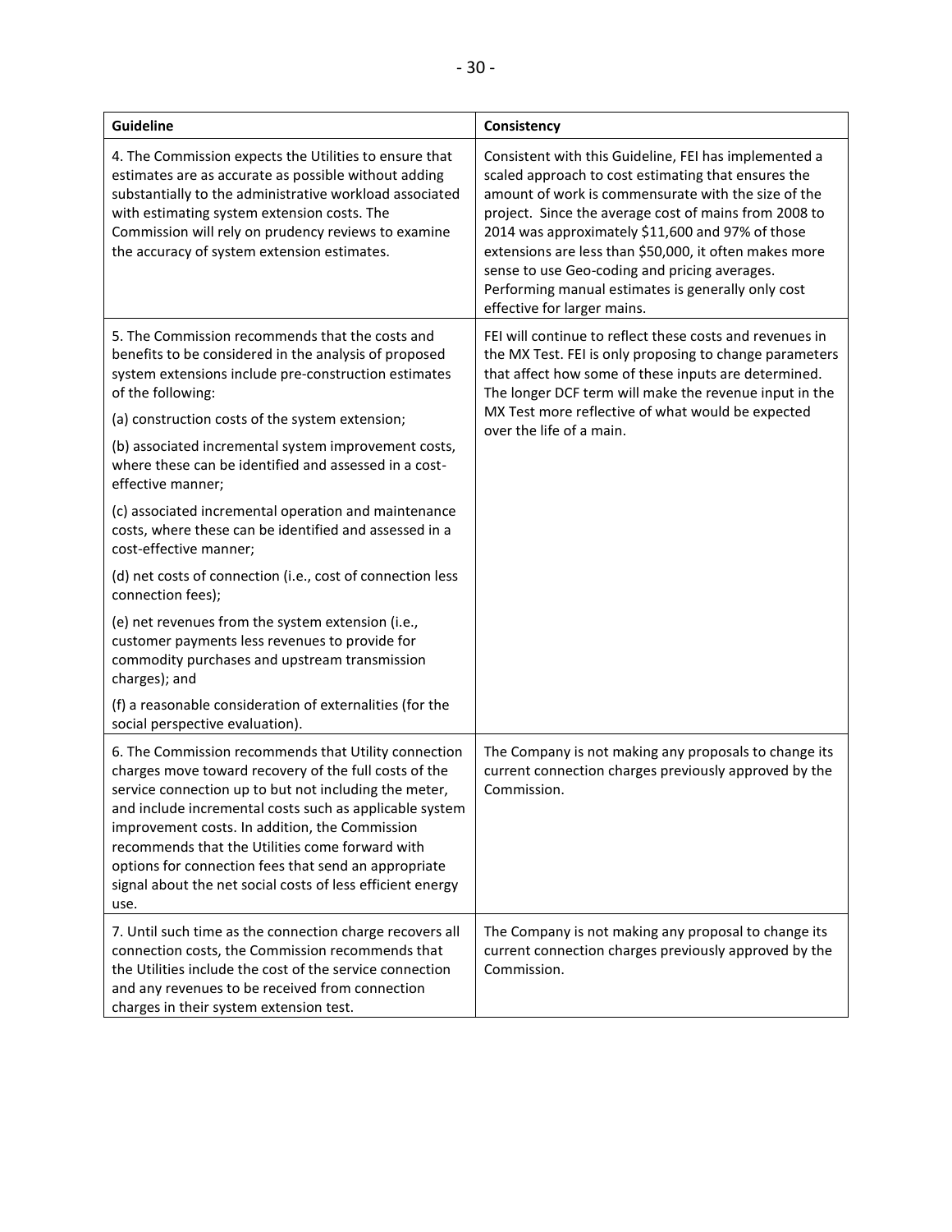| Guideline | Consistency |
|---|---|
| 4. The Commission expects the Utilities to ensure that estimates are as accurate as possible without adding substantially to the administrative workload associated with estimating system extension costs. The Commission will rely on prudency reviews to examine the accuracy of system extension estimates. | Consistent with this Guideline, FEI has implemented a scaled approach to cost estimating that ensures the amount of work is commensurate with the size of the project. Since the average cost of mains from 2008 to 2014 was approximately $11,600 and 97% of those extensions are less than $50,000, it often makes more sense to use Geo-coding and pricing averages. Performing manual estimates is generally only cost effective for larger mains. |
| 5. The Commission recommends that the costs and benefits to be considered in the analysis of proposed system extensions include pre-construction estimates of the following:<br>(a) construction costs of the system extension;<br>(b) associated incremental system improvement costs, where these can be identified and assessed in a cost-effective manner;<br>(c) associated incremental operation and maintenance costs, where these can be identified and assessed in a cost-effective manner;<br>(d) net costs of connection (i.e., cost of connection less connection fees);<br>(e) net revenues from the system extension (i.e., customer payments less revenues to provide for commodity purchases and upstream transmission charges); and<br>(f) a reasonable consideration of externalities (for the social perspective evaluation). | FEI will continue to reflect these costs and revenues in the MX Test. FEI is only proposing to change parameters that affect how some of these inputs are determined. The longer DCF term will make the revenue input in the MX Test more reflective of what would be expected over the life of a main. |
| 6. The Commission recommends that Utility connection charges move toward recovery of the full costs of the service connection up to but not including the meter, and include incremental costs such as applicable system improvement costs. In addition, the Commission recommends that the Utilities come forward with options for connection fees that send an appropriate signal about the net social costs of less efficient energy use. | The Company is not making any proposals to change its current connection charges previously approved by the Commission. |
| 7. Until such time as the connection charge recovers all connection costs, the Commission recommends that the Utilities include the cost of the service connection and any revenues to be received from connection charges in their system extension test. | The Company is not making any proposal to change its current connection charges previously approved by the Commission. |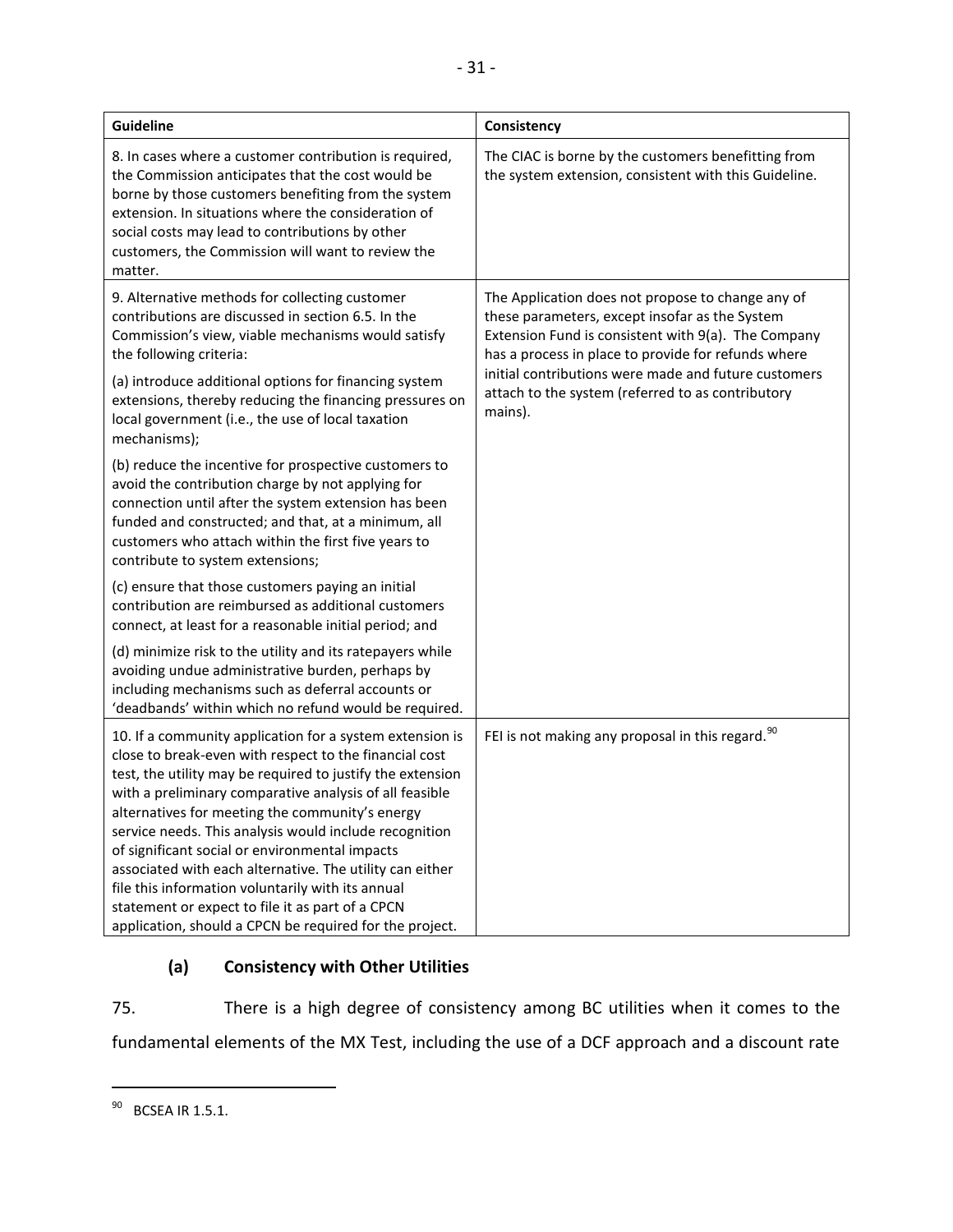| Guideline | Consistency |
| --- | --- |
| 8. In cases where a customer contribution is required, the Commission anticipates that the cost would be borne by those customers benefiting from the system extension. In situations where the consideration of social costs may lead to contributions by other customers, the Commission will want to review the matter. | The CIAC is borne by the customers benefitting from the system extension, consistent with this Guideline. |
| 9. Alternative methods for collecting customer contributions are discussed in section 6.5. In the Commission's view, viable mechanisms would satisfy the following criteria:<br><br>(a) introduce additional options for financing system extensions, thereby reducing the financing pressures on local government (i.e., the use of local taxation mechanisms);<br><br>(b) reduce the incentive for prospective customers to avoid the contribution charge by not applying for connection until after the system extension has been funded and constructed; and that, at a minimum, all customers who attach within the first five years to contribute to system extensions;<br><br>(c) ensure that those customers paying an initial contribution are reimbursed as additional customers connect, at least for a reasonable initial period; and<br><br>(d) minimize risk to the utility and its ratepayers while avoiding undue administrative burden, perhaps by including mechanisms such as deferral accounts or 'deadbands' within which no refund would be required. | The Application does not propose to change any of these parameters, except insofar as the System Extension Fund is consistent with 9(a). The Company has a process in place to provide for refunds where initial contributions were made and future customers attach to the system (referred to as contributory mains). |
| 10. If a community application for a system extension is close to break-even with respect to the financial cost test, the utility may be required to justify the extension with a preliminary comparative analysis of all feasible alternatives for meeting the community's energy service needs. This analysis would include recognition of significant social or environmental impacts associated with each alternative. The utility can either file this information voluntarily with its annual statement or expect to file it as part of a CPCN application, should a CPCN be required for the project. | FEI is not making any proposal in this regard.[90] |

### (a) Consistency with Other Utilities

75. There is a high degree of consistency among BC utilities when it comes to the fundamental elements of the MX Test, including the use of a DCF approach and a discount rate

[90] BCSEA IR 1.5.1.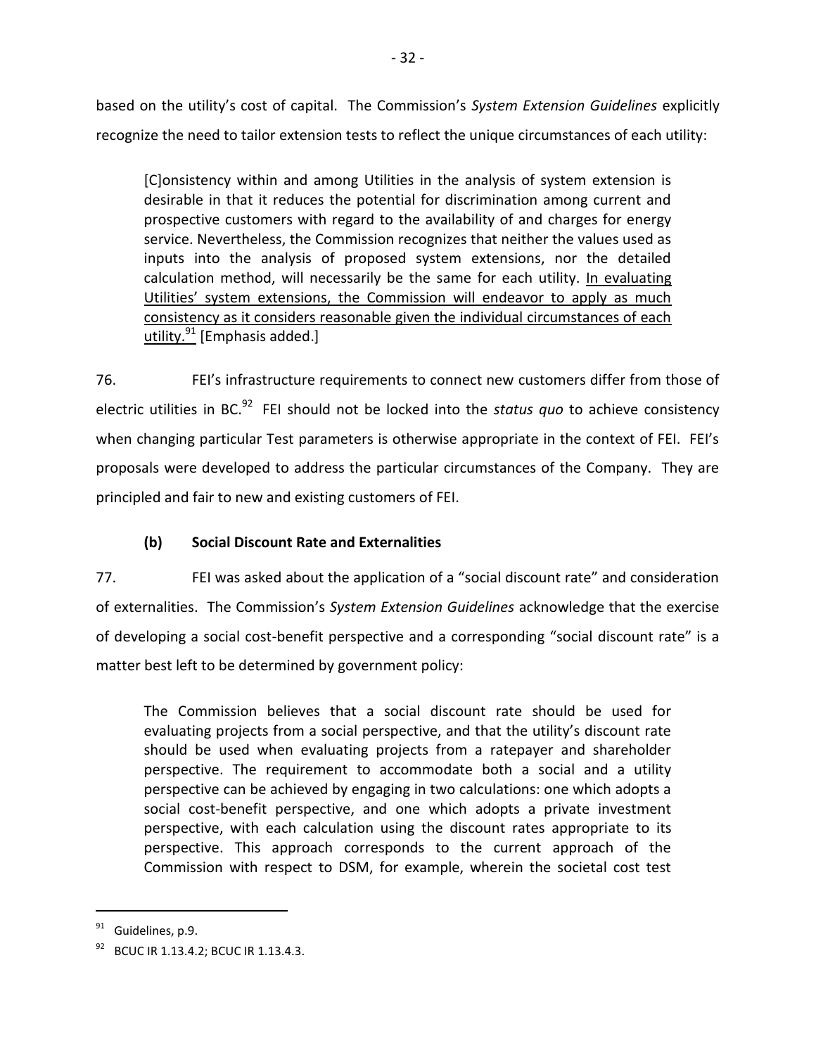based on the utility's cost of capital. The Commission's *System Extension Guidelines* explicitly recognize the need to tailor extension tests to reflect the unique circumstances of each utility:

> [C]onsistency within and among Utilities in the analysis of system extension is desirable in that it reduces the potential for discrimination among current and prospective customers with regard to the availability of and charges for energy service. Nevertheless, the Commission recognizes that neither the values used as inputs into the analysis of proposed system extensions, nor the detailed calculation method, will necessarily be the same for each utility. <u>In evaluating Utilities' system extensions, the Commission will endeavor to apply as much consistency as it considers reasonable given the individual circumstances of each utility.</u>[91] [Emphasis added.]

76. FEI's infrastructure requirements to connect new customers differ from those of electric utilities in BC.[92] FEI should not be locked into the *status quo* to achieve consistency when changing particular Test parameters is otherwise appropriate in the context of FEI. FEI's proposals were developed to address the particular circumstances of the Company. They are principled and fair to new and existing customers of FEI.

### (b) Social Discount Rate and Externalities

77. FEI was asked about the application of a "social discount rate" and consideration of externalities. The Commission's *System Extension Guidelines* acknowledge that the exercise of developing a social cost-benefit perspective and a corresponding "social discount rate" is a matter best left to be determined by government policy:

> The Commission believes that a social discount rate should be used for evaluating projects from a social perspective, and that the utility's discount rate should be used when evaluating projects from a ratepayer and shareholder perspective. The requirement to accommodate both a social and a utility perspective can be achieved by engaging in two calculations: one which adopts a social cost-benefit perspective, and one which adopts a private investment perspective, with each calculation using the discount rates appropriate to its perspective. This approach corresponds to the current approach of the Commission with respect to DSM, for example, wherein the societal cost test

---

[91] Guidelines, p.9.

[92] BCUC IR 1.13.4.2; BCUC IR 1.13.4.3.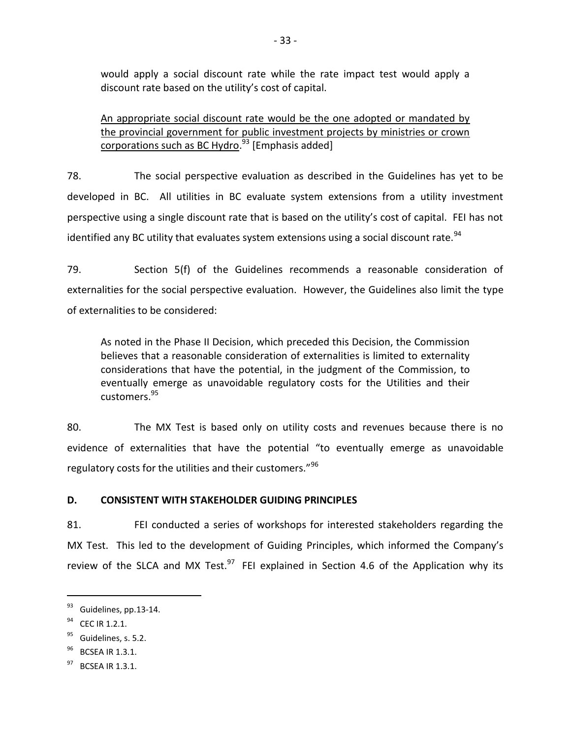would apply a social discount rate while the rate impact test would apply a discount rate based on the utility's cost of capital.

> <u>An appropriate social discount rate would be the one adopted or mandated by the provincial government for public investment projects by ministries or crown corporations such as BC Hydro</u>.[93] [Emphasis added]

78. The social perspective evaluation as described in the Guidelines has yet to be developed in BC. All utilities in BC evaluate system extensions from a utility investment perspective using a single discount rate that is based on the utility's cost of capital. FEI has not identified any BC utility that evaluates system extensions using a social discount rate.[94]

79. Section 5(f) of the Guidelines recommends a reasonable consideration of externalities for the social perspective evaluation. However, the Guidelines also limit the type of externalities to be considered:

> As noted in the Phase II Decision, which preceded this Decision, the Commission believes that a reasonable consideration of externalities is limited to externality considerations that have the potential, in the judgment of the Commission, to eventually emerge as unavoidable regulatory costs for the Utilities and their customers.[95]

80. The MX Test is based only on utility costs and revenues because there is no evidence of externalities that have the potential "to eventually emerge as unavoidable regulatory costs for the utilities and their customers."[96]

## D. CONSISTENT WITH STAKEHOLDER GUIDING PRINCIPLES

81. FEI conducted a series of workshops for interested stakeholders regarding the MX Test. This led to the development of Guiding Principles, which informed the Company's review of the SLCA and MX Test.[97] FEI explained in Section 4.6 of the Application why its

---

[93] Guidelines, pp.13-14.

[94] CEC IR 1.2.1.

[95] Guidelines, s. 5.2.

[96] BCSEA IR 1.3.1.

[97] BCSEA IR 1.3.1.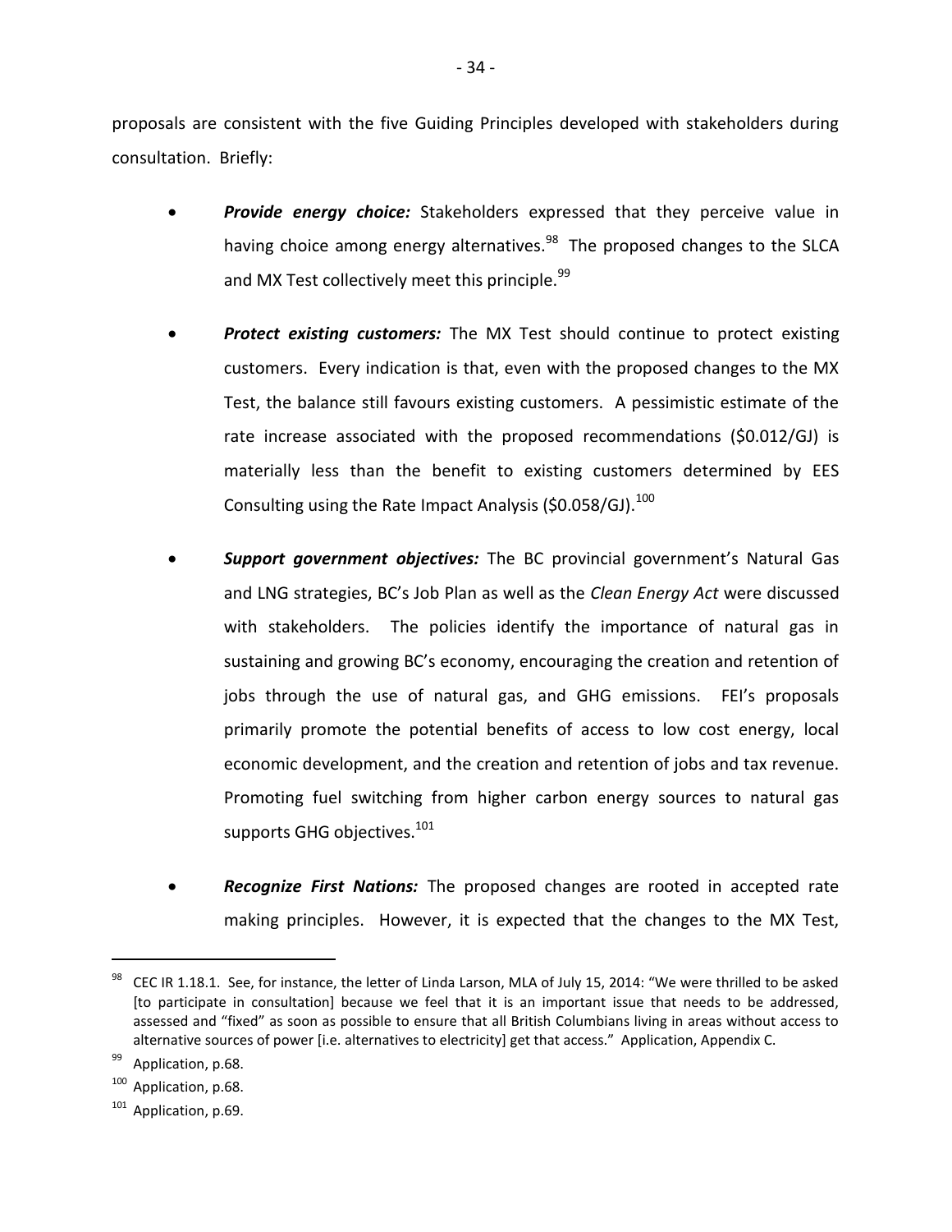proposals are consistent with the five Guiding Principles developed with stakeholders during consultation. Briefly:

- ***Provide energy choice:*** Stakeholders expressed that they perceive value in having choice among energy alternatives.[98] The proposed changes to the SLCA and MX Test collectively meet this principle.[99]

- ***Protect existing customers:*** The MX Test should continue to protect existing customers. Every indication is that, even with the proposed changes to the MX Test, the balance still favours existing customers. A pessimistic estimate of the rate increase associated with the proposed recommendations ($0.012/GJ) is materially less than the benefit to existing customers determined by EES Consulting using the Rate Impact Analysis ($0.058/GJ).[100]

- ***Support government objectives:*** The BC provincial government's Natural Gas and LNG strategies, BC's Job Plan as well as the *Clean Energy Act* were discussed with stakeholders. The policies identify the importance of natural gas in sustaining and growing BC's economy, encouraging the creation and retention of jobs through the use of natural gas, and GHG emissions. FEI's proposals primarily promote the potential benefits of access to low cost energy, local economic development, and the creation and retention of jobs and tax revenue. Promoting fuel switching from higher carbon energy sources to natural gas supports GHG objectives.[101]

- ***Recognize First Nations:*** The proposed changes are rooted in accepted rate making principles. However, it is expected that the changes to the MX Test,

---

[98] CEC IR 1.18.1. See, for instance, the letter of Linda Larson, MLA of July 15, 2014: "We were thrilled to be asked [to participate in consultation] because we feel that it is an important issue that needs to be addressed, assessed and "fixed" as soon as possible to ensure that all British Columbians living in areas without access to alternative sources of power [i.e. alternatives to electricity] get that access." Application, Appendix C.

[99] Application, p.68.

[100] Application, p.68.

[101] Application, p.69.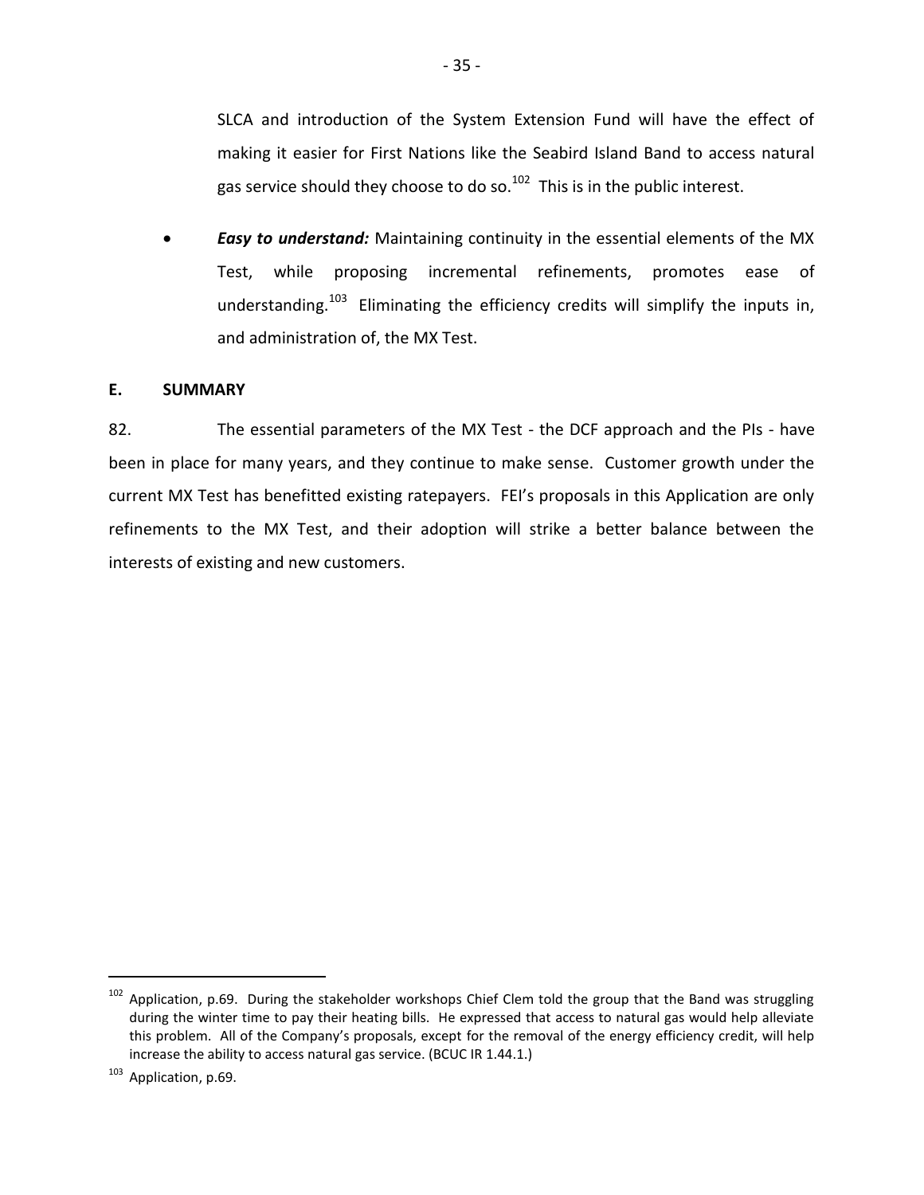SLCA and introduction of the System Extension Fund will have the effect of making it easier for First Nations like the Seabird Island Band to access natural gas service should they choose to do so.[102] This is in the public interest.

- ***Easy to understand:*** Maintaining continuity in the essential elements of the MX Test, while proposing incremental refinements, promotes ease of understanding.[103] Eliminating the efficiency credits will simplify the inputs in, and administration of, the MX Test.

## E. SUMMARY

82. The essential parameters of the MX Test - the DCF approach and the PIs - have been in place for many years, and they continue to make sense. Customer growth under the current MX Test has benefitted existing ratepayers. FEI's proposals in this Application are only refinements to the MX Test, and their adoption will strike a better balance between the interests of existing and new customers.

---

[102] Application, p.69. During the stakeholder workshops Chief Clem told the group that the Band was struggling during the winter time to pay their heating bills. He expressed that access to natural gas would help alleviate this problem. All of the Company's proposals, except for the removal of the energy efficiency credit, will help increase the ability to access natural gas service. (BCUC IR 1.44.1.)

[103] Application, p.69.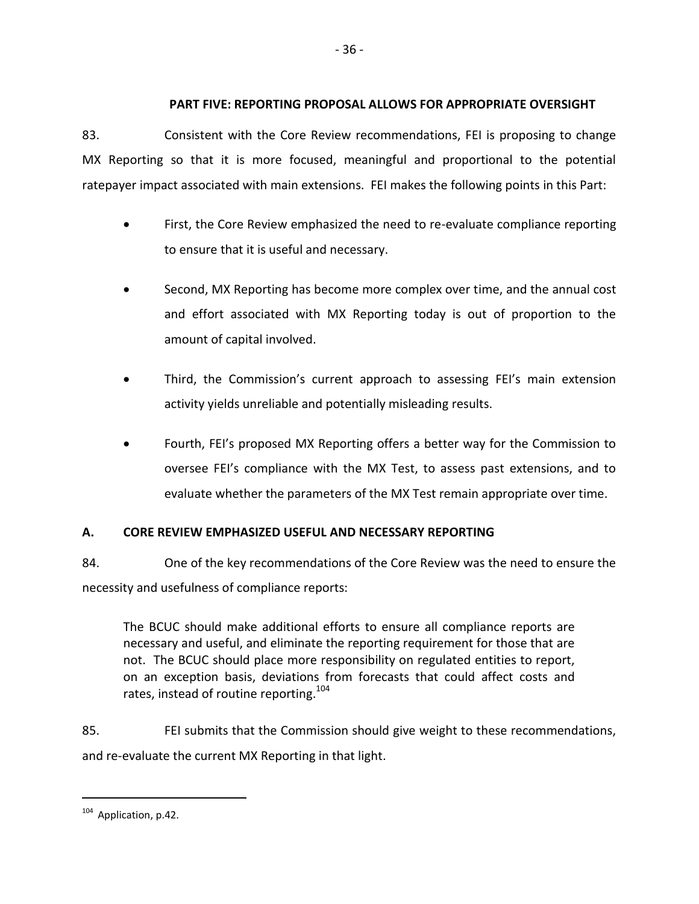## PART FIVE: REPORTING PROPOSAL ALLOWS FOR APPROPRIATE OVERSIGHT

83. Consistent with the Core Review recommendations, FEI is proposing to change MX Reporting so that it is more focused, meaningful and proportional to the potential ratepayer impact associated with main extensions. FEI makes the following points in this Part:

- First, the Core Review emphasized the need to re-evaluate compliance reporting to ensure that it is useful and necessary.
- Second, MX Reporting has become more complex over time, and the annual cost and effort associated with MX Reporting today is out of proportion to the amount of capital involved.
- Third, the Commission's current approach to assessing FEI's main extension activity yields unreliable and potentially misleading results.
- Fourth, FEI's proposed MX Reporting offers a better way for the Commission to oversee FEI's compliance with the MX Test, to assess past extensions, and to evaluate whether the parameters of the MX Test remain appropriate over time.

### A. CORE REVIEW EMPHASIZED USEFUL AND NECESSARY REPORTING

84. One of the key recommendations of the Core Review was the need to ensure the necessity and usefulness of compliance reports:

> The BCUC should make additional efforts to ensure all compliance reports are necessary and useful, and eliminate the reporting requirement for those that are not. The BCUC should place more responsibility on regulated entities to report, on an exception basis, deviations from forecasts that could affect costs and rates, instead of routine reporting.[104]

85. FEI submits that the Commission should give weight to these recommendations, and re-evaluate the current MX Reporting in that light.

[104] Application, p.42.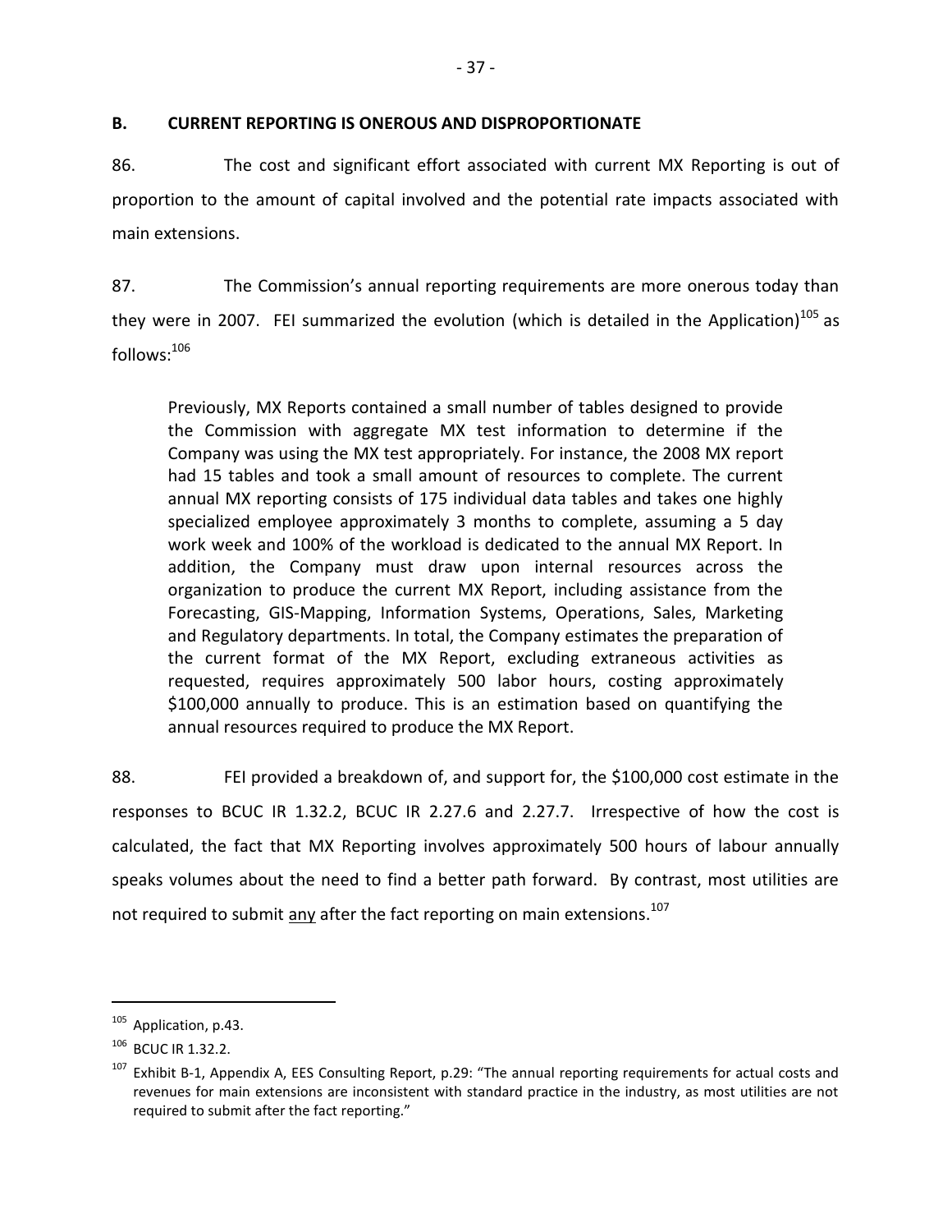## B. CURRENT REPORTING IS ONEROUS AND DISPROPORTIONATE

86. The cost and significant effort associated with current MX Reporting is out of proportion to the amount of capital involved and the potential rate impacts associated with main extensions.

87. The Commission's annual reporting requirements are more onerous today than they were in 2007. FEI summarized the evolution (which is detailed in the Application)[105] as follows:[106]

> Previously, MX Reports contained a small number of tables designed to provide the Commission with aggregate MX test information to determine if the Company was using the MX test appropriately. For instance, the 2008 MX report had 15 tables and took a small amount of resources to complete. The current annual MX reporting consists of 175 individual data tables and takes one highly specialized employee approximately 3 months to complete, assuming a 5 day work week and 100% of the workload is dedicated to the annual MX Report. In addition, the Company must draw upon internal resources across the organization to produce the current MX Report, including assistance from the Forecasting, GIS-Mapping, Information Systems, Operations, Sales, Marketing and Regulatory departments. In total, the Company estimates the preparation of the current format of the MX Report, excluding extraneous activities as requested, requires approximately 500 labor hours, costing approximately \$100,000 annually to produce. This is an estimation based on quantifying the annual resources required to produce the MX Report.

88. FEI provided a breakdown of, and support for, the \$100,000 cost estimate in the responses to BCUC IR 1.32.2, BCUC IR 2.27.6 and 2.27.7. Irrespective of how the cost is calculated, the fact that MX Reporting involves approximately 500 hours of labour annually speaks volumes about the need to find a better path forward. By contrast, most utilities are not required to submit <u>any</u> after the fact reporting on main extensions.[107]

---

[105] Application, p.43.

[106] BCUC IR 1.32.2.

[107] Exhibit B-1, Appendix A, EES Consulting Report, p.29: "The annual reporting requirements for actual costs and revenues for main extensions are inconsistent with standard practice in the industry, as most utilities are not required to submit after the fact reporting."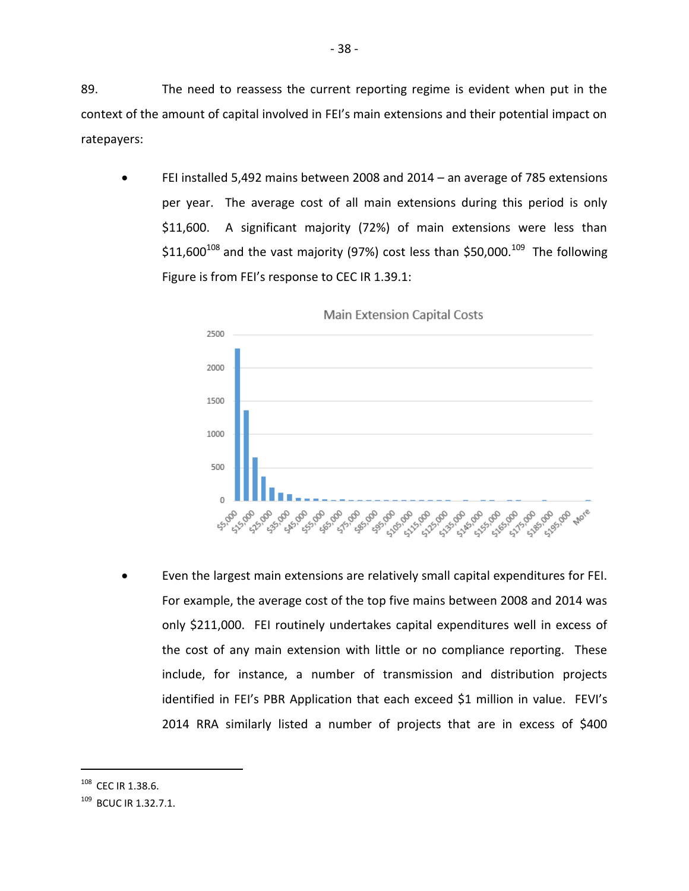89. The need to reassess the current reporting regime is evident when put in the context of the amount of capital involved in FEI's main extensions and their potential impact on ratepayers:

- FEI installed 5,492 mains between 2008 and 2014 – an average of 785 extensions per year. The average cost of all main extensions during this period is only \$11,600. A significant majority (72%) of main extensions were less than \$11,600[108] and the vast majority (97%) cost less than \$50,000.[109] The following Figure is from FEI's response to CEC IR 1.39.1:

Main Extension Capital Costs

- Even the largest main extensions are relatively small capital expenditures for FEI. For example, the average cost of the top five mains between 2008 and 2014 was only \$211,000. FEI routinely undertakes capital expenditures well in excess of the cost of any main extension with little or no compliance reporting. These include, for instance, a number of transmission and distribution projects identified in FEI's PBR Application that each exceed \$1 million in value. FEVI's 2014 RRA similarly listed a number of projects that are in excess of \$400

---

[108] CEC IR 1.38.6.

[109] BCUC IR 1.32.7.1.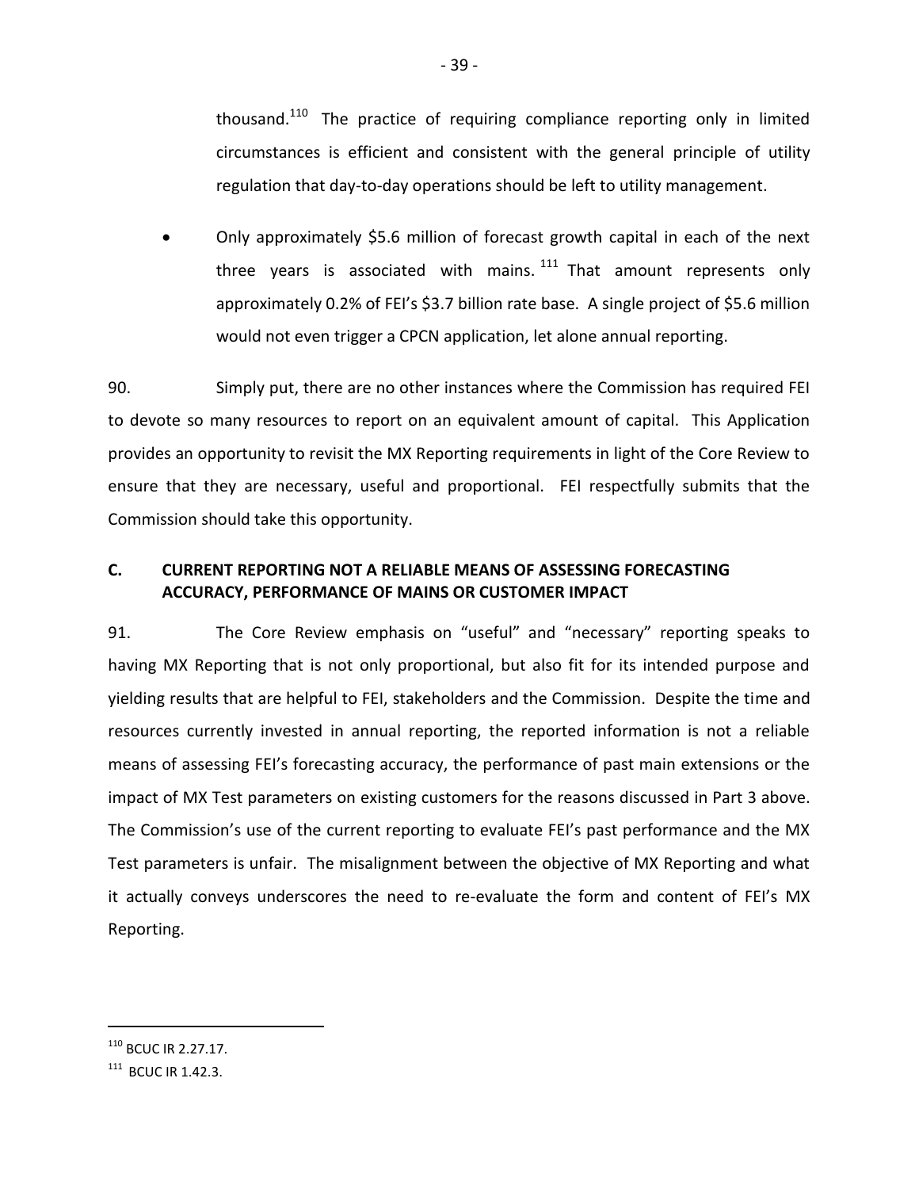thousand.[110] The practice of requiring compliance reporting only in limited circumstances is efficient and consistent with the general principle of utility regulation that day-to-day operations should be left to utility management.

- Only approximately $5.6 million of forecast growth capital in each of the next three years is associated with mains.[111] That amount represents only approximately 0.2% of FEI's $3.7 billion rate base. A single project of $5.6 million would not even trigger a CPCN application, let alone annual reporting.

90. Simply put, there are no other instances where the Commission has required FEI to devote so many resources to report on an equivalent amount of capital. This Application provides an opportunity to revisit the MX Reporting requirements in light of the Core Review to ensure that they are necessary, useful and proportional. FEI respectfully submits that the Commission should take this opportunity.

## C. CURRENT REPORTING NOT A RELIABLE MEANS OF ASSESSING FORECASTING ACCURACY, PERFORMANCE OF MAINS OR CUSTOMER IMPACT

91. The Core Review emphasis on "useful" and "necessary" reporting speaks to having MX Reporting that is not only proportional, but also fit for its intended purpose and yielding results that are helpful to FEI, stakeholders and the Commission. Despite the time and resources currently invested in annual reporting, the reported information is not a reliable means of assessing FEI's forecasting accuracy, the performance of past main extensions or the impact of MX Test parameters on existing customers for the reasons discussed in Part 3 above. The Commission's use of the current reporting to evaluate FEI's past performance and the MX Test parameters is unfair. The misalignment between the objective of MX Reporting and what it actually conveys underscores the need to re-evaluate the form and content of FEI's MX Reporting.

---

[110] BCUC IR 2.27.17.

[111] BCUC IR 1.42.3.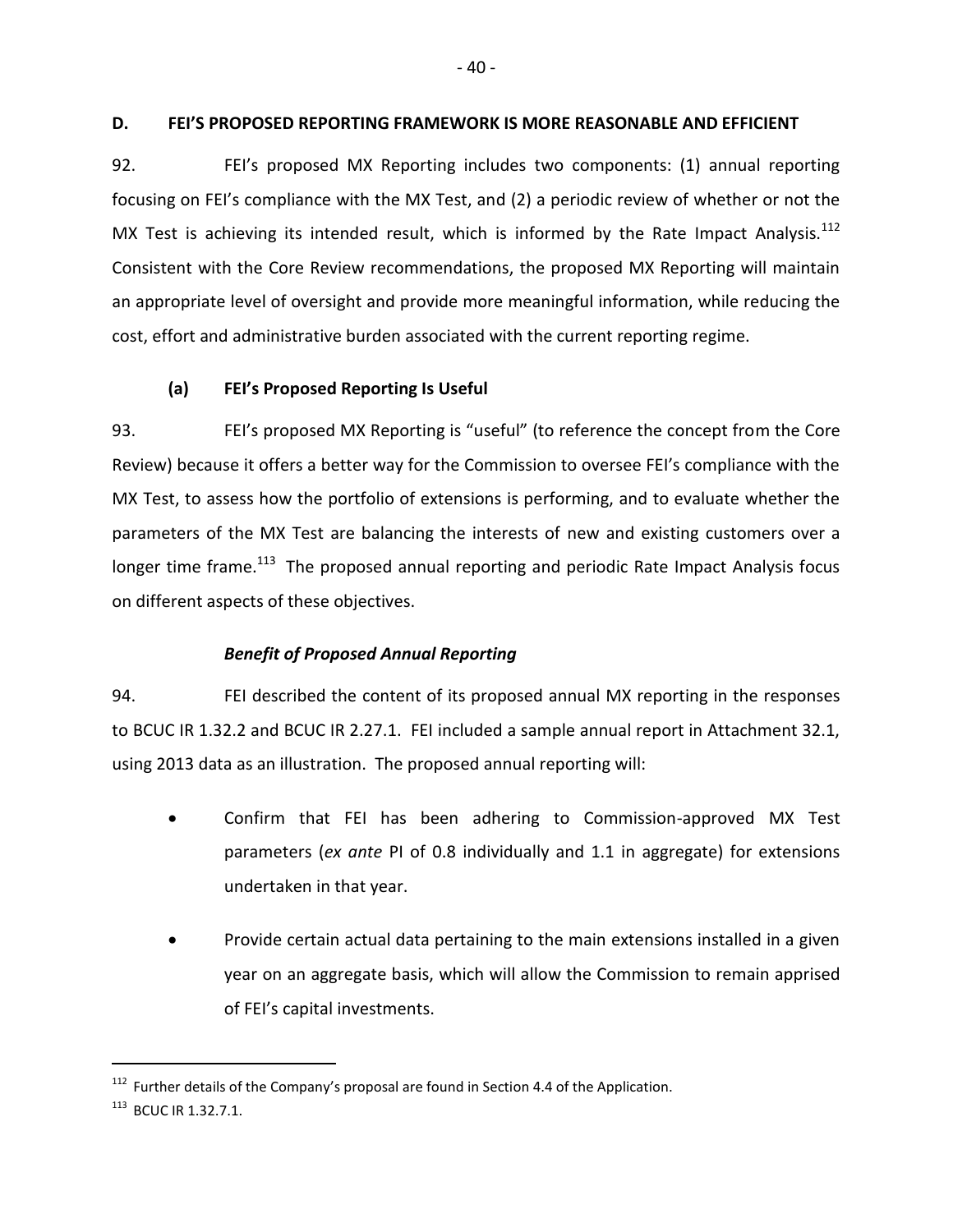## D. FEI'S PROPOSED REPORTING FRAMEWORK IS MORE REASONABLE AND EFFICIENT

92. FEI's proposed MX Reporting includes two components: (1) annual reporting focusing on FEI's compliance with the MX Test, and (2) a periodic review of whether or not the MX Test is achieving its intended result, which is informed by the Rate Impact Analysis.[112] Consistent with the Core Review recommendations, the proposed MX Reporting will maintain an appropriate level of oversight and provide more meaningful information, while reducing the cost, effort and administrative burden associated with the current reporting regime.

### (a) FEI's Proposed Reporting Is Useful

93. FEI's proposed MX Reporting is "useful" (to reference the concept from the Core Review) because it offers a better way for the Commission to oversee FEI's compliance with the MX Test, to assess how the portfolio of extensions is performing, and to evaluate whether the parameters of the MX Test are balancing the interests of new and existing customers over a longer time frame.[113] The proposed annual reporting and periodic Rate Impact Analysis focus on different aspects of these objectives.

#### *Benefit of Proposed Annual Reporting*

94. FEI described the content of its proposed annual MX reporting in the responses to BCUC IR 1.32.2 and BCUC IR 2.27.1. FEI included a sample annual report in Attachment 32.1, using 2013 data as an illustration. The proposed annual reporting will:

- Confirm that FEI has been adhering to Commission-approved MX Test parameters (*ex ante* PI of 0.8 individually and 1.1 in aggregate) for extensions undertaken in that year.
- Provide certain actual data pertaining to the main extensions installed in a given year on an aggregate basis, which will allow the Commission to remain apprised of FEI's capital investments.

---

[112] Further details of the Company's proposal are found in Section 4.4 of the Application.

[113] BCUC IR 1.32.7.1.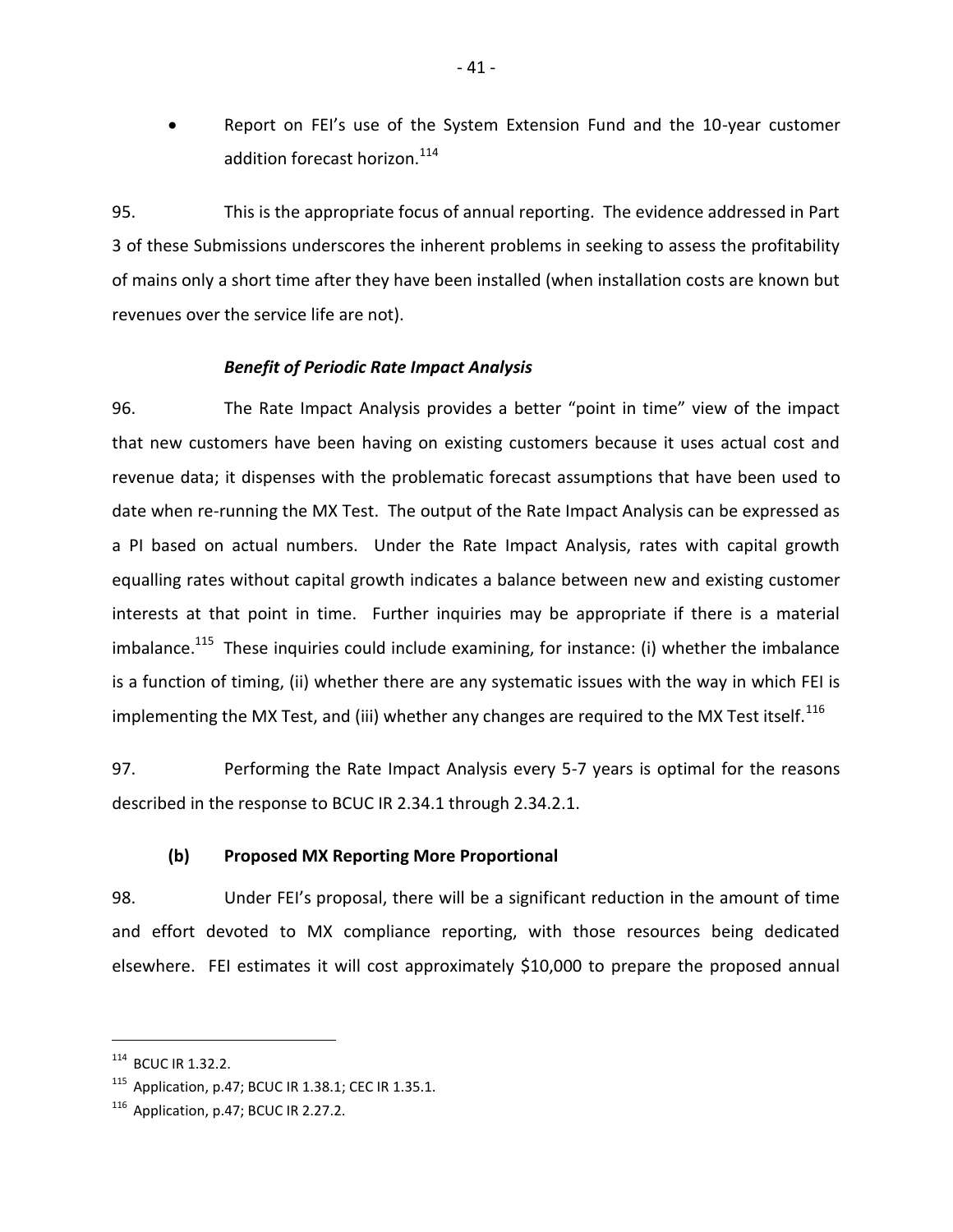- Report on FEI's use of the System Extension Fund and the 10-year customer addition forecast horizon.[114]

95. This is the appropriate focus of annual reporting. The evidence addressed in Part 3 of these Submissions underscores the inherent problems in seeking to assess the profitability of mains only a short time after they have been installed (when installation costs are known but revenues over the service life are not).

### *Benefit of Periodic Rate Impact Analysis*

96. The Rate Impact Analysis provides a better "point in time" view of the impact that new customers have been having on existing customers because it uses actual cost and revenue data; it dispenses with the problematic forecast assumptions that have been used to date when re-running the MX Test. The output of the Rate Impact Analysis can be expressed as a PI based on actual numbers. Under the Rate Impact Analysis, rates with capital growth equalling rates without capital growth indicates a balance between new and existing customer interests at that point in time. Further inquiries may be appropriate if there is a material imbalance.[115] These inquiries could include examining, for instance: (i) whether the imbalance is a function of timing, (ii) whether there are any systematic issues with the way in which FEI is implementing the MX Test, and (iii) whether any changes are required to the MX Test itself.[116]

97. Performing the Rate Impact Analysis every 5-7 years is optimal for the reasons described in the response to BCUC IR 2.34.1 through 2.34.2.1.

### (b) Proposed MX Reporting More Proportional

98. Under FEI's proposal, there will be a significant reduction in the amount of time and effort devoted to MX compliance reporting, with those resources being dedicated elsewhere. FEI estimates it will cost approximately $10,000 to prepare the proposed annual

---

[114] BCUC IR 1.32.2.

[115] Application, p.47; BCUC IR 1.38.1; CEC IR 1.35.1.

[116] Application, p.47; BCUC IR 2.27.2.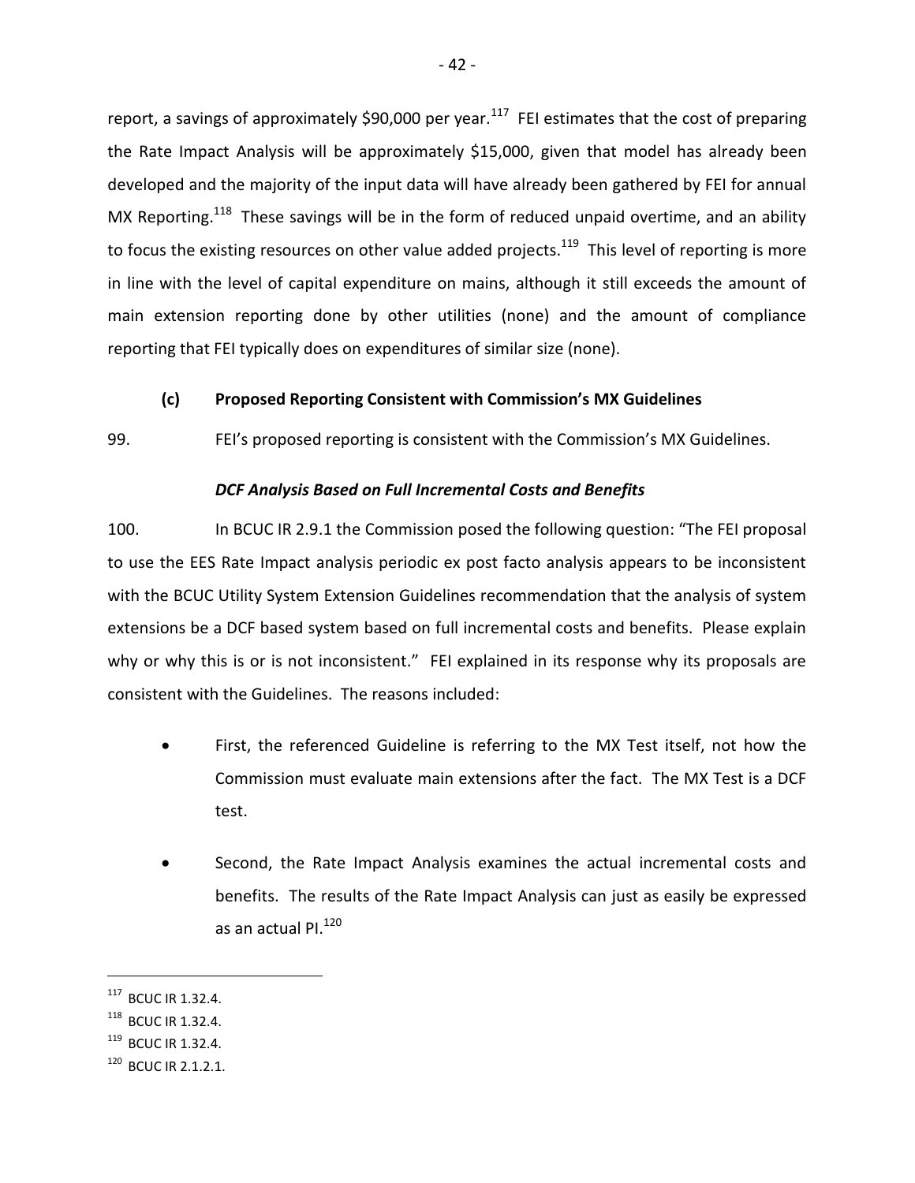report, a savings of approximately $90,000 per year.[117] FEI estimates that the cost of preparing the Rate Impact Analysis will be approximately $15,000, given that model has already been developed and the majority of the input data will have already been gathered by FEI for annual MX Reporting.[118] These savings will be in the form of reduced unpaid overtime, and an ability to focus the existing resources on other value added projects.[119] This level of reporting is more in line with the level of capital expenditure on mains, although it still exceeds the amount of main extension reporting done by other utilities (none) and the amount of compliance reporting that FEI typically does on expenditures of similar size (none).

### (c) Proposed Reporting Consistent with Commission's MX Guidelines

99. FEI's proposed reporting is consistent with the Commission's MX Guidelines.

***DCF Analysis Based on Full Incremental Costs and Benefits***

100. In BCUC IR 2.9.1 the Commission posed the following question: "The FEI proposal to use the EES Rate Impact analysis periodic ex post facto analysis appears to be inconsistent with the BCUC Utility System Extension Guidelines recommendation that the analysis of system extensions be a DCF based system based on full incremental costs and benefits. Please explain why or why this is or is not inconsistent." FEI explained in its response why its proposals are consistent with the Guidelines. The reasons included:

- First, the referenced Guideline is referring to the MX Test itself, not how the Commission must evaluate main extensions after the fact. The MX Test is a DCF test.
- Second, the Rate Impact Analysis examines the actual incremental costs and benefits. The results of the Rate Impact Analysis can just as easily be expressed as an actual PI.[120]

---

[117] BCUC IR 1.32.4.

[118] BCUC IR 1.32.4.

[119] BCUC IR 1.32.4.

[120] BCUC IR 2.1.2.1.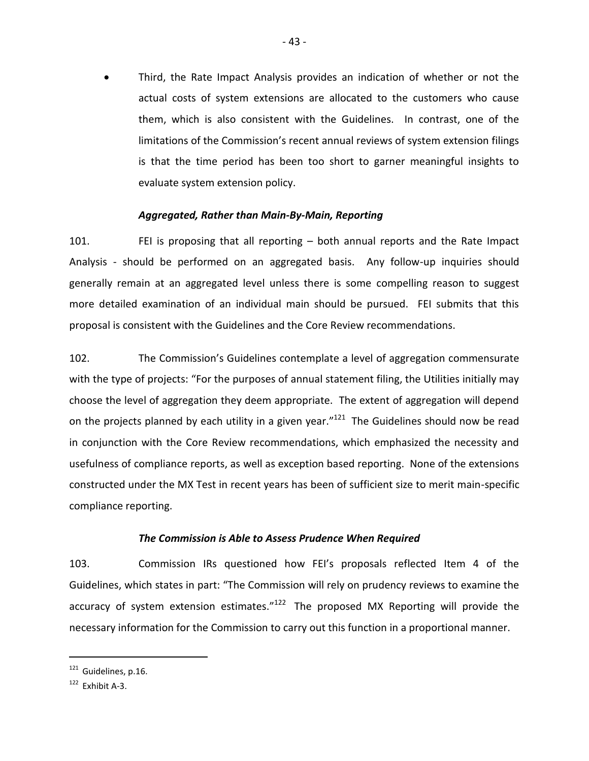- Third, the Rate Impact Analysis provides an indication of whether or not the actual costs of system extensions are allocated to the customers who cause them, which is also consistent with the Guidelines. In contrast, one of the limitations of the Commission's recent annual reviews of system extension filings is that the time period has been too short to garner meaningful insights to evaluate system extension policy.

### *Aggregated, Rather than Main-By-Main, Reporting*

101. FEI is proposing that all reporting – both annual reports and the Rate Impact Analysis - should be performed on an aggregated basis. Any follow-up inquiries should generally remain at an aggregated level unless there is some compelling reason to suggest more detailed examination of an individual main should be pursued. FEI submits that this proposal is consistent with the Guidelines and the Core Review recommendations.

102. The Commission's Guidelines contemplate a level of aggregation commensurate with the type of projects: "For the purposes of annual statement filing, the Utilities initially may choose the level of aggregation they deem appropriate. The extent of aggregation will depend on the projects planned by each utility in a given year."[121] The Guidelines should now be read in conjunction with the Core Review recommendations, which emphasized the necessity and usefulness of compliance reports, as well as exception based reporting. None of the extensions constructed under the MX Test in recent years has been of sufficient size to merit main-specific compliance reporting.

### *The Commission is Able to Assess Prudence When Required*

103. Commission IRs questioned how FEI's proposals reflected Item 4 of the Guidelines, which states in part: "The Commission will rely on prudency reviews to examine the accuracy of system extension estimates."[122] The proposed MX Reporting will provide the necessary information for the Commission to carry out this function in a proportional manner.

---

[121] Guidelines, p.16.

[122] Exhibit A-3.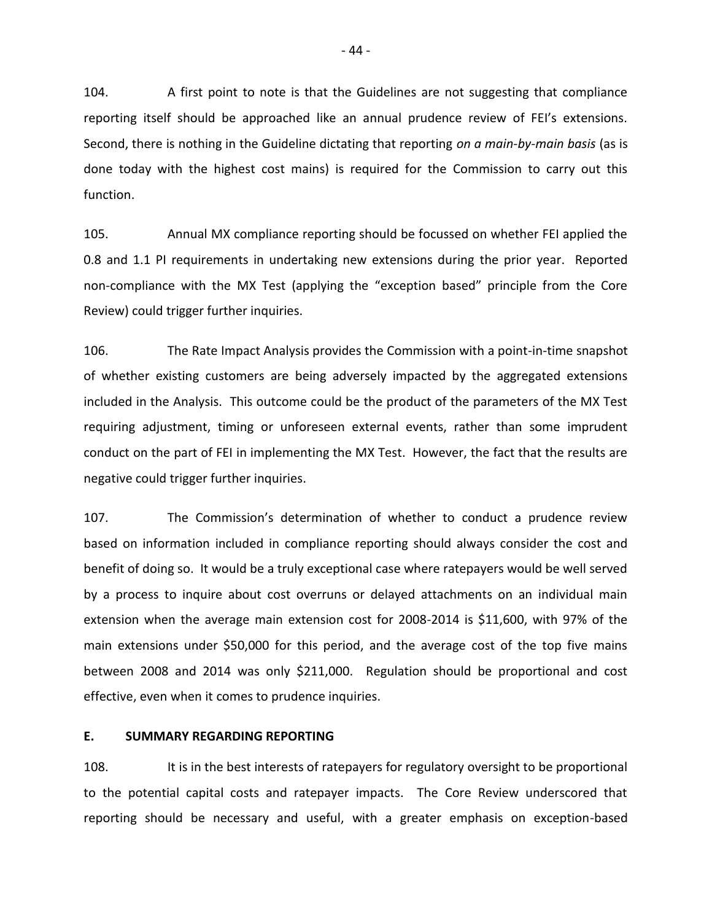104. A first point to note is that the Guidelines are not suggesting that compliance reporting itself should be approached like an annual prudence review of FEI's extensions. Second, there is nothing in the Guideline dictating that reporting *on a main-by-main basis* (as is done today with the highest cost mains) is required for the Commission to carry out this function.

105. Annual MX compliance reporting should be focussed on whether FEI applied the 0.8 and 1.1 PI requirements in undertaking new extensions during the prior year. Reported non-compliance with the MX Test (applying the "exception based" principle from the Core Review) could trigger further inquiries.

106. The Rate Impact Analysis provides the Commission with a point-in-time snapshot of whether existing customers are being adversely impacted by the aggregated extensions included in the Analysis. This outcome could be the product of the parameters of the MX Test requiring adjustment, timing or unforeseen external events, rather than some imprudent conduct on the part of FEI in implementing the MX Test. However, the fact that the results are negative could trigger further inquiries.

107. The Commission's determination of whether to conduct a prudence review based on information included in compliance reporting should always consider the cost and benefit of doing so. It would be a truly exceptional case where ratepayers would be well served by a process to inquire about cost overruns or delayed attachments on an individual main extension when the average main extension cost for 2008-2014 is $11,600, with 97% of the main extensions under $50,000 for this period, and the average cost of the top five mains between 2008 and 2014 was only $211,000. Regulation should be proportional and cost effective, even when it comes to prudence inquiries.

## E. SUMMARY REGARDING REPORTING

108. It is in the best interests of ratepayers for regulatory oversight to be proportional to the potential capital costs and ratepayer impacts. The Core Review underscored that reporting should be necessary and useful, with a greater emphasis on exception-based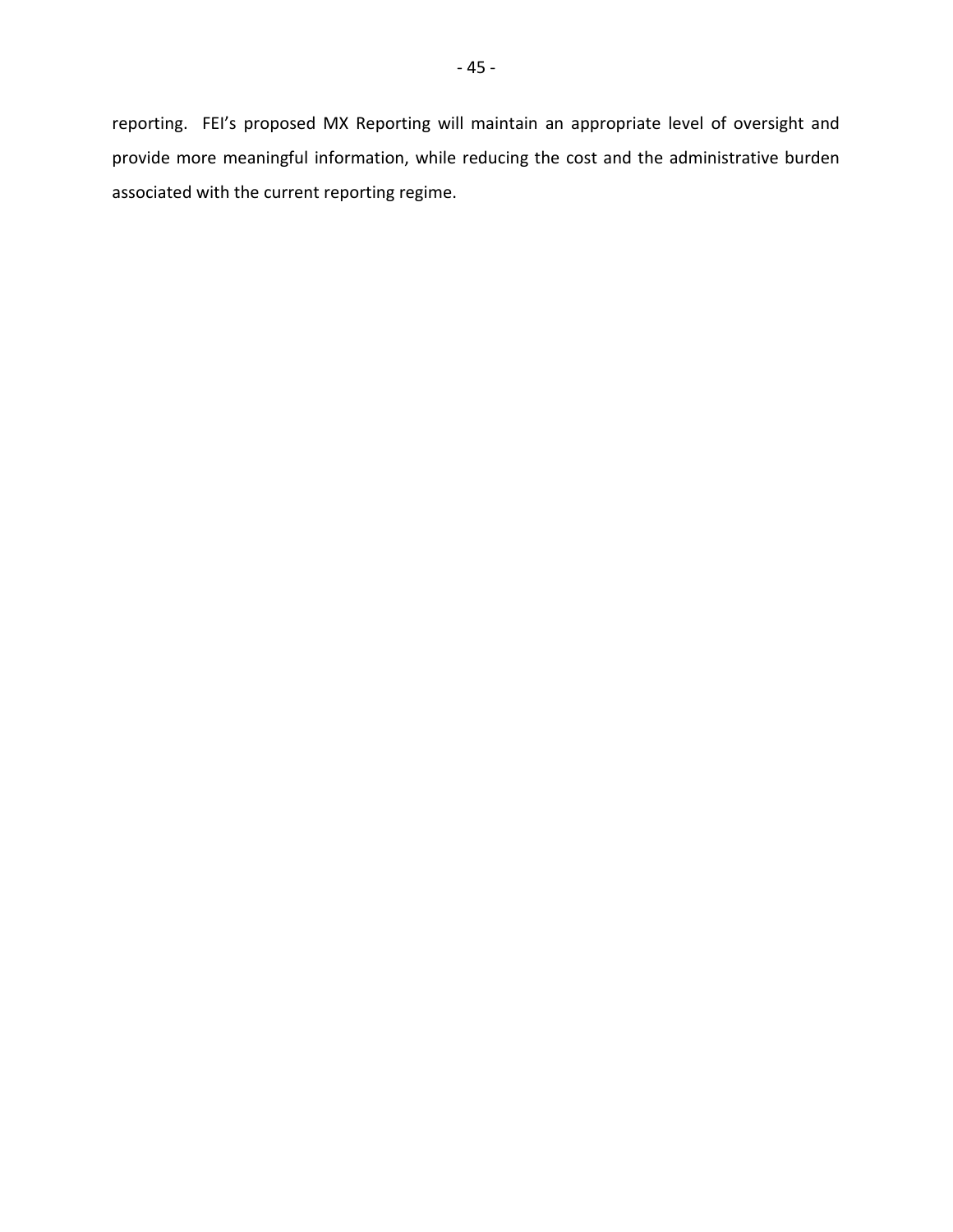reporting. FEI's proposed MX Reporting will maintain an appropriate level of oversight and provide more meaningful information, while reducing the cost and the administrative burden associated with the current reporting regime.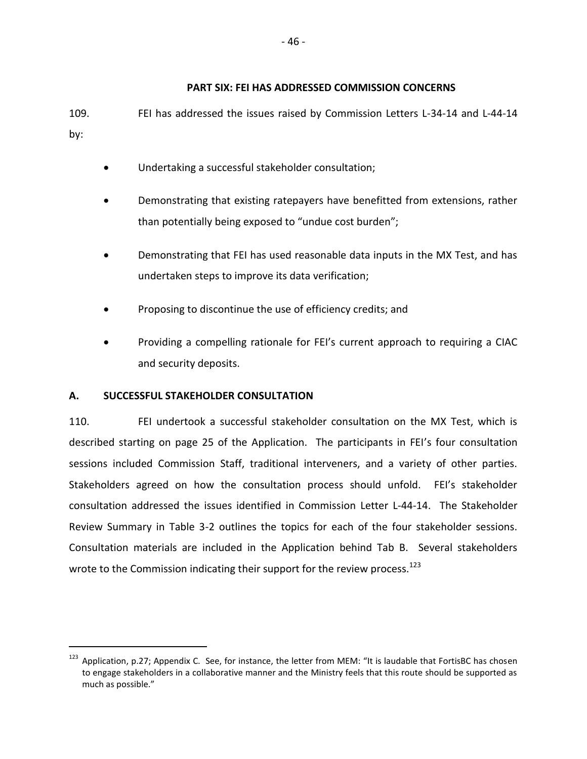## PART SIX: FEI HAS ADDRESSED COMMISSION CONCERNS

109. FEI has addressed the issues raised by Commission Letters L-34-14 and L-44-14 by:

- Undertaking a successful stakeholder consultation;
- Demonstrating that existing ratepayers have benefitted from extensions, rather than potentially being exposed to "undue cost burden";
- Demonstrating that FEI has used reasonable data inputs in the MX Test, and has undertaken steps to improve its data verification;
- Proposing to discontinue the use of efficiency credits; and
- Providing a compelling rationale for FEI's current approach to requiring a CIAC and security deposits.

### A. SUCCESSFUL STAKEHOLDER CONSULTATION

110. FEI undertook a successful stakeholder consultation on the MX Test, which is described starting on page 25 of the Application. The participants in FEI's four consultation sessions included Commission Staff, traditional interveners, and a variety of other parties. Stakeholders agreed on how the consultation process should unfold. FEI's stakeholder consultation addressed the issues identified in Commission Letter L-44-14. The Stakeholder Review Summary in Table 3-2 outlines the topics for each of the four stakeholder sessions. Consultation materials are included in the Application behind Tab B. Several stakeholders wrote to the Commission indicating their support for the review process.[123]

---

[123] Application, p.27; Appendix C. See, for instance, the letter from MEM: "It is laudable that FortisBC has chosen to engage stakeholders in a collaborative manner and the Ministry feels that this route should be supported as much as possible."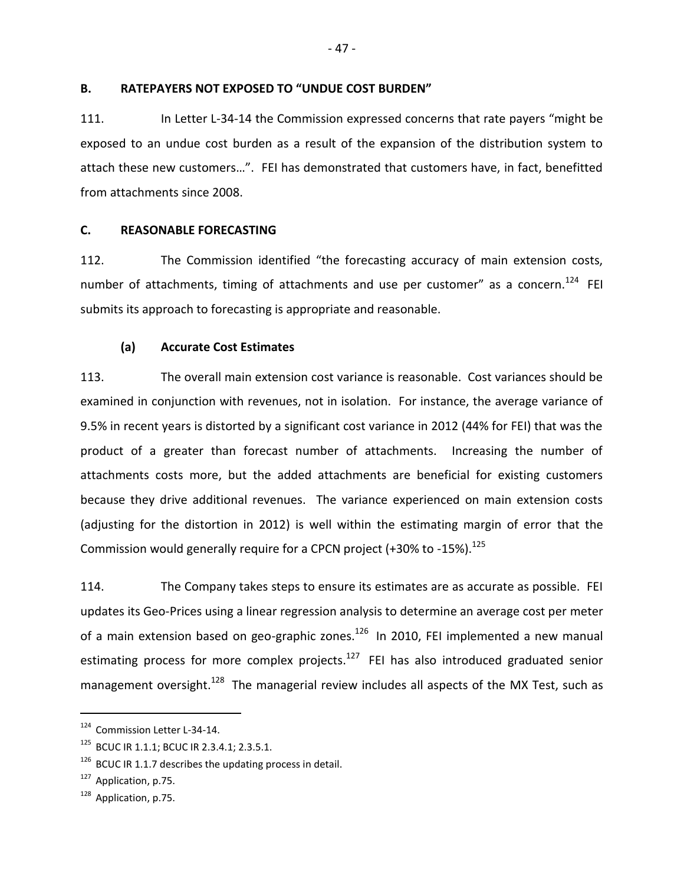## B. RATEPAYERS NOT EXPOSED TO "UNDUE COST BURDEN"

111. In Letter L-34-14 the Commission expressed concerns that rate payers "might be exposed to an undue cost burden as a result of the expansion of the distribution system to attach these new customers…". FEI has demonstrated that customers have, in fact, benefitted from attachments since 2008.

## C. REASONABLE FORECASTING

112. The Commission identified "the forecasting accuracy of main extension costs, number of attachments, timing of attachments and use per customer" as a concern.[124] FEI submits its approach to forecasting is appropriate and reasonable.

### (a) Accurate Cost Estimates

113. The overall main extension cost variance is reasonable. Cost variances should be examined in conjunction with revenues, not in isolation. For instance, the average variance of 9.5% in recent years is distorted by a significant cost variance in 2012 (44% for FEI) that was the product of a greater than forecast number of attachments. Increasing the number of attachments costs more, but the added attachments are beneficial for existing customers because they drive additional revenues. The variance experienced on main extension costs (adjusting for the distortion in 2012) is well within the estimating margin of error that the Commission would generally require for a CPCN project (+30% to -15%).[125]

114. The Company takes steps to ensure its estimates are as accurate as possible. FEI updates its Geo-Prices using a linear regression analysis to determine an average cost per meter of a main extension based on geo-graphic zones.[126] In 2010, FEI implemented a new manual estimating process for more complex projects.[127] FEI has also introduced graduated senior management oversight.[128] The managerial review includes all aspects of the MX Test, such as

---

[124] Commission Letter L-34-14.

[125] BCUC IR 1.1.1; BCUC IR 2.3.4.1; 2.3.5.1.

[126] BCUC IR 1.1.7 describes the updating process in detail.

[127] Application, p.75.

[128] Application, p.75.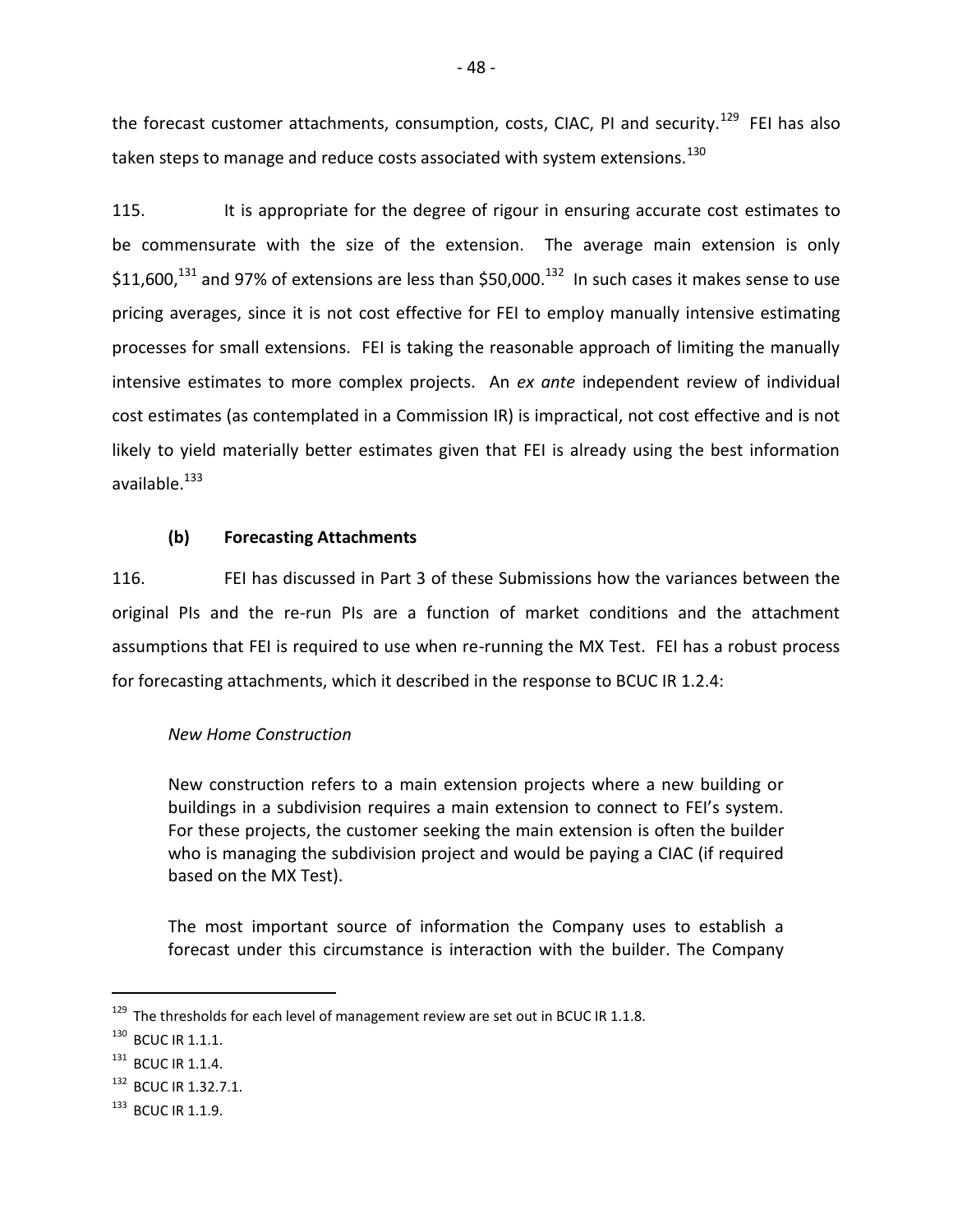the forecast customer attachments, consumption, costs, CIAC, PI and security.[129] FEI has also taken steps to manage and reduce costs associated with system extensions.[130]

115. It is appropriate for the degree of rigour in ensuring accurate cost estimates to be commensurate with the size of the extension. The average main extension is only $11,600,[131] and 97% of extensions are less than $50,000.[132] In such cases it makes sense to use pricing averages, since it is not cost effective for FEI to employ manually intensive estimating processes for small extensions. FEI is taking the reasonable approach of limiting the manually intensive estimates to more complex projects. An *ex ante* independent review of individual cost estimates (as contemplated in a Commission IR) is impractical, not cost effective and is not likely to yield materially better estimates given that FEI is already using the best information available.[133]

### (b) Forecasting Attachments

116. FEI has discussed in Part 3 of these Submissions how the variances between the original PIs and the re-run PIs are a function of market conditions and the attachment assumptions that FEI is required to use when re-running the MX Test. FEI has a robust process for forecasting attachments, which it described in the response to BCUC IR 1.2.4:

> *New Home Construction*
>
> New construction refers to a main extension projects where a new building or buildings in a subdivision requires a main extension to connect to FEI's system. For these projects, the customer seeking the main extension is often the builder who is managing the subdivision project and would be paying a CIAC (if required based on the MX Test).
>
> The most important source of information the Company uses to establish a forecast under this circumstance is interaction with the builder. The Company

---

[129] The thresholds for each level of management review are set out in BCUC IR 1.1.8.

[130] BCUC IR 1.1.1.

[131] BCUC IR 1.1.4.

[132] BCUC IR 1.32.7.1.

[133] BCUC IR 1.1.9.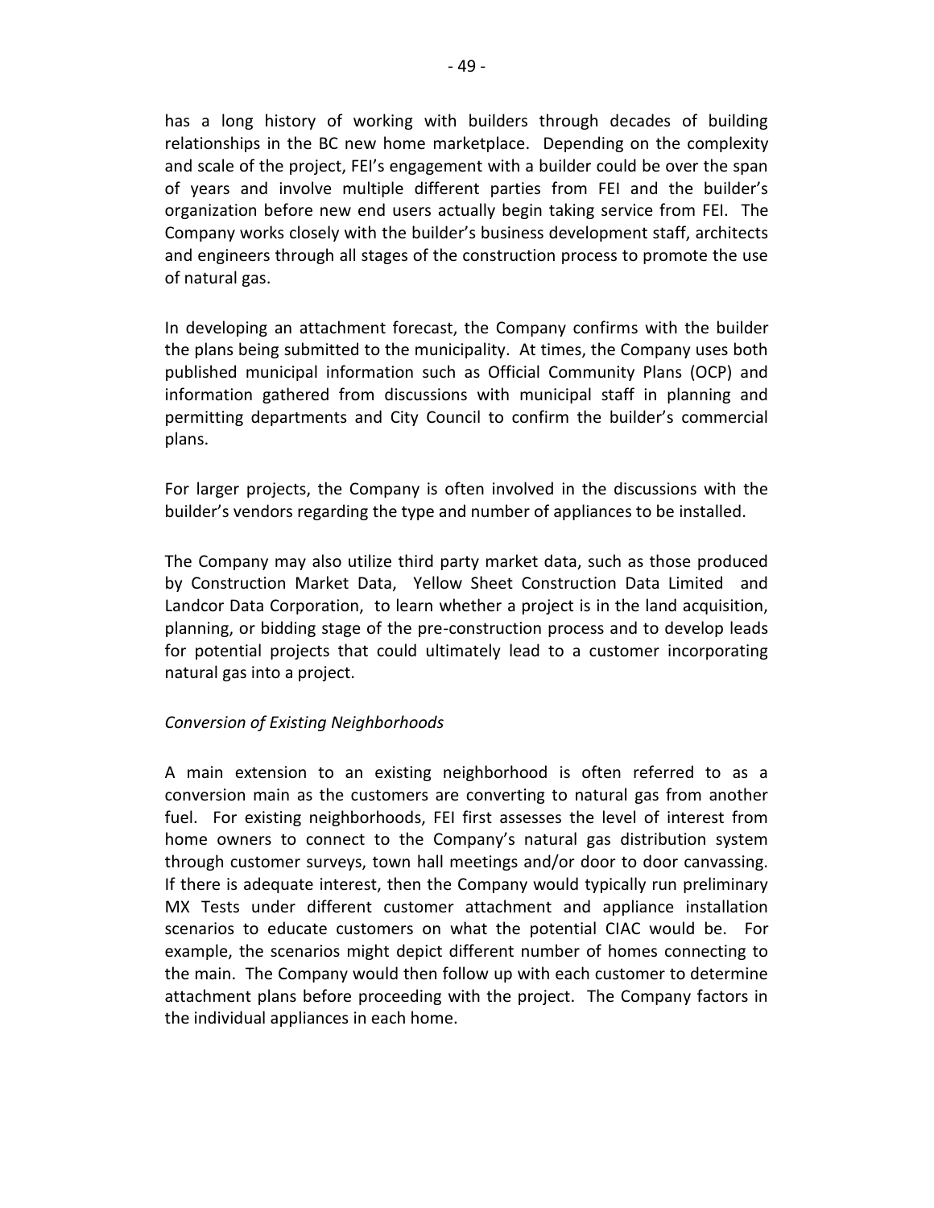has a long history of working with builders through decades of building relationships in the BC new home marketplace. Depending on the complexity and scale of the project, FEI's engagement with a builder could be over the span of years and involve multiple different parties from FEI and the builder's organization before new end users actually begin taking service from FEI. The Company works closely with the builder's business development staff, architects and engineers through all stages of the construction process to promote the use of natural gas.

In developing an attachment forecast, the Company confirms with the builder the plans being submitted to the municipality. At times, the Company uses both published municipal information such as Official Community Plans (OCP) and information gathered from discussions with municipal staff in planning and permitting departments and City Council to confirm the builder's commercial plans.

For larger projects, the Company is often involved in the discussions with the builder's vendors regarding the type and number of appliances to be installed.

The Company may also utilize third party market data, such as those produced by Construction Market Data, Yellow Sheet Construction Data Limited and Landcor Data Corporation, to learn whether a project is in the land acquisition, planning, or bidding stage of the pre-construction process and to develop leads for potential projects that could ultimately lead to a customer incorporating natural gas into a project.

*Conversion of Existing Neighborhoods*

A main extension to an existing neighborhood is often referred to as a conversion main as the customers are converting to natural gas from another fuel. For existing neighborhoods, FEI first assesses the level of interest from home owners to connect to the Company's natural gas distribution system through customer surveys, town hall meetings and/or door to door canvassing. If there is adequate interest, then the Company would typically run preliminary MX Tests under different customer attachment and appliance installation scenarios to educate customers on what the potential CIAC would be. For example, the scenarios might depict different number of homes connecting to the main. The Company would then follow up with each customer to determine attachment plans before proceeding with the project. The Company factors in the individual appliances in each home.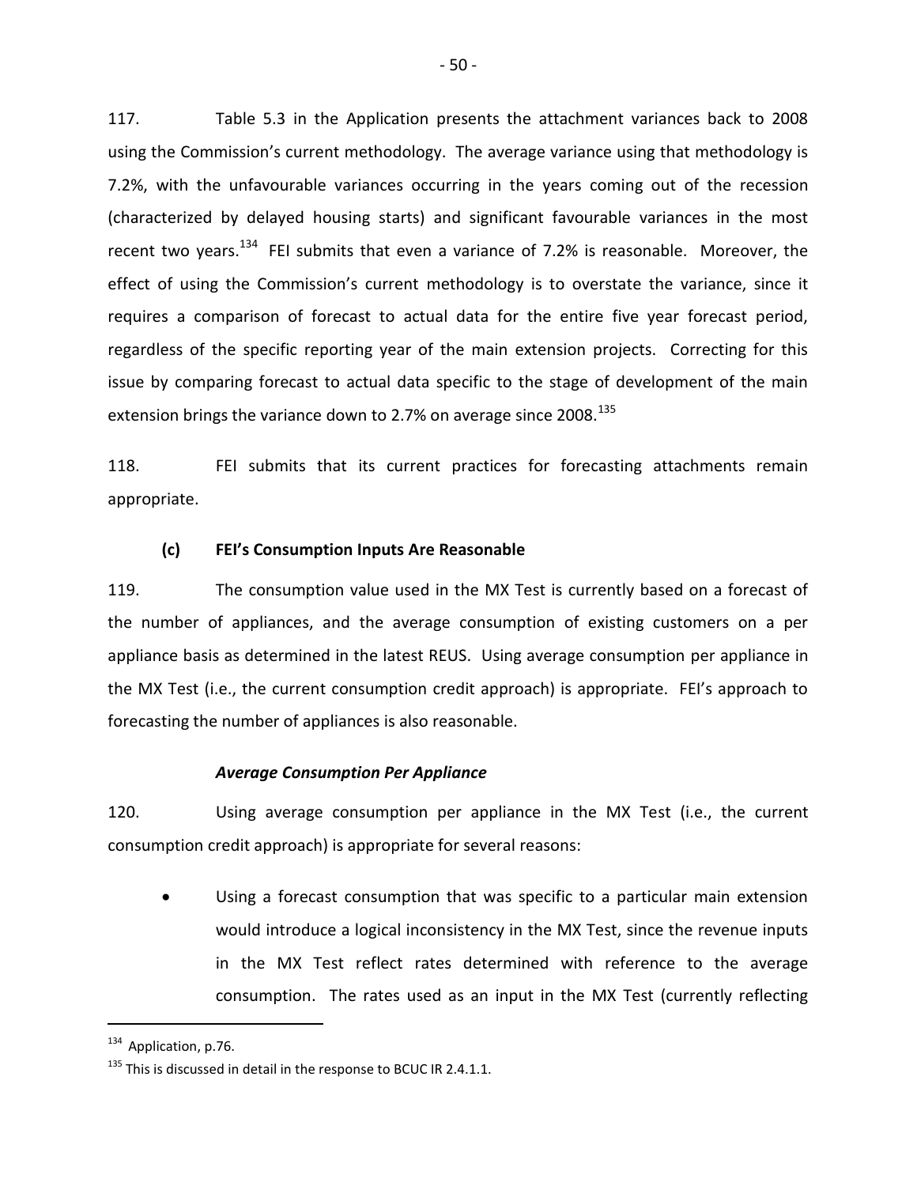117. Table 5.3 in the Application presents the attachment variances back to 2008 using the Commission's current methodology. The average variance using that methodology is 7.2%, with the unfavourable variances occurring in the years coming out of the recession (characterized by delayed housing starts) and significant favourable variances in the most recent two years.[134] FEI submits that even a variance of 7.2% is reasonable. Moreover, the effect of using the Commission's current methodology is to overstate the variance, since it requires a comparison of forecast to actual data for the entire five year forecast period, regardless of the specific reporting year of the main extension projects. Correcting for this issue by comparing forecast to actual data specific to the stage of development of the main extension brings the variance down to 2.7% on average since 2008.[135]

118. FEI submits that its current practices for forecasting attachments remain appropriate.

### (c) FEI's Consumption Inputs Are Reasonable

119. The consumption value used in the MX Test is currently based on a forecast of the number of appliances, and the average consumption of existing customers on a per appliance basis as determined in the latest REUS. Using average consumption per appliance in the MX Test (i.e., the current consumption credit approach) is appropriate. FEI's approach to forecasting the number of appliances is also reasonable.

#### *Average Consumption Per Appliance*

120. Using average consumption per appliance in the MX Test (i.e., the current consumption credit approach) is appropriate for several reasons:

- Using a forecast consumption that was specific to a particular main extension would introduce a logical inconsistency in the MX Test, since the revenue inputs in the MX Test reflect rates determined with reference to the average consumption. The rates used as an input in the MX Test (currently reflecting

---

[134] Application, p.76.

[135] This is discussed in detail in the response to BCUC IR 2.4.1.1.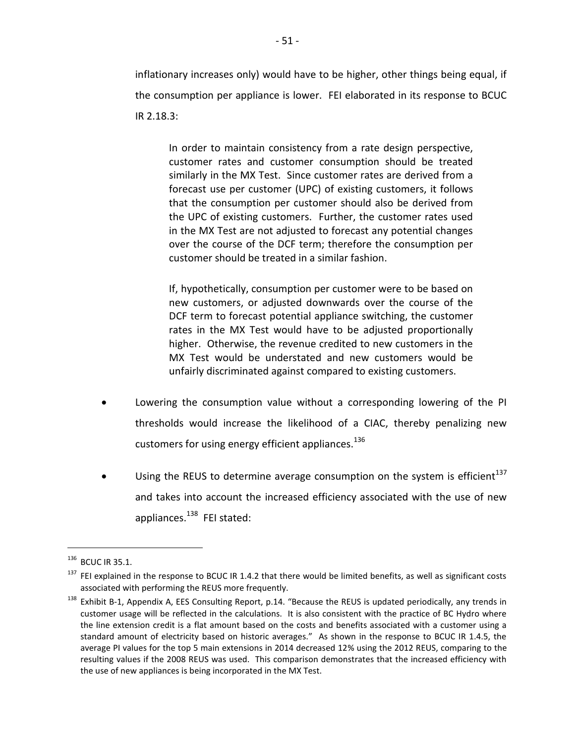inflationary increases only) would have to be higher, other things being equal, if the consumption per appliance is lower. FEI elaborated in its response to BCUC IR 2.18.3:

> In order to maintain consistency from a rate design perspective, customer rates and customer consumption should be treated similarly in the MX Test. Since customer rates are derived from a forecast use per customer (UPC) of existing customers, it follows that the consumption per customer should also be derived from the UPC of existing customers. Further, the customer rates used in the MX Test are not adjusted to forecast any potential changes over the course of the DCF term; therefore the consumption per customer should be treated in a similar fashion.
>
> If, hypothetically, consumption per customer were to be based on new customers, or adjusted downwards over the course of the DCF term to forecast potential appliance switching, the customer rates in the MX Test would have to be adjusted proportionally higher. Otherwise, the revenue credited to new customers in the MX Test would be understated and new customers would be unfairly discriminated against compared to existing customers.

- Lowering the consumption value without a corresponding lowering of the PI thresholds would increase the likelihood of a CIAC, thereby penalizing new customers for using energy efficient appliances.[136]

- Using the REUS to determine average consumption on the system is efficient[137] and takes into account the increased efficiency associated with the use of new appliances.[138] FEI stated:

---

[136] BCUC IR 35.1.

[137] FEI explained in the response to BCUC IR 1.4.2 that there would be limited benefits, as well as significant costs associated with performing the REUS more frequently.

[138] Exhibit B-1, Appendix A, EES Consulting Report, p.14. "Because the REUS is updated periodically, any trends in customer usage will be reflected in the calculations. It is also consistent with the practice of BC Hydro where the line extension credit is a flat amount based on the costs and benefits associated with a customer using a standard amount of electricity based on historic averages." As shown in the response to BCUC IR 1.4.5, the average PI values for the top 5 main extensions in 2014 decreased 12% using the 2012 REUS, comparing to the resulting values if the 2008 REUS was used. This comparison demonstrates that the increased efficiency with the use of new appliances is being incorporated in the MX Test.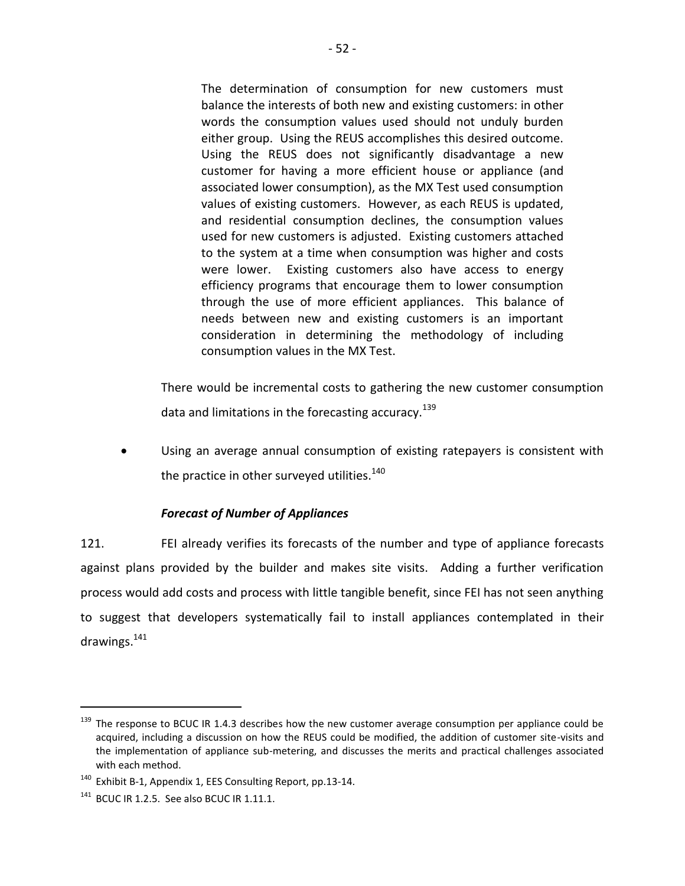> The determination of consumption for new customers must balance the interests of both new and existing customers: in other words the consumption values used should not unduly burden either group. Using the REUS accomplishes this desired outcome. Using the REUS does not significantly disadvantage a new customer for having a more efficient house or appliance (and associated lower consumption), as the MX Test used consumption values of existing customers. However, as each REUS is updated, and residential consumption declines, the consumption values used for new customers is adjusted. Existing customers attached to the system at a time when consumption was higher and costs were lower. Existing customers also have access to energy efficiency programs that encourage them to lower consumption through the use of more efficient appliances. This balance of needs between new and existing customers is an important consideration in determining the methodology of including consumption values in the MX Test.

There would be incremental costs to gathering the new customer consumption data and limitations in the forecasting accuracy.[139]

- Using an average annual consumption of existing ratepayers is consistent with the practice in other surveyed utilities.[140]

***Forecast of Number of Appliances***

121. FEI already verifies its forecasts of the number and type of appliance forecasts against plans provided by the builder and makes site visits. Adding a further verification process would add costs and process with little tangible benefit, since FEI has not seen anything to suggest that developers systematically fail to install appliances contemplated in their drawings.[141]

---

[139] The response to BCUC IR 1.4.3 describes how the new customer average consumption per appliance could be acquired, including a discussion on how the REUS could be modified, the addition of customer site-visits and the implementation of appliance sub-metering, and discusses the merits and practical challenges associated with each method.

[140] Exhibit B-1, Appendix 1, EES Consulting Report, pp.13-14.

[141] BCUC IR 1.2.5. See also BCUC IR 1.11.1.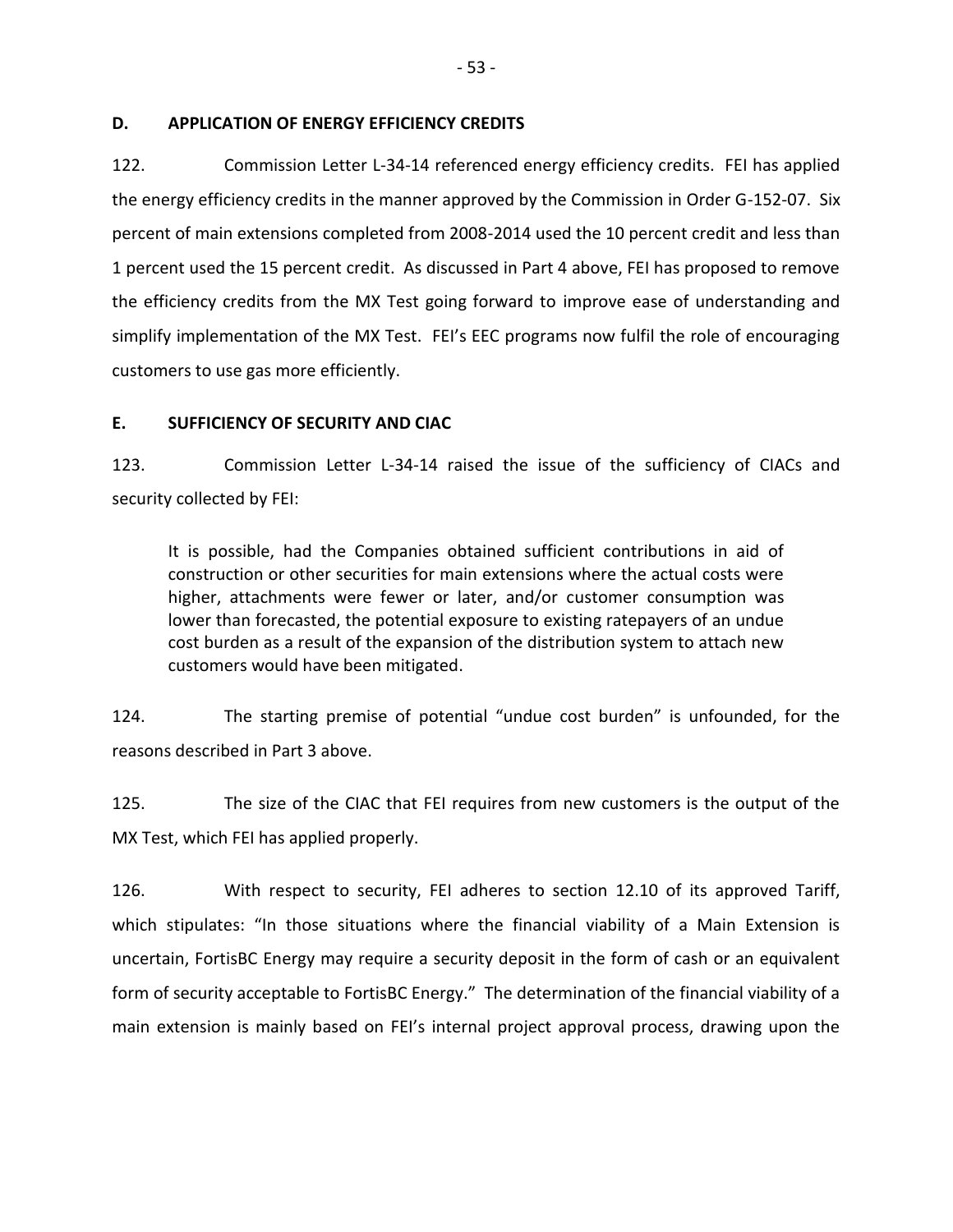## D. APPLICATION OF ENERGY EFFICIENCY CREDITS

122. Commission Letter L-34-14 referenced energy efficiency credits. FEI has applied the energy efficiency credits in the manner approved by the Commission in Order G-152-07. Six percent of main extensions completed from 2008-2014 used the 10 percent credit and less than 1 percent used the 15 percent credit. As discussed in Part 4 above, FEI has proposed to remove the efficiency credits from the MX Test going forward to improve ease of understanding and simplify implementation of the MX Test. FEI's EEC programs now fulfil the role of encouraging customers to use gas more efficiently.

## E. SUFFICIENCY OF SECURITY AND CIAC

123. Commission Letter L-34-14 raised the issue of the sufficiency of CIACs and security collected by FEI:

> It is possible, had the Companies obtained sufficient contributions in aid of construction or other securities for main extensions where the actual costs were higher, attachments were fewer or later, and/or customer consumption was lower than forecasted, the potential exposure to existing ratepayers of an undue cost burden as a result of the expansion of the distribution system to attach new customers would have been mitigated.

124. The starting premise of potential "undue cost burden" is unfounded, for the reasons described in Part 3 above.

125. The size of the CIAC that FEI requires from new customers is the output of the MX Test, which FEI has applied properly.

126. With respect to security, FEI adheres to section 12.10 of its approved Tariff, which stipulates: "In those situations where the financial viability of a Main Extension is uncertain, FortisBC Energy may require a security deposit in the form of cash or an equivalent form of security acceptable to FortisBC Energy." The determination of the financial viability of a main extension is mainly based on FEI's internal project approval process, drawing upon the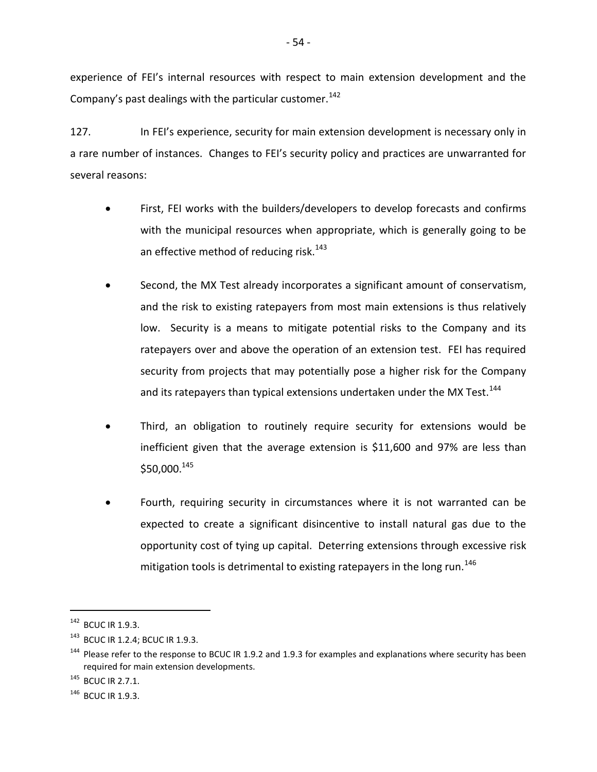experience of FEI's internal resources with respect to main extension development and the Company's past dealings with the particular customer.[142]

127. In FEI's experience, security for main extension development is necessary only in a rare number of instances. Changes to FEI's security policy and practices are unwarranted for several reasons:

- First, FEI works with the builders/developers to develop forecasts and confirms with the municipal resources when appropriate, which is generally going to be an effective method of reducing risk.[143]

- Second, the MX Test already incorporates a significant amount of conservatism, and the risk to existing ratepayers from most main extensions is thus relatively low. Security is a means to mitigate potential risks to the Company and its ratepayers over and above the operation of an extension test. FEI has required security from projects that may potentially pose a higher risk for the Company and its ratepayers than typical extensions undertaken under the MX Test.[144]

- Third, an obligation to routinely require security for extensions would be inefficient given that the average extension is $11,600 and 97% are less than $50,000.[145]

- Fourth, requiring security in circumstances where it is not warranted can be expected to create a significant disincentive to install natural gas due to the opportunity cost of tying up capital. Deterring extensions through excessive risk mitigation tools is detrimental to existing ratepayers in the long run.[146]

---

[142] BCUC IR 1.9.3.

[143] BCUC IR 1.2.4; BCUC IR 1.9.3.

[144] Please refer to the response to BCUC IR 1.9.2 and 1.9.3 for examples and explanations where security has been required for main extension developments.

[145] BCUC IR 2.7.1.

[146] BCUC IR 1.9.3.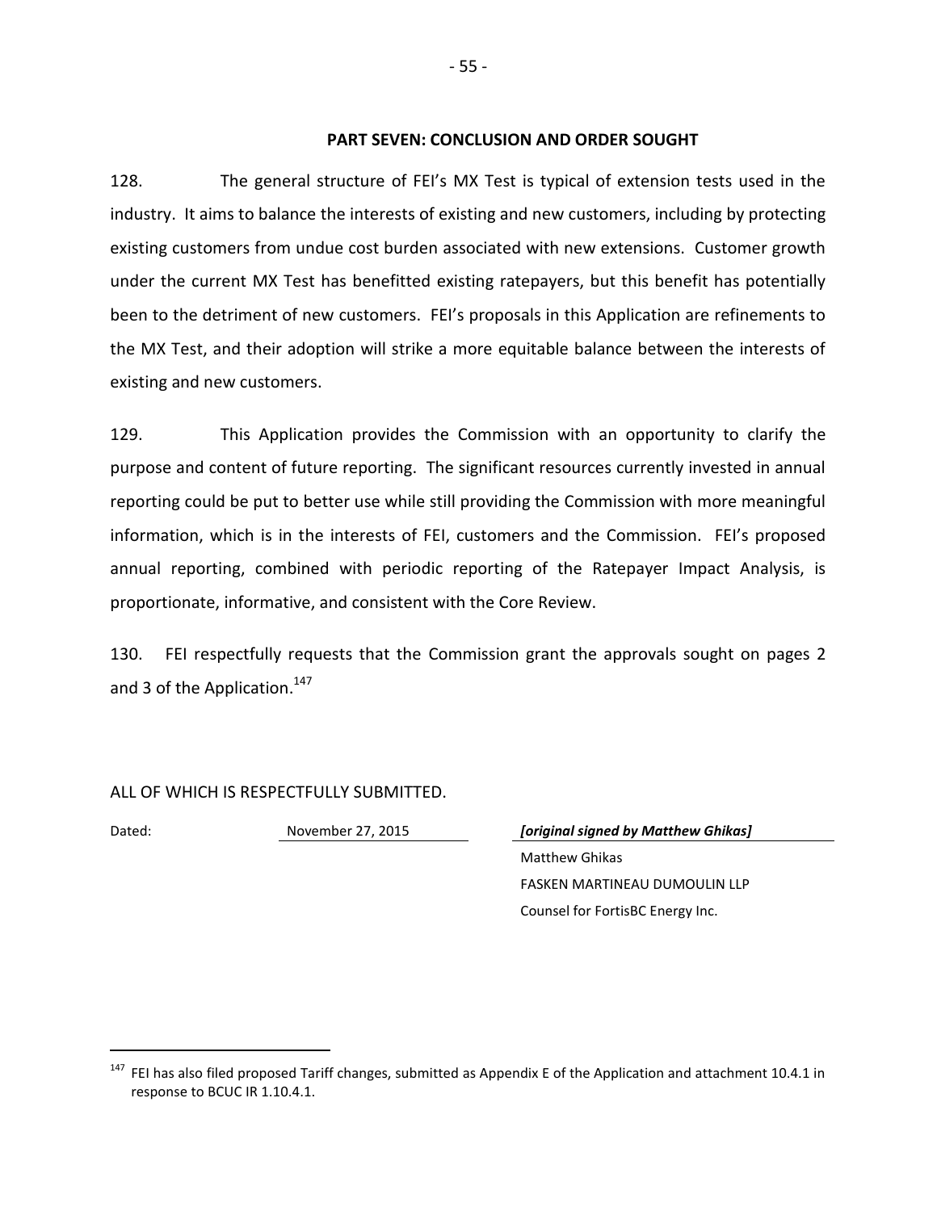## PART SEVEN: CONCLUSION AND ORDER SOUGHT

128. The general structure of FEI's MX Test is typical of extension tests used in the industry. It aims to balance the interests of existing and new customers, including by protecting existing customers from undue cost burden associated with new extensions. Customer growth under the current MX Test has benefitted existing ratepayers, but this benefit has potentially been to the detriment of new customers. FEI's proposals in this Application are refinements to the MX Test, and their adoption will strike a more equitable balance between the interests of existing and new customers.

129. This Application provides the Commission with an opportunity to clarify the purpose and content of future reporting. The significant resources currently invested in annual reporting could be put to better use while still providing the Commission with more meaningful information, which is in the interests of FEI, customers and the Commission. FEI's proposed annual reporting, combined with periodic reporting of the Ratepayer Impact Analysis, is proportionate, informative, and consistent with the Core Review.

130. FEI respectfully requests that the Commission grant the approvals sought on pages 2 and 3 of the Application.[147]

ALL OF WHICH IS RESPECTFULLY SUBMITTED.

Dated: November 27, 2015

*[original signed by Matthew Ghikas]*

Matthew Ghikas
FASKEN MARTINEAU DUMOULIN LLP
Counsel for FortisBC Energy Inc.

---

[147] FEI has also filed proposed Tariff changes, submitted as Appendix E of the Application and attachment 10.4.1 in response to BCUC IR 1.10.4.1.